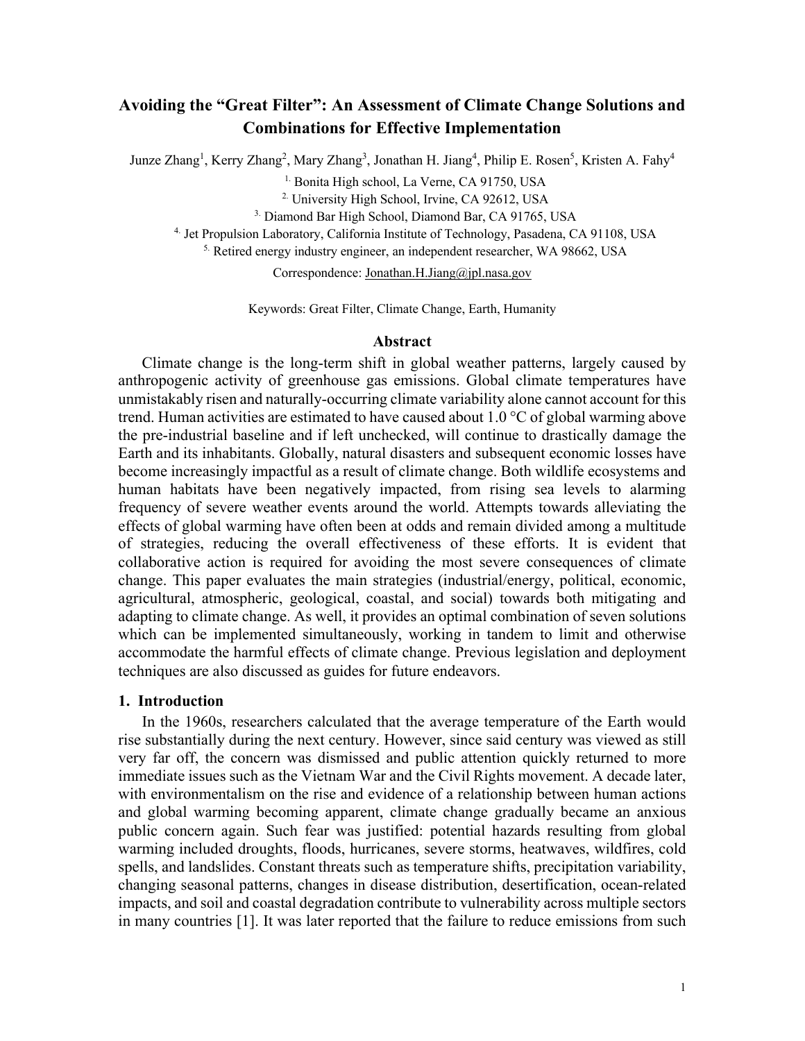# Avoiding the "Great Filter": An Assessment of Climate Change Solutions and Combinations for Effective Implementation

Junze Zhang[1], Kerry Zhang[2], Mary Zhang[3], Jonathan H. Jiang[4], Philip E. Rosen[5], Kristen A. Fahy[4]

[1] Bonita High school, La Verne, CA 91750, USA

[2] University High School, Irvine, CA 92612, USA

[3] Diamond Bar High School, Diamond Bar, CA 91765, USA

[4] Jet Propulsion Laboratory, California Institute of Technology, Pasadena, CA 91108, USA

[5] Retired energy industry engineer, an independent researcher, WA 98662, USA

Correspondence: Jonathan.H.Jiang@jpl.nasa.gov

Keywords: Great Filter, Climate Change, Earth, Humanity

## Abstract

Climate change is the long-term shift in global weather patterns, largely caused by anthropogenic activity of greenhouse gas emissions. Global climate temperatures have unmistakably risen and naturally-occurring climate variability alone cannot account for this trend. Human activities are estimated to have caused about 1.0 °C of global warming above the pre-industrial baseline and if left unchecked, will continue to drastically damage the Earth and its inhabitants. Globally, natural disasters and subsequent economic losses have become increasingly impactful as a result of climate change. Both wildlife ecosystems and human habitats have been negatively impacted, from rising sea levels to alarming frequency of severe weather events around the world. Attempts towards alleviating the effects of global warming have often been at odds and remain divided among a multitude of strategies, reducing the overall effectiveness of these efforts. It is evident that collaborative action is required for avoiding the most severe consequences of climate change. This paper evaluates the main strategies (industrial/energy, political, economic, agricultural, atmospheric, geological, coastal, and social) towards both mitigating and adapting to climate change. As well, it provides an optimal combination of seven solutions which can be implemented simultaneously, working in tandem to limit and otherwise accommodate the harmful effects of climate change. Previous legislation and deployment techniques are also discussed as guides for future endeavors.

## 1. Introduction

In the 1960s, researchers calculated that the average temperature of the Earth would rise substantially during the next century. However, since said century was viewed as still very far off, the concern was dismissed and public attention quickly returned to more immediate issues such as the Vietnam War and the Civil Rights movement. A decade later, with environmentalism on the rise and evidence of a relationship between human actions and global warming becoming apparent, climate change gradually became an anxious public concern again. Such fear was justified: potential hazards resulting from global warming included droughts, floods, hurricanes, severe storms, heatwaves, wildfires, cold spells, and landslides. Constant threats such as temperature shifts, precipitation variability, changing seasonal patterns, changes in disease distribution, desertification, ocean-related impacts, and soil and coastal degradation contribute to vulnerability across multiple sectors in many countries [1]. It was later reported that the failure to reduce emissions from such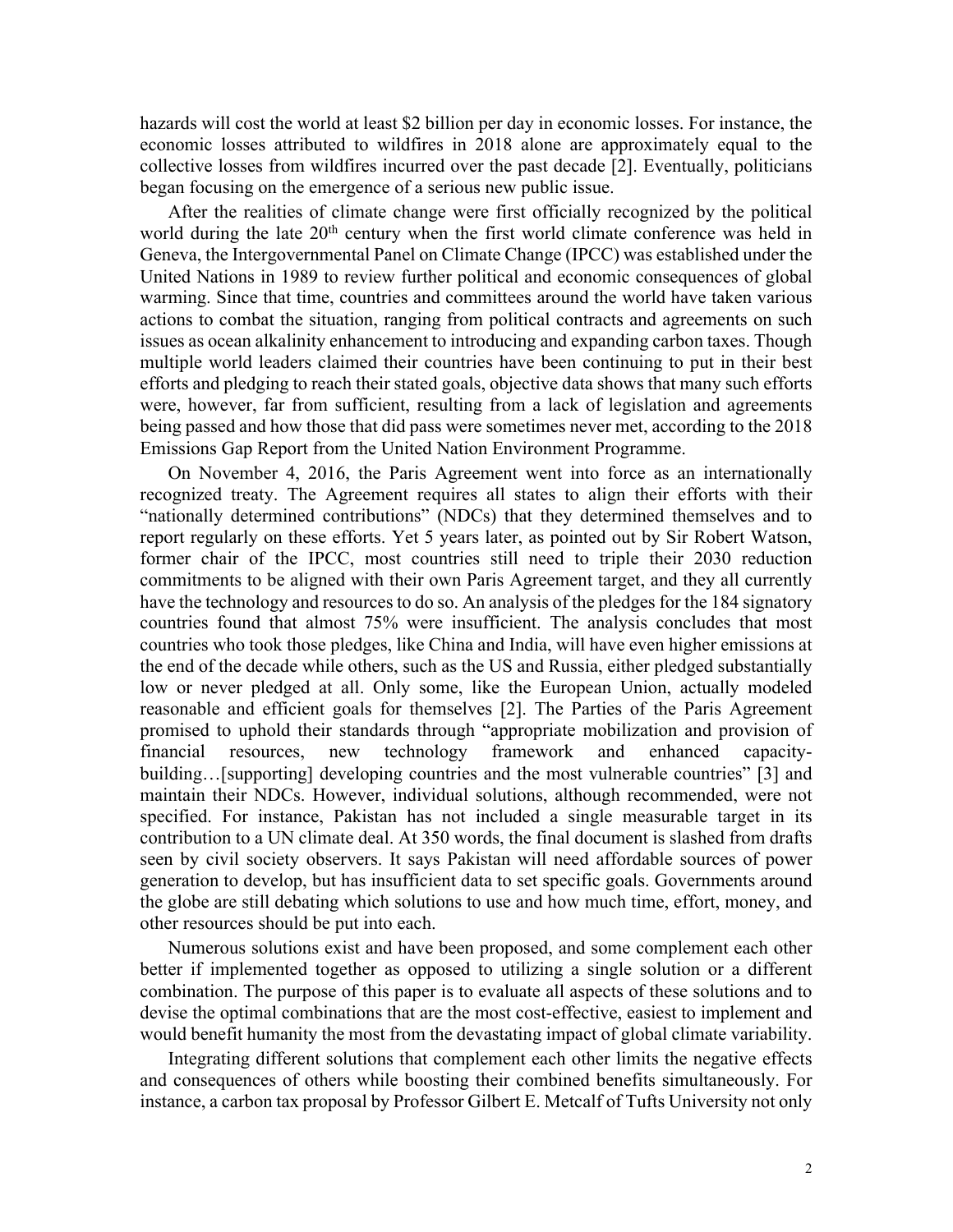hazards will cost the world at least $2 billion per day in economic losses. For instance, the economic losses attributed to wildfires in 2018 alone are approximately equal to the collective losses from wildfires incurred over the past decade [2]. Eventually, politicians began focusing on the emergence of a serious new public issue.

After the realities of climate change were first officially recognized by the political world during the late 20th century when the first world climate conference was held in Geneva, the Intergovernmental Panel on Climate Change (IPCC) was established under the United Nations in 1989 to review further political and economic consequences of global warming. Since that time, countries and committees around the world have taken various actions to combat the situation, ranging from political contracts and agreements on such issues as ocean alkalinity enhancement to introducing and expanding carbon taxes. Though multiple world leaders claimed their countries have been continuing to put in their best efforts and pledging to reach their stated goals, objective data shows that many such efforts were, however, far from sufficient, resulting from a lack of legislation and agreements being passed and how those that did pass were sometimes never met, according to the 2018 Emissions Gap Report from the United Nation Environment Programme.

On November 4, 2016, the Paris Agreement went into force as an internationally recognized treaty. The Agreement requires all states to align their efforts with their "nationally determined contributions" (NDCs) that they determined themselves and to report regularly on these efforts. Yet 5 years later, as pointed out by Sir Robert Watson, former chair of the IPCC, most countries still need to triple their 2030 reduction commitments to be aligned with their own Paris Agreement target, and they all currently have the technology and resources to do so. An analysis of the pledges for the 184 signatory countries found that almost 75% were insufficient. The analysis concludes that most countries who took those pledges, like China and India, will have even higher emissions at the end of the decade while others, such as the US and Russia, either pledged substantially low or never pledged at all. Only some, like the European Union, actually modeled reasonable and efficient goals for themselves [2]. The Parties of the Paris Agreement promised to uphold their standards through "appropriate mobilization and provision of financial resources, new technology framework and enhanced capacity-building…[supporting] developing countries and the most vulnerable countries" [3] and maintain their NDCs. However, individual solutions, although recommended, were not specified. For instance, Pakistan has not included a single measurable target in its contribution to a UN climate deal. At 350 words, the final document is slashed from drafts seen by civil society observers. It says Pakistan will need affordable sources of power generation to develop, but has insufficient data to set specific goals. Governments around the globe are still debating which solutions to use and how much time, effort, money, and other resources should be put into each.

Numerous solutions exist and have been proposed, and some complement each other better if implemented together as opposed to utilizing a single solution or a different combination. The purpose of this paper is to evaluate all aspects of these solutions and to devise the optimal combinations that are the most cost-effective, easiest to implement and would benefit humanity the most from the devastating impact of global climate variability.

Integrating different solutions that complement each other limits the negative effects and consequences of others while boosting their combined benefits simultaneously. For instance, a carbon tax proposal by Professor Gilbert E. Metcalf of Tufts University not only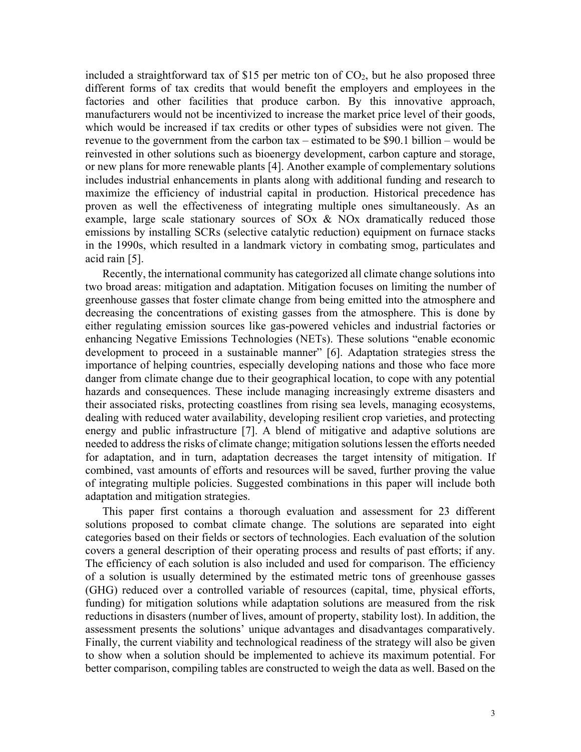included a straightforward tax of \$15 per metric ton of $CO_2$, but he also proposed three different forms of tax credits that would benefit the employers and employees in the factories and other facilities that produce carbon. By this innovative approach, manufacturers would not be incentivized to increase the market price level of their goods, which would be increased if tax credits or other types of subsidies were not given. The revenue to the government from the carbon tax – estimated to be \$90.1 billion – would be reinvested in other solutions such as bioenergy development, carbon capture and storage, or new plans for more renewable plants [4]. Another example of complementary solutions includes industrial enhancements in plants along with additional funding and research to maximize the efficiency of industrial capital in production. Historical precedence has proven as well the effectiveness of integrating multiple ones simultaneously. As an example, large scale stationary sources of SOx & NOx dramatically reduced those emissions by installing SCRs (selective catalytic reduction) equipment on furnace stacks in the 1990s, which resulted in a landmark victory in combating smog, particulates and acid rain [5].

Recently, the international community has categorized all climate change solutions into two broad areas: mitigation and adaptation. Mitigation focuses on limiting the number of greenhouse gasses that foster climate change from being emitted into the atmosphere and decreasing the concentrations of existing gasses from the atmosphere. This is done by either regulating emission sources like gas-powered vehicles and industrial factories or enhancing Negative Emissions Technologies (NETs). These solutions "enable economic development to proceed in a sustainable manner" [6]. Adaptation strategies stress the importance of helping countries, especially developing nations and those who face more danger from climate change due to their geographical location, to cope with any potential hazards and consequences. These include managing increasingly extreme disasters and their associated risks, protecting coastlines from rising sea levels, managing ecosystems, dealing with reduced water availability, developing resilient crop varieties, and protecting energy and public infrastructure [7]. A blend of mitigative and adaptive solutions are needed to address the risks of climate change; mitigation solutions lessen the efforts needed for adaptation, and in turn, adaptation decreases the target intensity of mitigation. If combined, vast amounts of efforts and resources will be saved, further proving the value of integrating multiple policies. Suggested combinations in this paper will include both adaptation and mitigation strategies.

This paper first contains a thorough evaluation and assessment for 23 different solutions proposed to combat climate change. The solutions are separated into eight categories based on their fields or sectors of technologies. Each evaluation of the solution covers a general description of their operating process and results of past efforts; if any. The efficiency of each solution is also included and used for comparison. The efficiency of a solution is usually determined by the estimated metric tons of greenhouse gasses (GHG) reduced over a controlled variable of resources (capital, time, physical efforts, funding) for mitigation solutions while adaptation solutions are measured from the risk reductions in disasters (number of lives, amount of property, stability lost). In addition, the assessment presents the solutions' unique advantages and disadvantages comparatively. Finally, the current viability and technological readiness of the strategy will also be given to show when a solution should be implemented to achieve its maximum potential. For better comparison, compiling tables are constructed to weigh the data as well. Based on the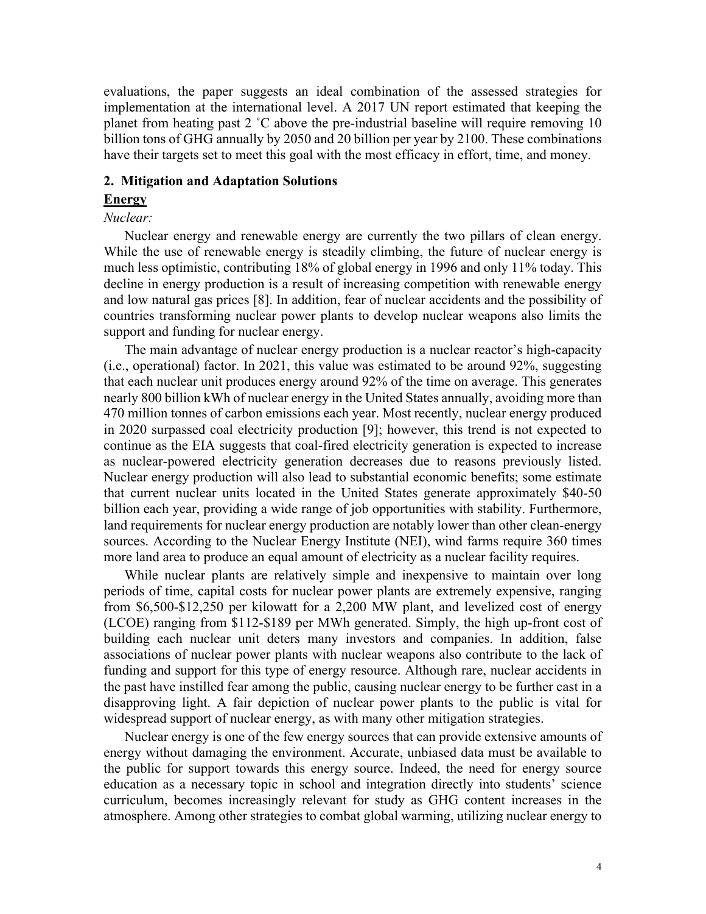evaluations, the paper suggests an ideal combination of the assessed strategies for implementation at the international level. A 2017 UN report estimated that keeping the planet from heating past 2 ˚C above the pre-industrial baseline will require removing 10 billion tons of GHG annually by 2050 and 20 billion per year by 2100. These combinations have their targets set to meet this goal with the most efficacy in effort, time, and money.

## 2. Mitigation and Adaptation Solutions

### Energy

*Nuclear:*

Nuclear energy and renewable energy are currently the two pillars of clean energy. While the use of renewable energy is steadily climbing, the future of nuclear energy is much less optimistic, contributing 18% of global energy in 1996 and only 11% today. This decline in energy production is a result of increasing competition with renewable energy and low natural gas prices [8]. In addition, fear of nuclear accidents and the possibility of countries transforming nuclear power plants to develop nuclear weapons also limits the support and funding for nuclear energy.

The main advantage of nuclear energy production is a nuclear reactor's high-capacity (i.e., operational) factor. In 2021, this value was estimated to be around 92%, suggesting that each nuclear unit produces energy around 92% of the time on average. This generates nearly 800 billion kWh of nuclear energy in the United States annually, avoiding more than 470 million tonnes of carbon emissions each year. Most recently, nuclear energy produced in 2020 surpassed coal electricity production [9]; however, this trend is not expected to continue as the EIA suggests that coal-fired electricity generation is expected to increase as nuclear-powered electricity generation decreases due to reasons previously listed. Nuclear energy production will also lead to substantial economic benefits; some estimate that current nuclear units located in the United States generate approximately $40-50 billion each year, providing a wide range of job opportunities with stability. Furthermore, land requirements for nuclear energy production are notably lower than other clean-energy sources. According to the Nuclear Energy Institute (NEI), wind farms require 360 times more land area to produce an equal amount of electricity as a nuclear facility requires.

While nuclear plants are relatively simple and inexpensive to maintain over long periods of time, capital costs for nuclear power plants are extremely expensive, ranging from $6,500-$12,250 per kilowatt for a 2,200 MW plant, and levelized cost of energy (LCOE) ranging from $112-$189 per MWh generated. Simply, the high up-front cost of building each nuclear unit deters many investors and companies. In addition, false associations of nuclear power plants with nuclear weapons also contribute to the lack of funding and support for this type of energy resource. Although rare, nuclear accidents in the past have instilled fear among the public, causing nuclear energy to be further cast in a disapproving light. A fair depiction of nuclear power plants to the public is vital for widespread support of nuclear energy, as with many other mitigation strategies.

Nuclear energy is one of the few energy sources that can provide extensive amounts of energy without damaging the environment. Accurate, unbiased data must be available to the public for support towards this energy source. Indeed, the need for energy source education as a necessary topic in school and integration directly into students' science curriculum, becomes increasingly relevant for study as GHG content increases in the atmosphere. Among other strategies to combat global warming, utilizing nuclear energy to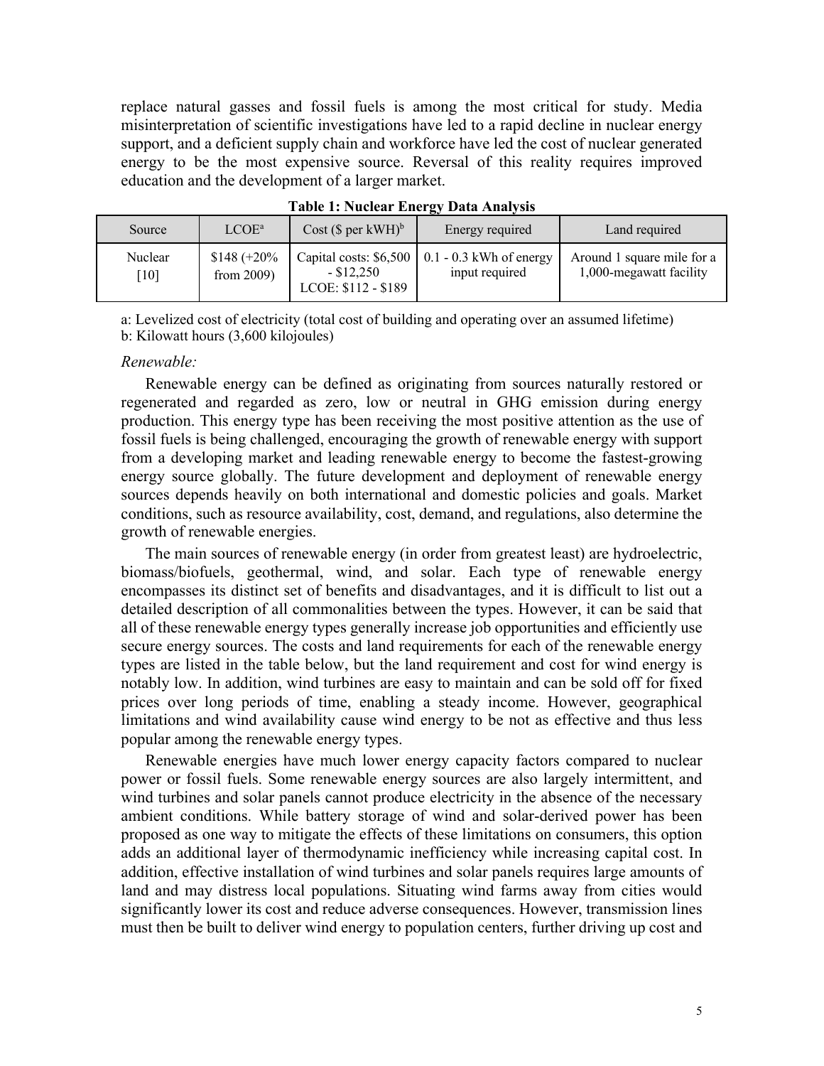replace natural gasses and fossil fuels is among the most critical for study. Media misinterpretation of scientific investigations have led to a rapid decline in nuclear energy support, and a deficient supply chain and workforce have led the cost of nuclear generated energy to be the most expensive source. Reversal of this reality requires improved education and the development of a larger market.

**Table 1: Nuclear Energy Data Analysis**

| Source | LCOE[a] | Cost ($ per kWH)[b] | Energy required | Land required |
|---|---|---|---|---|
| Nuclear [10] | $148 (+20% from 2009) | Capital costs: $6,500 - $12,250 LCOE: $112 - $189 | 0.1 - 0.3 kWh of energy input required | Around 1 square mile for a 1,000-megawatt facility |

a: Levelized cost of electricity (total cost of building and operating over an assumed lifetime)
b: Kilowatt hours (3,600 kilojoules)

*Renewable:*

Renewable energy can be defined as originating from sources naturally restored or regenerated and regarded as zero, low or neutral in GHG emission during energy production. This energy type has been receiving the most positive attention as the use of fossil fuels is being challenged, encouraging the growth of renewable energy with support from a developing market and leading renewable energy to become the fastest-growing energy source globally. The future development and deployment of renewable energy sources depends heavily on both international and domestic policies and goals. Market conditions, such as resource availability, cost, demand, and regulations, also determine the growth of renewable energies.

The main sources of renewable energy (in order from greatest least) are hydroelectric, biomass/biofuels, geothermal, wind, and solar. Each type of renewable energy encompasses its distinct set of benefits and disadvantages, and it is difficult to list out a detailed description of all commonalities between the types. However, it can be said that all of these renewable energy types generally increase job opportunities and efficiently use secure energy sources. The costs and land requirements for each of the renewable energy types are listed in the table below, but the land requirement and cost for wind energy is notably low. In addition, wind turbines are easy to maintain and can be sold off for fixed prices over long periods of time, enabling a steady income. However, geographical limitations and wind availability cause wind energy to be not as effective and thus less popular among the renewable energy types.

Renewable energies have much lower energy capacity factors compared to nuclear power or fossil fuels. Some renewable energy sources are also largely intermittent, and wind turbines and solar panels cannot produce electricity in the absence of the necessary ambient conditions. While battery storage of wind and solar-derived power has been proposed as one way to mitigate the effects of these limitations on consumers, this option adds an additional layer of thermodynamic inefficiency while increasing capital cost. In addition, effective installation of wind turbines and solar panels requires large amounts of land and may distress local populations. Situating wind farms away from cities would significantly lower its cost and reduce adverse consequences. However, transmission lines must then be built to deliver wind energy to population centers, further driving up cost and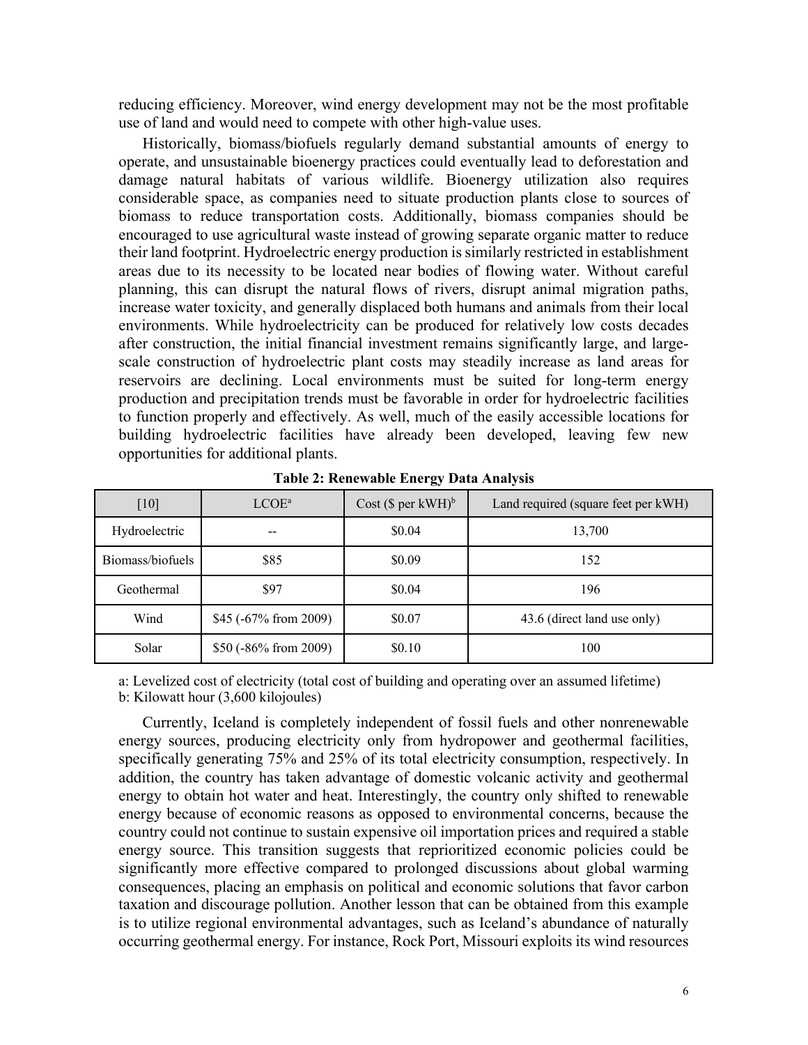reducing efficiency. Moreover, wind energy development may not be the most profitable use of land and would need to compete with other high-value uses.

Historically, biomass/biofuels regularly demand substantial amounts of energy to operate, and unsustainable bioenergy practices could eventually lead to deforestation and damage natural habitats of various wildlife. Bioenergy utilization also requires considerable space, as companies need to situate production plants close to sources of biomass to reduce transportation costs. Additionally, biomass companies should be encouraged to use agricultural waste instead of growing separate organic matter to reduce their land footprint. Hydroelectric energy production is similarly restricted in establishment areas due to its necessity to be located near bodies of flowing water. Without careful planning, this can disrupt the natural flows of rivers, disrupt animal migration paths, increase water toxicity, and generally displaced both humans and animals from their local environments. While hydroelectricity can be produced for relatively low costs decades after construction, the initial financial investment remains significantly large, and large-scale construction of hydroelectric plant costs may steadily increase as land areas for reservoirs are declining. Local environments must be suited for long-term energy production and precipitation trends must be favorable in order for hydroelectric facilities to function properly and effectively. As well, much of the easily accessible locations for building hydroelectric facilities have already been developed, leaving few new opportunities for additional plants.

**Table 2: Renewable Energy Data Analysis**

| [10] | LCOE[a] | Cost ($ per kWH)[b] | Land required (square feet per kWH) |
|---|---|---|---|
| Hydroelectric | -- | $0.04 | 13,700 |
| Biomass/biofuels | $85 | $0.09 | 152 |
| Geothermal | $97 | $0.04 | 196 |
| Wind | $45 (-67% from 2009) | $0.07 | 43.6 (direct land use only) |
| Solar | $50 (-86% from 2009) | $0.10 | 100 |

a: Levelized cost of electricity (total cost of building and operating over an assumed lifetime)
b: Kilowatt hour (3,600 kilojoules)

Currently, Iceland is completely independent of fossil fuels and other nonrenewable energy sources, producing electricity only from hydropower and geothermal facilities, specifically generating 75% and 25% of its total electricity consumption, respectively. In addition, the country has taken advantage of domestic volcanic activity and geothermal energy to obtain hot water and heat. Interestingly, the country only shifted to renewable energy because of economic reasons as opposed to environmental concerns, because the country could not continue to sustain expensive oil importation prices and required a stable energy source. This transition suggests that reprioritized economic policies could be significantly more effective compared to prolonged discussions about global warming consequences, placing an emphasis on political and economic solutions that favor carbon taxation and discourage pollution. Another lesson that can be obtained from this example is to utilize regional environmental advantages, such as Iceland's abundance of naturally occurring geothermal energy. For instance, Rock Port, Missouri exploits its wind resources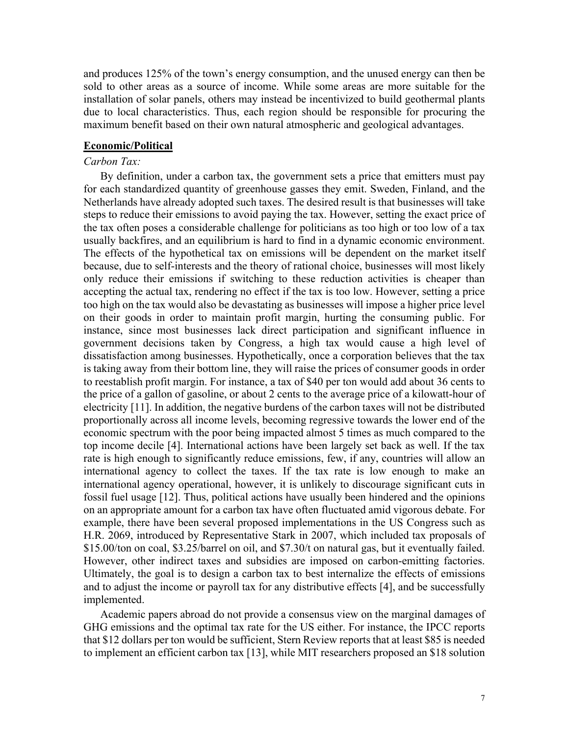and produces 125% of the town's energy consumption, and the unused energy can then be sold to other areas as a source of income. While some areas are more suitable for the installation of solar panels, others may instead be incentivized to build geothermal plants due to local characteristics. Thus, each region should be responsible for procuring the maximum benefit based on their own natural atmospheric and geological advantages.

## Economic/Political

*Carbon Tax:*

By definition, under a carbon tax, the government sets a price that emitters must pay for each standardized quantity of greenhouse gasses they emit. Sweden, Finland, and the Netherlands have already adopted such taxes. The desired result is that businesses will take steps to reduce their emissions to avoid paying the tax. However, setting the exact price of the tax often poses a considerable challenge for politicians as too high or too low of a tax usually backfires, and an equilibrium is hard to find in a dynamic economic environment. The effects of the hypothetical tax on emissions will be dependent on the market itself because, due to self-interests and the theory of rational choice, businesses will most likely only reduce their emissions if switching to these reduction activities is cheaper than accepting the actual tax, rendering no effect if the tax is too low. However, setting a price too high on the tax would also be devastating as businesses will impose a higher price level on their goods in order to maintain profit margin, hurting the consuming public. For instance, since most businesses lack direct participation and significant influence in government decisions taken by Congress, a high tax would cause a high level of dissatisfaction among businesses. Hypothetically, once a corporation believes that the tax is taking away from their bottom line, they will raise the prices of consumer goods in order to reestablish profit margin. For instance, a tax of $40 per ton would add about 36 cents to the price of a gallon of gasoline, or about 2 cents to the average price of a kilowatt-hour of electricity [11]. In addition, the negative burdens of the carbon taxes will not be distributed proportionally across all income levels, becoming regressive towards the lower end of the economic spectrum with the poor being impacted almost 5 times as much compared to the top income decile [4]. International actions have been largely set back as well. If the tax rate is high enough to significantly reduce emissions, few, if any, countries will allow an international agency to collect the taxes. If the tax rate is low enough to make an international agency operational, however, it is unlikely to discourage significant cuts in fossil fuel usage [12]. Thus, political actions have usually been hindered and the opinions on an appropriate amount for a carbon tax have often fluctuated amid vigorous debate. For example, there have been several proposed implementations in the US Congress such as H.R. 2069, introduced by Representative Stark in 2007, which included tax proposals of $15.00/ton on coal, $3.25/barrel on oil, and $7.30/t on natural gas, but it eventually failed. However, other indirect taxes and subsidies are imposed on carbon-emitting factories. Ultimately, the goal is to design a carbon tax to best internalize the effects of emissions and to adjust the income or payroll tax for any distributive effects [4], and be successfully implemented.

Academic papers abroad do not provide a consensus view on the marginal damages of GHG emissions and the optimal tax rate for the US either. For instance, the IPCC reports that $12 dollars per ton would be sufficient, Stern Review reports that at least $85 is needed to implement an efficient carbon tax [13], while MIT researchers proposed an $18 solution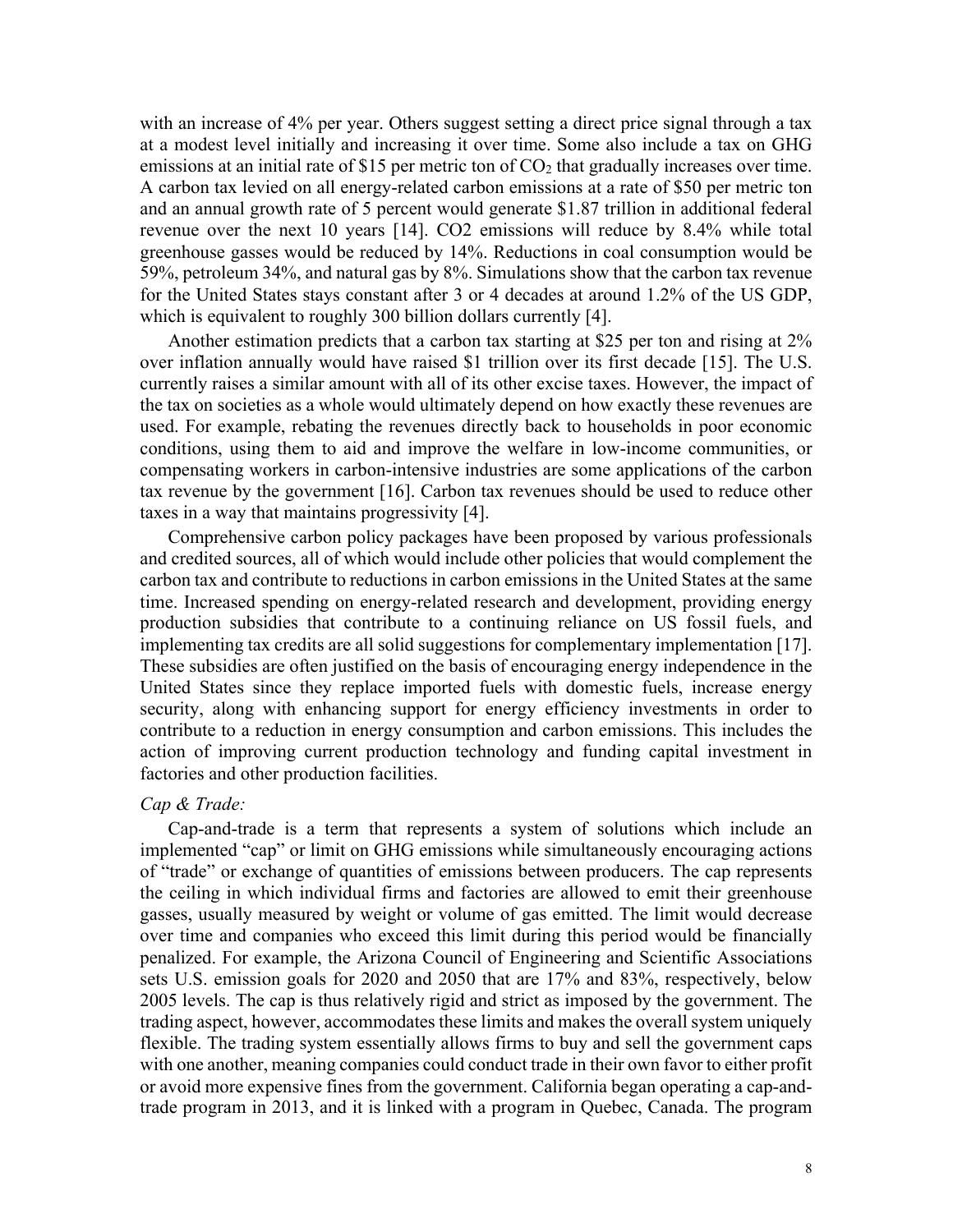with an increase of 4% per year. Others suggest setting a direct price signal through a tax at a modest level initially and increasing it over time. Some also include a tax on GHG emissions at an initial rate of $15 per metric ton of $CO_2$ that gradually increases over time. A carbon tax levied on all energy-related carbon emissions at a rate of $50 per metric ton and an annual growth rate of 5 percent would generate $1.87 trillion in additional federal revenue over the next 10 years [14]. CO2 emissions will reduce by 8.4% while total greenhouse gasses would be reduced by 14%. Reductions in coal consumption would be 59%, petroleum 34%, and natural gas by 8%. Simulations show that the carbon tax revenue for the United States stays constant after 3 or 4 decades at around 1.2% of the US GDP, which is equivalent to roughly 300 billion dollars currently [4].

Another estimation predicts that a carbon tax starting at $25 per ton and rising at 2% over inflation annually would have raised $1 trillion over its first decade [15]. The U.S. currently raises a similar amount with all of its other excise taxes. However, the impact of the tax on societies as a whole would ultimately depend on how exactly these revenues are used. For example, rebating the revenues directly back to households in poor economic conditions, using them to aid and improve the welfare in low-income communities, or compensating workers in carbon-intensive industries are some applications of the carbon tax revenue by the government [16]. Carbon tax revenues should be used to reduce other taxes in a way that maintains progressivity [4].

Comprehensive carbon policy packages have been proposed by various professionals and credited sources, all of which would include other policies that would complement the carbon tax and contribute to reductions in carbon emissions in the United States at the same time. Increased spending on energy-related research and development, providing energy production subsidies that contribute to a continuing reliance on US fossil fuels, and implementing tax credits are all solid suggestions for complementary implementation [17]. These subsidies are often justified on the basis of encouraging energy independence in the United States since they replace imported fuels with domestic fuels, increase energy security, along with enhancing support for energy efficiency investments in order to contribute to a reduction in energy consumption and carbon emissions. This includes the action of improving current production technology and funding capital investment in factories and other production facilities.

*Cap & Trade:*

Cap-and-trade is a term that represents a system of solutions which include an implemented "cap" or limit on GHG emissions while simultaneously encouraging actions of "trade" or exchange of quantities of emissions between producers. The cap represents the ceiling in which individual firms and factories are allowed to emit their greenhouse gasses, usually measured by weight or volume of gas emitted. The limit would decrease over time and companies who exceed this limit during this period would be financially penalized. For example, the Arizona Council of Engineering and Scientific Associations sets U.S. emission goals for 2020 and 2050 that are 17% and 83%, respectively, below 2005 levels. The cap is thus relatively rigid and strict as imposed by the government. The trading aspect, however, accommodates these limits and makes the overall system uniquely flexible. The trading system essentially allows firms to buy and sell the government caps with one another, meaning companies could conduct trade in their own favor to either profit or avoid more expensive fines from the government. California began operating a cap-and-trade program in 2013, and it is linked with a program in Quebec, Canada. The program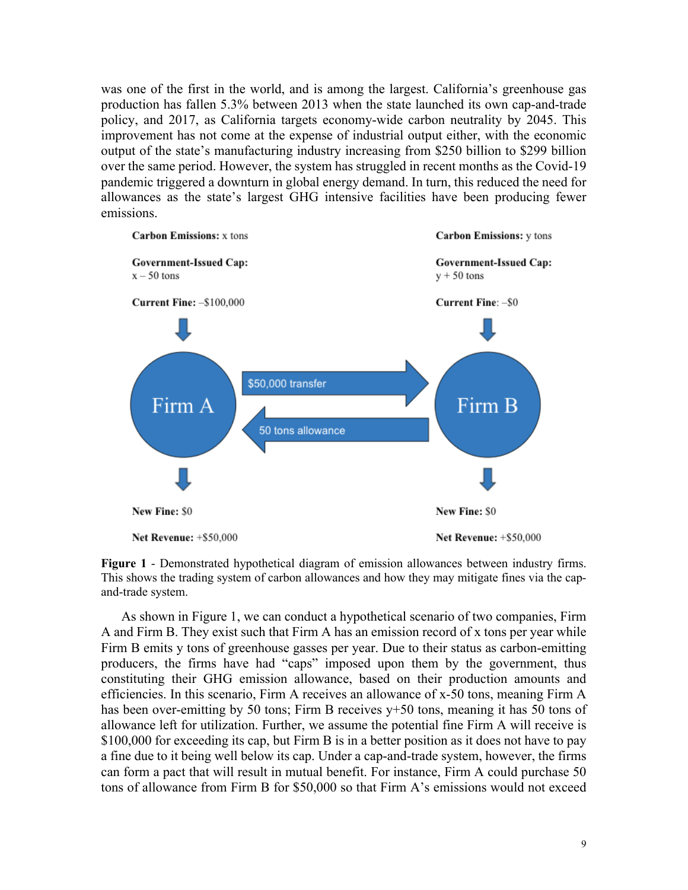was one of the first in the world, and is among the largest. California's greenhouse gas production has fallen 5.3% between 2013 when the state launched its own cap-and-trade policy, and 2017, as California targets economy-wide carbon neutrality by 2045. This improvement has not come at the expense of industrial output either, with the economic output of the state's manufacturing industry increasing from \$250 billion to \$299 billion over the same period. However, the system has struggled in recent months as the Covid-19 pandemic triggered a downturn in global energy demand. In turn, this reduced the need for allowances as the state's largest GHG intensive facilities have been producing fewer emissions.

**Carbon Emissions:** x tons

**Government-Issued Cap:** x – 50 tons

**Current Fine:** –\$100,000

Firm A

**New Fine:** \$0

**Net Revenue:** +\$50,000

\$50,000 transfer

50 tons allowance

**Carbon Emissions:** y tons

**Government-Issued Cap:** y + 50 tons

**Current Fine**: –\$0

Firm B

**New Fine:** \$0

**Net Revenue:** +\$50,000

**Figure 1** - Demonstrated hypothetical diagram of emission allowances between industry firms. This shows the trading system of carbon allowances and how they may mitigate fines via the cap-and-trade system.

As shown in Figure 1, we can conduct a hypothetical scenario of two companies, Firm A and Firm B. They exist such that Firm A has an emission record of x tons per year while Firm B emits y tons of greenhouse gasses per year. Due to their status as carbon-emitting producers, the firms have had "caps" imposed upon them by the government, thus constituting their GHG emission allowance, based on their production amounts and efficiencies. In this scenario, Firm A receives an allowance of x-50 tons, meaning Firm A has been over-emitting by 50 tons; Firm B receives y+50 tons, meaning it has 50 tons of allowance left for utilization. Further, we assume the potential fine Firm A will receive is \$100,000 for exceeding its cap, but Firm B is in a better position as it does not have to pay a fine due to it being well below its cap. Under a cap-and-trade system, however, the firms can form a pact that will result in mutual benefit. For instance, Firm A could purchase 50 tons of allowance from Firm B for \$50,000 so that Firm A's emissions would not exceed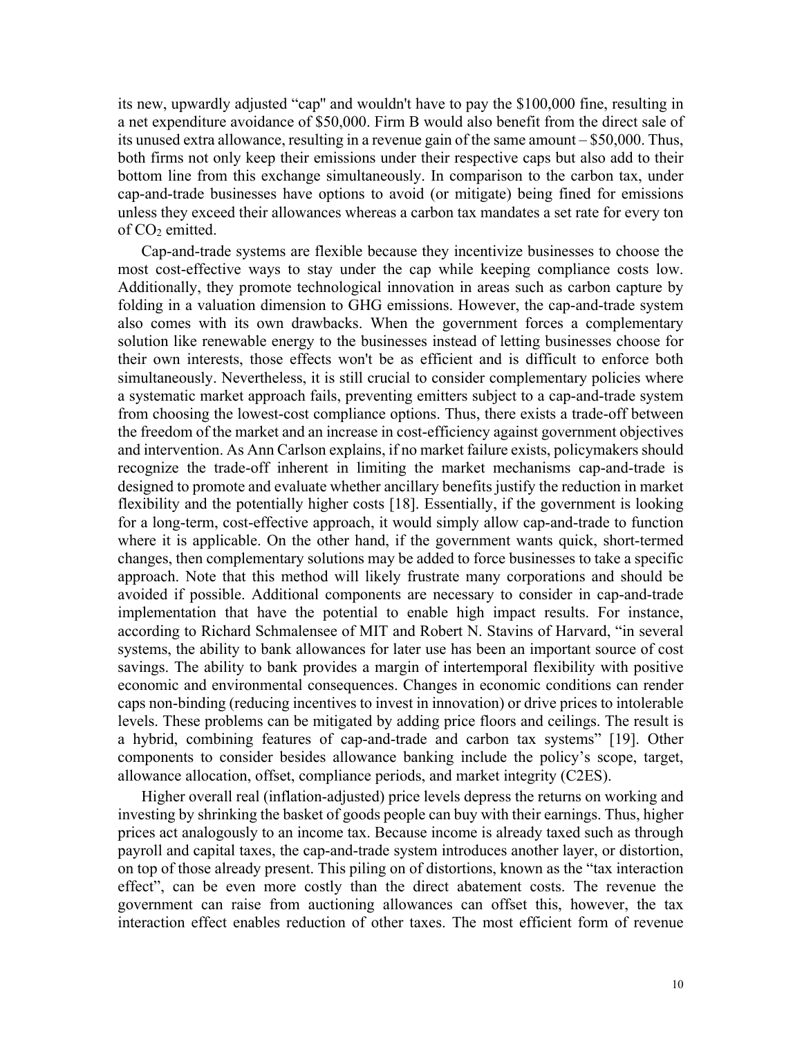its new, upwardly adjusted “cap" and wouldn't have to pay the $100,000 fine, resulting in a net expenditure avoidance of $50,000. Firm B would also benefit from the direct sale of its unused extra allowance, resulting in a revenue gain of the same amount – $50,000. Thus, both firms not only keep their emissions under their respective caps but also add to their bottom line from this exchange simultaneously. In comparison to the carbon tax, under cap-and-trade businesses have options to avoid (or mitigate) being fined for emissions unless they exceed their allowances whereas a carbon tax mandates a set rate for every ton of $CO_2$ emitted.

Cap-and-trade systems are flexible because they incentivize businesses to choose the most cost-effective ways to stay under the cap while keeping compliance costs low. Additionally, they promote technological innovation in areas such as carbon capture by folding in a valuation dimension to GHG emissions. However, the cap-and-trade system also comes with its own drawbacks. When the government forces a complementary solution like renewable energy to the businesses instead of letting businesses choose for their own interests, those effects won't be as efficient and is difficult to enforce both simultaneously. Nevertheless, it is still crucial to consider complementary policies where a systematic market approach fails, preventing emitters subject to a cap-and-trade system from choosing the lowest-cost compliance options. Thus, there exists a trade-off between the freedom of the market and an increase in cost-efficiency against government objectives and intervention. As Ann Carlson explains, if no market failure exists, policymakers should recognize the trade-off inherent in limiting the market mechanisms cap-and-trade is designed to promote and evaluate whether ancillary benefits justify the reduction in market flexibility and the potentially higher costs [18]. Essentially, if the government is looking for a long-term, cost-effective approach, it would simply allow cap-and-trade to function where it is applicable. On the other hand, if the government wants quick, short-termed changes, then complementary solutions may be added to force businesses to take a specific approach. Note that this method will likely frustrate many corporations and should be avoided if possible. Additional components are necessary to consider in cap-and-trade implementation that have the potential to enable high impact results. For instance, according to Richard Schmalensee of MIT and Robert N. Stavins of Harvard, “in several systems, the ability to bank allowances for later use has been an important source of cost savings. The ability to bank provides a margin of intertemporal flexibility with positive economic and environmental consequences. Changes in economic conditions can render caps non-binding (reducing incentives to invest in innovation) or drive prices to intolerable levels. These problems can be mitigated by adding price floors and ceilings. The result is a hybrid, combining features of cap-and-trade and carbon tax systems” [19]. Other components to consider besides allowance banking include the policy’s scope, target, allowance allocation, offset, compliance periods, and market integrity (C2ES).

Higher overall real (inflation-adjusted) price levels depress the returns on working and investing by shrinking the basket of goods people can buy with their earnings. Thus, higher prices act analogously to an income tax. Because income is already taxed such as through payroll and capital taxes, the cap-and-trade system introduces another layer, or distortion, on top of those already present. This piling on of distortions, known as the “tax interaction effect”, can be even more costly than the direct abatement costs. The revenue the government can raise from auctioning allowances can offset this, however, the tax interaction effect enables reduction of other taxes. The most efficient form of revenue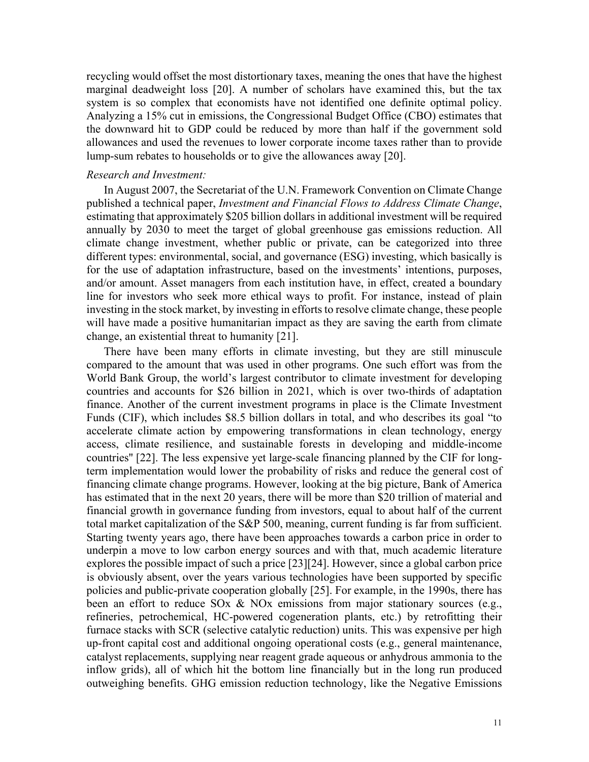recycling would offset the most distortionary taxes, meaning the ones that have the highest marginal deadweight loss [20]. A number of scholars have examined this, but the tax system is so complex that economists have not identified one definite optimal policy. Analyzing a 15% cut in emissions, the Congressional Budget Office (CBO) estimates that the downward hit to GDP could be reduced by more than half if the government sold allowances and used the revenues to lower corporate income taxes rather than to provide lump-sum rebates to households or to give the allowances away [20].

*Research and Investment:*

In August 2007, the Secretariat of the U.N. Framework Convention on Climate Change published a technical paper, *Investment and Financial Flows to Address Climate Change*, estimating that approximately $205 billion dollars in additional investment will be required annually by 2030 to meet the target of global greenhouse gas emissions reduction. All climate change investment, whether public or private, can be categorized into three different types: environmental, social, and governance (ESG) investing, which basically is for the use of adaptation infrastructure, based on the investments' intentions, purposes, and/or amount. Asset managers from each institution have, in effect, created a boundary line for investors who seek more ethical ways to profit. For instance, instead of plain investing in the stock market, by investing in efforts to resolve climate change, these people will have made a positive humanitarian impact as they are saving the earth from climate change, an existential threat to humanity [21].

There have been many efforts in climate investing, but they are still minuscule compared to the amount that was used in other programs. One such effort was from the World Bank Group, the world's largest contributor to climate investment for developing countries and accounts for $26 billion in 2021, which is over two-thirds of adaptation finance. Another of the current investment programs in place is the Climate Investment Funds (CIF), which includes $8.5 billion dollars in total, and who describes its goal "to accelerate climate action by empowering transformations in clean technology, energy access, climate resilience, and sustainable forests in developing and middle-income countries" [22]. The less expensive yet large-scale financing planned by the CIF for long-term implementation would lower the probability of risks and reduce the general cost of financing climate change programs. However, looking at the big picture, Bank of America has estimated that in the next 20 years, there will be more than $20 trillion of material and financial growth in governance funding from investors, equal to about half of the current total market capitalization of the S&P 500, meaning, current funding is far from sufficient. Starting twenty years ago, there have been approaches towards a carbon price in order to underpin a move to low carbon energy sources and with that, much academic literature explores the possible impact of such a price [23][24]. However, since a global carbon price is obviously absent, over the years various technologies have been supported by specific policies and public-private cooperation globally [25]. For example, in the 1990s, there has been an effort to reduce SOx & NOx emissions from major stationary sources (e.g., refineries, petrochemical, HC-powered cogeneration plants, etc.) by retrofitting their furnace stacks with SCR (selective catalytic reduction) units. This was expensive per high up-front capital cost and additional ongoing operational costs (e.g., general maintenance, catalyst replacements, supplying near reagent grade aqueous or anhydrous ammonia to the inflow grids), all of which hit the bottom line financially but in the long run produced outweighing benefits. GHG emission reduction technology, like the Negative Emissions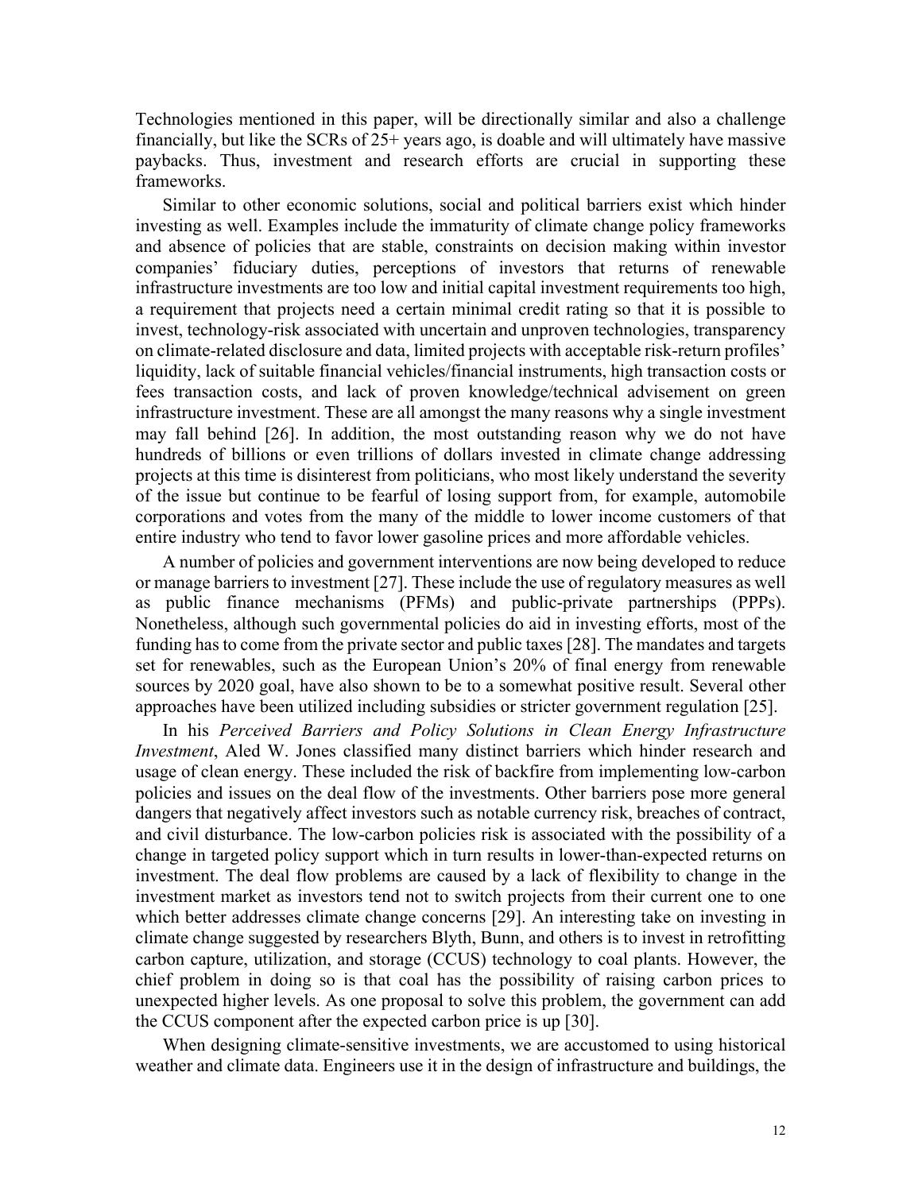Technologies mentioned in this paper, will be directionally similar and also a challenge financially, but like the SCRs of 25+ years ago, is doable and will ultimately have massive paybacks. Thus, investment and research efforts are crucial in supporting these frameworks.

Similar to other economic solutions, social and political barriers exist which hinder investing as well. Examples include the immaturity of climate change policy frameworks and absence of policies that are stable, constraints on decision making within investor companies' fiduciary duties, perceptions of investors that returns of renewable infrastructure investments are too low and initial capital investment requirements too high, a requirement that projects need a certain minimal credit rating so that it is possible to invest, technology-risk associated with uncertain and unproven technologies, transparency on climate-related disclosure and data, limited projects with acceptable risk-return profiles' liquidity, lack of suitable financial vehicles/financial instruments, high transaction costs or fees transaction costs, and lack of proven knowledge/technical advisement on green infrastructure investment. These are all amongst the many reasons why a single investment may fall behind [26]. In addition, the most outstanding reason why we do not have hundreds of billions or even trillions of dollars invested in climate change addressing projects at this time is disinterest from politicians, who most likely understand the severity of the issue but continue to be fearful of losing support from, for example, automobile corporations and votes from the many of the middle to lower income customers of that entire industry who tend to favor lower gasoline prices and more affordable vehicles.

A number of policies and government interventions are now being developed to reduce or manage barriers to investment [27]. These include the use of regulatory measures as well as public finance mechanisms (PFMs) and public-private partnerships (PPPs). Nonetheless, although such governmental policies do aid in investing efforts, most of the funding has to come from the private sector and public taxes [28]. The mandates and targets set for renewables, such as the European Union's 20% of final energy from renewable sources by 2020 goal, have also shown to be to a somewhat positive result. Several other approaches have been utilized including subsidies or stricter government regulation [25].

In his *Perceived Barriers and Policy Solutions in Clean Energy Infrastructure Investment*, Aled W. Jones classified many distinct barriers which hinder research and usage of clean energy. These included the risk of backfire from implementing low-carbon policies and issues on the deal flow of the investments. Other barriers pose more general dangers that negatively affect investors such as notable currency risk, breaches of contract, and civil disturbance. The low-carbon policies risk is associated with the possibility of a change in targeted policy support which in turn results in lower-than-expected returns on investment. The deal flow problems are caused by a lack of flexibility to change in the investment market as investors tend not to switch projects from their current one to one which better addresses climate change concerns [29]. An interesting take on investing in climate change suggested by researchers Blyth, Bunn, and others is to invest in retrofitting carbon capture, utilization, and storage (CCUS) technology to coal plants. However, the chief problem in doing so is that coal has the possibility of raising carbon prices to unexpected higher levels. As one proposal to solve this problem, the government can add the CCUS component after the expected carbon price is up [30].

When designing climate-sensitive investments, we are accustomed to using historical weather and climate data. Engineers use it in the design of infrastructure and buildings, the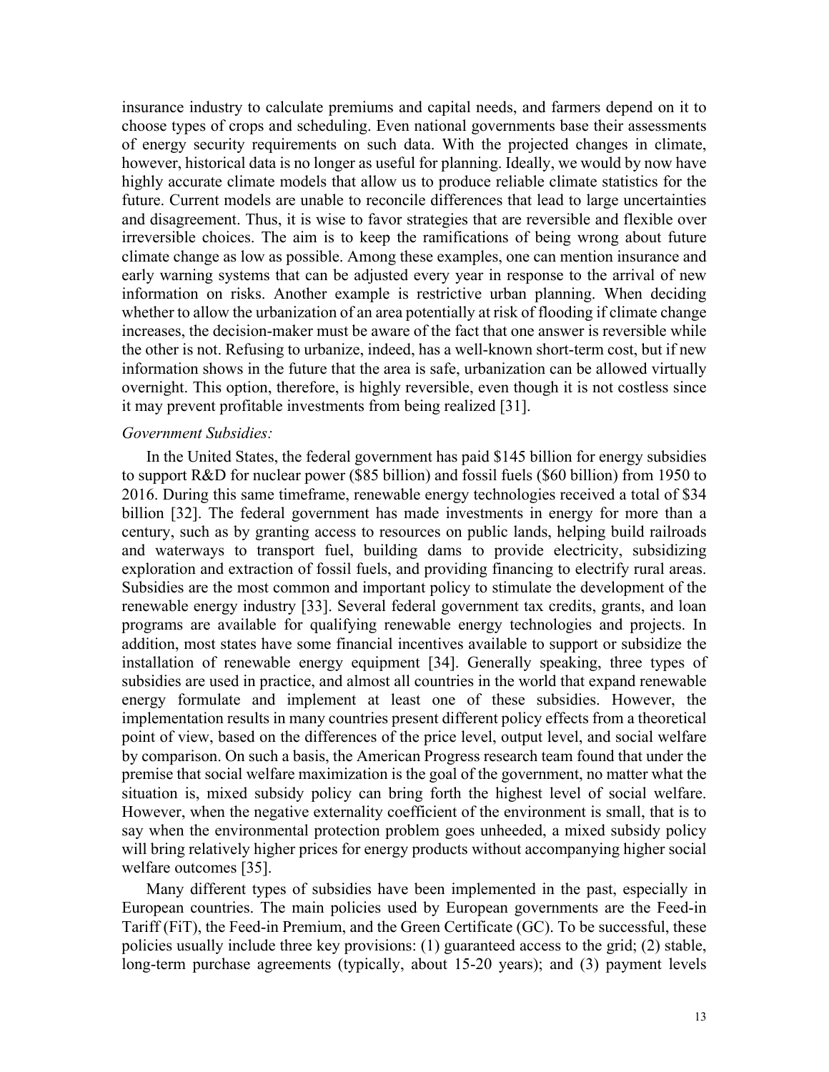insurance industry to calculate premiums and capital needs, and farmers depend on it to choose types of crops and scheduling. Even national governments base their assessments of energy security requirements on such data. With the projected changes in climate, however, historical data is no longer as useful for planning. Ideally, we would by now have highly accurate climate models that allow us to produce reliable climate statistics for the future. Current models are unable to reconcile differences that lead to large uncertainties and disagreement. Thus, it is wise to favor strategies that are reversible and flexible over irreversible choices. The aim is to keep the ramifications of being wrong about future climate change as low as possible. Among these examples, one can mention insurance and early warning systems that can be adjusted every year in response to the arrival of new information on risks. Another example is restrictive urban planning. When deciding whether to allow the urbanization of an area potentially at risk of flooding if climate change increases, the decision-maker must be aware of the fact that one answer is reversible while the other is not. Refusing to urbanize, indeed, has a well-known short-term cost, but if new information shows in the future that the area is safe, urbanization can be allowed virtually overnight. This option, therefore, is highly reversible, even though it is not costless since it may prevent profitable investments from being realized [31].

*Government Subsidies:*

In the United States, the federal government has paid $145 billion for energy subsidies to support R&D for nuclear power ($85 billion) and fossil fuels ($60 billion) from 1950 to 2016. During this same timeframe, renewable energy technologies received a total of $34 billion [32]. The federal government has made investments in energy for more than a century, such as by granting access to resources on public lands, helping build railroads and waterways to transport fuel, building dams to provide electricity, subsidizing exploration and extraction of fossil fuels, and providing financing to electrify rural areas. Subsidies are the most common and important policy to stimulate the development of the renewable energy industry [33]. Several federal government tax credits, grants, and loan programs are available for qualifying renewable energy technologies and projects. In addition, most states have some financial incentives available to support or subsidize the installation of renewable energy equipment [34]. Generally speaking, three types of subsidies are used in practice, and almost all countries in the world that expand renewable energy formulate and implement at least one of these subsidies. However, the implementation results in many countries present different policy effects from a theoretical point of view, based on the differences of the price level, output level, and social welfare by comparison. On such a basis, the American Progress research team found that under the premise that social welfare maximization is the goal of the government, no matter what the situation is, mixed subsidy policy can bring forth the highest level of social welfare. However, when the negative externality coefficient of the environment is small, that is to say when the environmental protection problem goes unheeded, a mixed subsidy policy will bring relatively higher prices for energy products without accompanying higher social welfare outcomes [35].

Many different types of subsidies have been implemented in the past, especially in European countries. The main policies used by European governments are the Feed-in Tariff (FiT), the Feed-in Premium, and the Green Certificate (GC). To be successful, these policies usually include three key provisions: (1) guaranteed access to the grid; (2) stable, long-term purchase agreements (typically, about 15-20 years); and (3) payment levels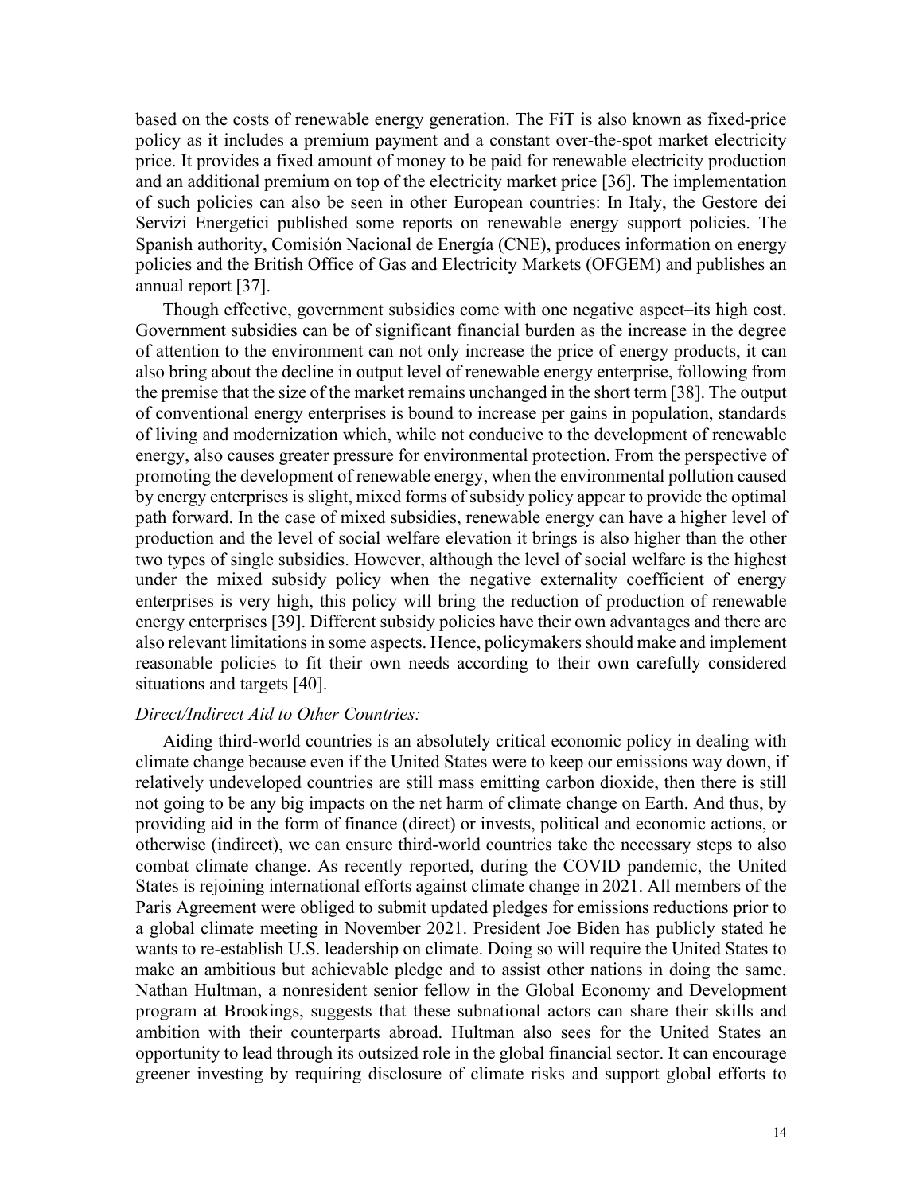based on the costs of renewable energy generation. The FiT is also known as fixed-price policy as it includes a premium payment and a constant over-the-spot market electricity price. It provides a fixed amount of money to be paid for renewable electricity production and an additional premium on top of the electricity market price [36]. The implementation of such policies can also be seen in other European countries: In Italy, the Gestore dei Servizi Energetici published some reports on renewable energy support policies. The Spanish authority, Comisión Nacional de Energía (CNE), produces information on energy policies and the British Office of Gas and Electricity Markets (OFGEM) and publishes an annual report [37].

Though effective, government subsidies come with one negative aspect–its high cost. Government subsidies can be of significant financial burden as the increase in the degree of attention to the environment can not only increase the price of energy products, it can also bring about the decline in output level of renewable energy enterprise, following from the premise that the size of the market remains unchanged in the short term [38]. The output of conventional energy enterprises is bound to increase per gains in population, standards of living and modernization which, while not conducive to the development of renewable energy, also causes greater pressure for environmental protection. From the perspective of promoting the development of renewable energy, when the environmental pollution caused by energy enterprises is slight, mixed forms of subsidy policy appear to provide the optimal path forward. In the case of mixed subsidies, renewable energy can have a higher level of production and the level of social welfare elevation it brings is also higher than the other two types of single subsidies. However, although the level of social welfare is the highest under the mixed subsidy policy when the negative externality coefficient of energy enterprises is very high, this policy will bring the reduction of production of renewable energy enterprises [39]. Different subsidy policies have their own advantages and there are also relevant limitations in some aspects. Hence, policymakers should make and implement reasonable policies to fit their own needs according to their own carefully considered situations and targets [40].

*Direct/Indirect Aid to Other Countries:*

Aiding third-world countries is an absolutely critical economic policy in dealing with climate change because even if the United States were to keep our emissions way down, if relatively undeveloped countries are still mass emitting carbon dioxide, then there is still not going to be any big impacts on the net harm of climate change on Earth. And thus, by providing aid in the form of finance (direct) or invests, political and economic actions, or otherwise (indirect), we can ensure third-world countries take the necessary steps to also combat climate change. As recently reported, during the COVID pandemic, the United States is rejoining international efforts against climate change in 2021. All members of the Paris Agreement were obliged to submit updated pledges for emissions reductions prior to a global climate meeting in November 2021. President Joe Biden has publicly stated he wants to re-establish U.S. leadership on climate. Doing so will require the United States to make an ambitious but achievable pledge and to assist other nations in doing the same. Nathan Hultman, a nonresident senior fellow in the Global Economy and Development program at Brookings, suggests that these subnational actors can share their skills and ambition with their counterparts abroad. Hultman also sees for the United States an opportunity to lead through its outsized role in the global financial sector. It can encourage greener investing by requiring disclosure of climate risks and support global efforts to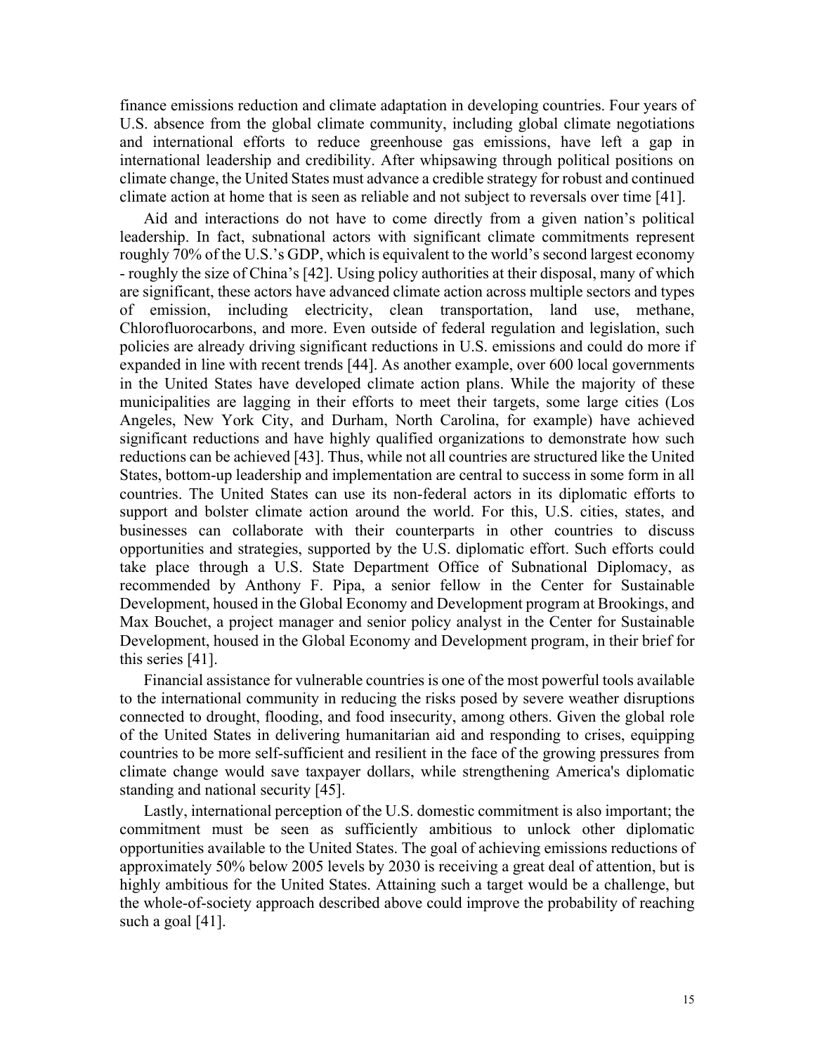finance emissions reduction and climate adaptation in developing countries. Four years of U.S. absence from the global climate community, including global climate negotiations and international efforts to reduce greenhouse gas emissions, have left a gap in international leadership and credibility. After whipsawing through political positions on climate change, the United States must advance a credible strategy for robust and continued climate action at home that is seen as reliable and not subject to reversals over time [41].

Aid and interactions do not have to come directly from a given nation's political leadership. In fact, subnational actors with significant climate commitments represent roughly 70% of the U.S.'s GDP, which is equivalent to the world's second largest economy - roughly the size of China's [42]. Using policy authorities at their disposal, many of which are significant, these actors have advanced climate action across multiple sectors and types of emission, including electricity, clean transportation, land use, methane, Chlorofluorocarbons, and more. Even outside of federal regulation and legislation, such policies are already driving significant reductions in U.S. emissions and could do more if expanded in line with recent trends [44]. As another example, over 600 local governments in the United States have developed climate action plans. While the majority of these municipalities are lagging in their efforts to meet their targets, some large cities (Los Angeles, New York City, and Durham, North Carolina, for example) have achieved significant reductions and have highly qualified organizations to demonstrate how such reductions can be achieved [43]. Thus, while not all countries are structured like the United States, bottom-up leadership and implementation are central to success in some form in all countries. The United States can use its non-federal actors in its diplomatic efforts to support and bolster climate action around the world. For this, U.S. cities, states, and businesses can collaborate with their counterparts in other countries to discuss opportunities and strategies, supported by the U.S. diplomatic effort. Such efforts could take place through a U.S. State Department Office of Subnational Diplomacy, as recommended by Anthony F. Pipa, a senior fellow in the Center for Sustainable Development, housed in the Global Economy and Development program at Brookings, and Max Bouchet, a project manager and senior policy analyst in the Center for Sustainable Development, housed in the Global Economy and Development program, in their brief for this series [41].

Financial assistance for vulnerable countries is one of the most powerful tools available to the international community in reducing the risks posed by severe weather disruptions connected to drought, flooding, and food insecurity, among others. Given the global role of the United States in delivering humanitarian aid and responding to crises, equipping countries to be more self-sufficient and resilient in the face of the growing pressures from climate change would save taxpayer dollars, while strengthening America's diplomatic standing and national security [45].

Lastly, international perception of the U.S. domestic commitment is also important; the commitment must be seen as sufficiently ambitious to unlock other diplomatic opportunities available to the United States. The goal of achieving emissions reductions of approximately 50% below 2005 levels by 2030 is receiving a great deal of attention, but is highly ambitious for the United States. Attaining such a target would be a challenge, but the whole-of-society approach described above could improve the probability of reaching such a goal [41].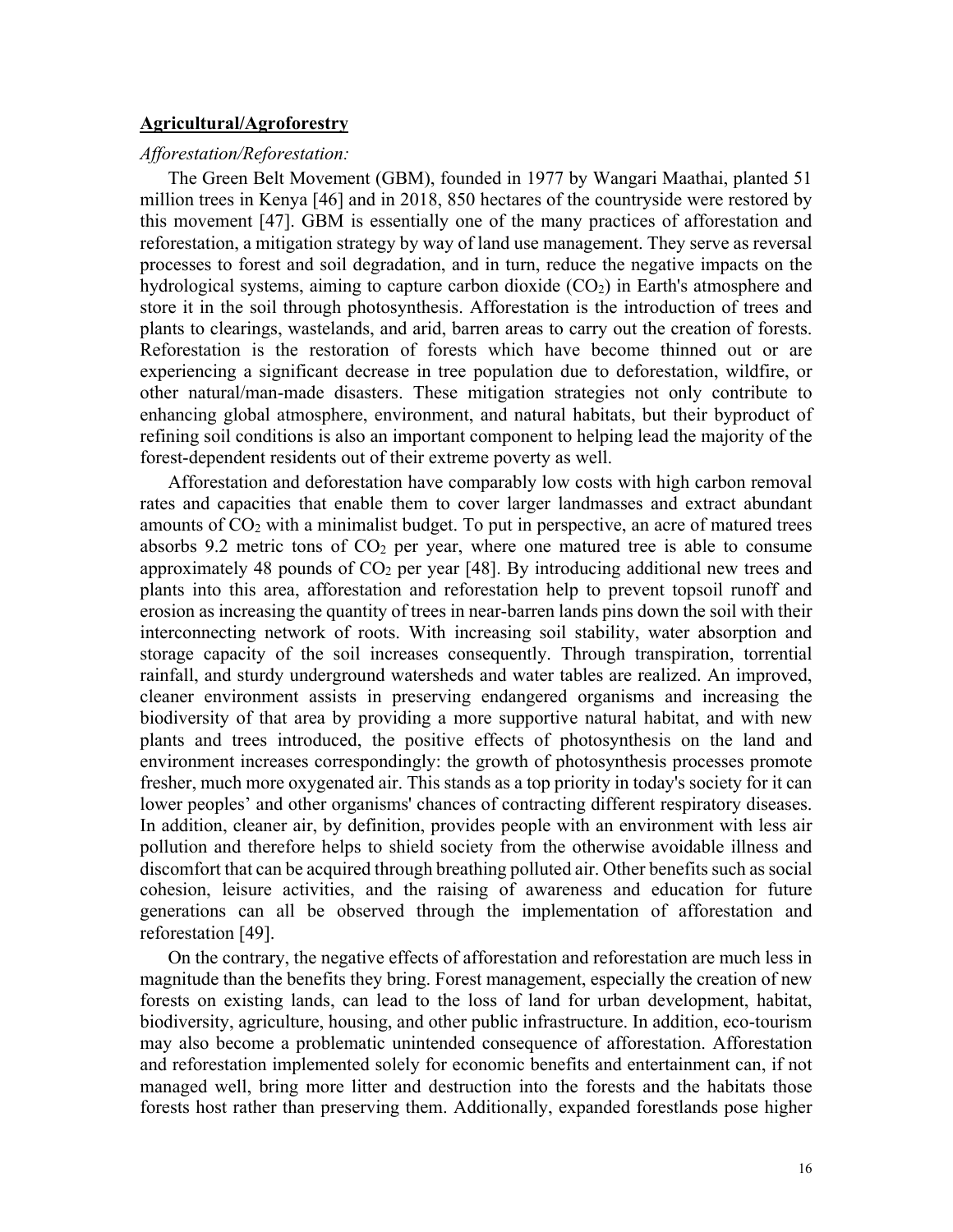## **Agricultural/Agroforestry**

*Afforestation/Reforestation:*

The Green Belt Movement (GBM), founded in 1977 by Wangari Maathai, planted 51 million trees in Kenya [46] and in 2018, 850 hectares of the countryside were restored by this movement [47]. GBM is essentially one of the many practices of afforestation and reforestation, a mitigation strategy by way of land use management. They serve as reversal processes to forest and soil degradation, and in turn, reduce the negative impacts on the hydrological systems, aiming to capture carbon dioxide ($CO_2$) in Earth's atmosphere and store it in the soil through photosynthesis. Afforestation is the introduction of trees and plants to clearings, wastelands, and arid, barren areas to carry out the creation of forests. Reforestation is the restoration of forests which have become thinned out or are experiencing a significant decrease in tree population due to deforestation, wildfire, or other natural/man-made disasters. These mitigation strategies not only contribute to enhancing global atmosphere, environment, and natural habitats, but their byproduct of refining soil conditions is also an important component to helping lead the majority of the forest-dependent residents out of their extreme poverty as well.

Afforestation and deforestation have comparably low costs with high carbon removal rates and capacities that enable them to cover larger landmasses and extract abundant amounts of $CO_2$ with a minimalist budget. To put in perspective, an acre of matured trees absorbs 9.2 metric tons of $CO_2$ per year, where one matured tree is able to consume approximately 48 pounds of $CO_2$ per year [48]. By introducing additional new trees and plants into this area, afforestation and reforestation help to prevent topsoil runoff and erosion as increasing the quantity of trees in near-barren lands pins down the soil with their interconnecting network of roots. With increasing soil stability, water absorption and storage capacity of the soil increases consequently. Through transpiration, torrential rainfall, and sturdy underground watersheds and water tables are realized. An improved, cleaner environment assists in preserving endangered organisms and increasing the biodiversity of that area by providing a more supportive natural habitat, and with new plants and trees introduced, the positive effects of photosynthesis on the land and environment increases correspondingly: the growth of photosynthesis processes promote fresher, much more oxygenated air. This stands as a top priority in today's society for it can lower peoples' and other organisms' chances of contracting different respiratory diseases. In addition, cleaner air, by definition, provides people with an environment with less air pollution and therefore helps to shield society from the otherwise avoidable illness and discomfort that can be acquired through breathing polluted air. Other benefits such as social cohesion, leisure activities, and the raising of awareness and education for future generations can all be observed through the implementation of afforestation and reforestation [49].

On the contrary, the negative effects of afforestation and reforestation are much less in magnitude than the benefits they bring. Forest management, especially the creation of new forests on existing lands, can lead to the loss of land for urban development, habitat, biodiversity, agriculture, housing, and other public infrastructure. In addition, eco-tourism may also become a problematic unintended consequence of afforestation. Afforestation and reforestation implemented solely for economic benefits and entertainment can, if not managed well, bring more litter and destruction into the forests and the habitats those forests host rather than preserving them. Additionally, expanded forestlands pose higher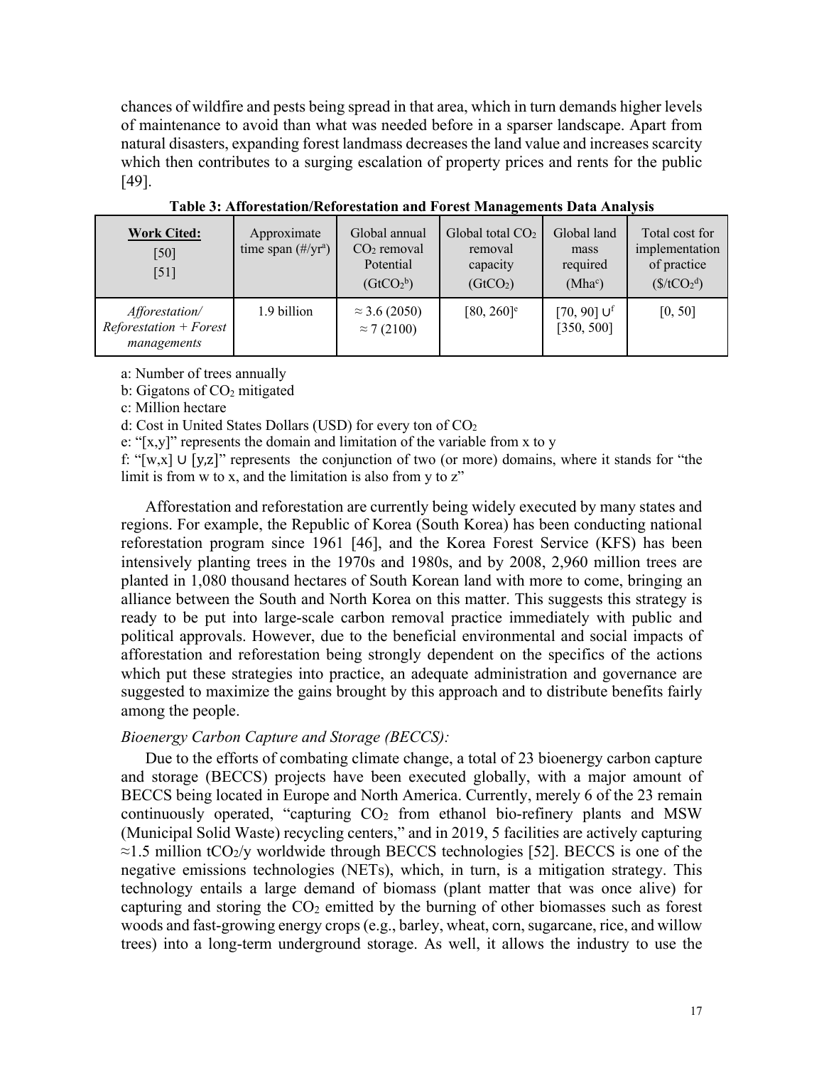chances of wildfire and pests being spread in that area, which in turn demands higher levels of maintenance to avoid than what was needed before in a sparser landscape. Apart from natural disasters, expanding forest landmass decreases the land value and increases scarcity which then contributes to a surging escalation of property prices and rents for the public [49].

**Table 3: Afforestation/Reforestation and Forest Managements Data Analysis**

| **Work Cited:** [50] [51] | Approximate time span (#/yr[a]) | Global annual $CO_2$ removal Potential ($GtCO_2$[b]) | Global total $CO_2$ removal capacity ($GtCO_2$) | Global land mass required (Mha[c]) | Total cost for implementation of practice ($/$tCO_2$[d]) |
|---|---|---|---|---|---|
| *Afforestation/ Reforestation + Forest managements* | 1.9 billion | ≈ 3.6 (2050) ≈ 7 (2100) | [80, 260][e] | [70, 90] ∪[f] [350, 500] | [0, 50] |

a: Number of trees annually

b: Gigatons of $CO_2$ mitigated

c: Million hectare

d: Cost in United States Dollars (USD) for every ton of $CO_2$

e: "[x,y]" represents the domain and limitation of the variable from x to y

f: "[w,x] ∪ [y,z]" represents the conjunction of two (or more) domains, where it stands for "the limit is from w to x, and the limitation is also from y to z"

Afforestation and reforestation are currently being widely executed by many states and regions. For example, the Republic of Korea (South Korea) has been conducting national reforestation program since 1961 [46], and the Korea Forest Service (KFS) has been intensively planting trees in the 1970s and 1980s, and by 2008, 2,960 million trees are planted in 1,080 thousand hectares of South Korean land with more to come, bringing an alliance between the South and North Korea on this matter. This suggests this strategy is ready to be put into large-scale carbon removal practice immediately with public and political approvals. However, due to the beneficial environmental and social impacts of afforestation and reforestation being strongly dependent on the specifics of the actions which put these strategies into practice, an adequate administration and governance are suggested to maximize the gains brought by this approach and to distribute benefits fairly among the people.

*Bioenergy Carbon Capture and Storage (BECCS):*

Due to the efforts of combating climate change, a total of 23 bioenergy carbon capture and storage (BECCS) projects have been executed globally, with a major amount of BECCS being located in Europe and North America. Currently, merely 6 of the 23 remain continuously operated, "capturing $CO_2$ from ethanol bio-refinery plants and MSW (Municipal Solid Waste) recycling centers," and in 2019, 5 facilities are actively capturing ≈1.5 million $tCO_2$/y worldwide through BECCS technologies [52]. BECCS is one of the negative emissions technologies (NETs), which, in turn, is a mitigation strategy. This technology entails a large demand of biomass (plant matter that was once alive) for capturing and storing the $CO_2$ emitted by the burning of other biomasses such as forest woods and fast-growing energy crops (e.g., barley, wheat, corn, sugarcane, rice, and willow trees) into a long-term underground storage. As well, it allows the industry to use the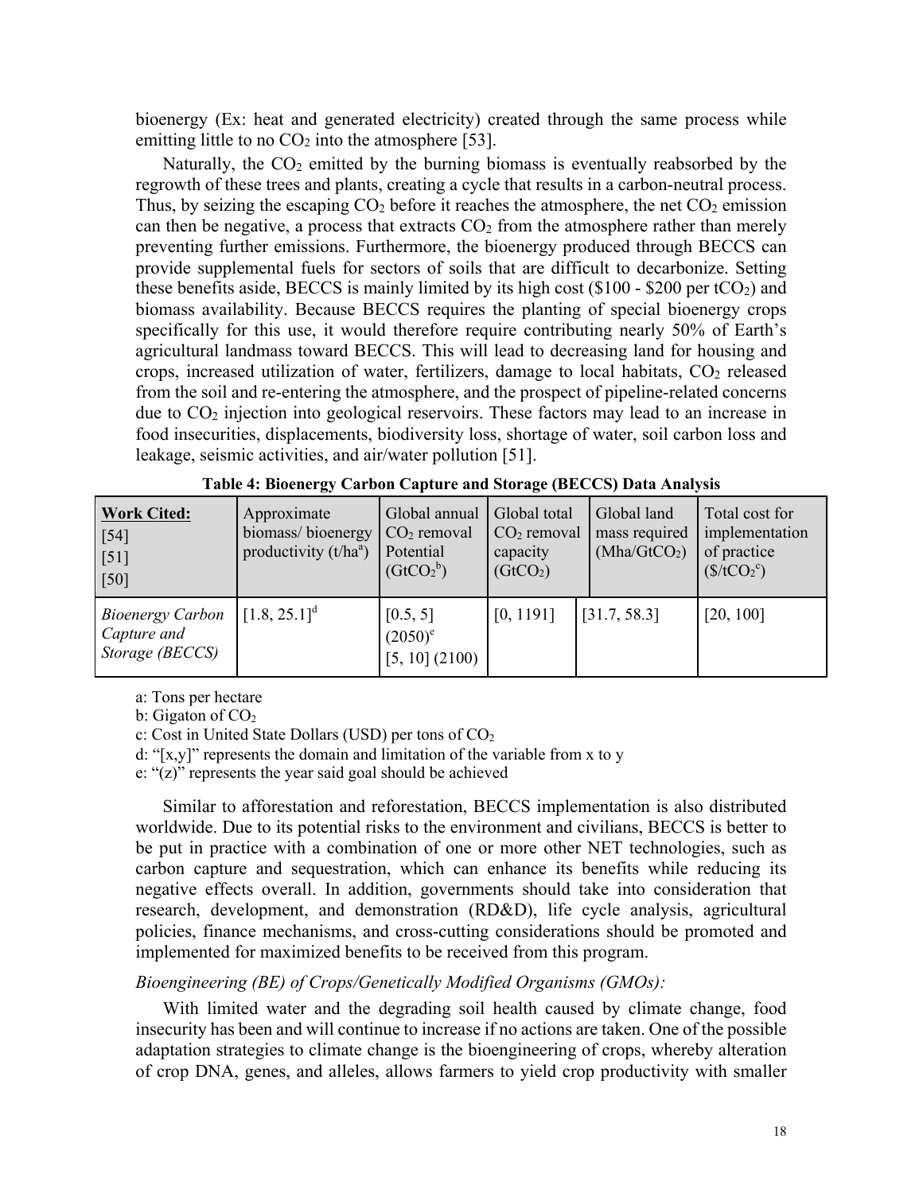bioenergy (Ex: heat and generated electricity) created through the same process while emitting little to no $CO_2$ into the atmosphere [53].

Naturally, the $CO_2$ emitted by the burning biomass is eventually reabsorbed by the regrowth of these trees and plants, creating a cycle that results in a carbon-neutral process. Thus, by seizing the escaping $CO_2$ before it reaches the atmosphere, the net $CO_2$ emission can then be negative, a process that extracts $CO_2$ from the atmosphere rather than merely preventing further emissions. Furthermore, the bioenergy produced through BECCS can provide supplemental fuels for sectors of soils that are difficult to decarbonize. Setting these benefits aside, BECCS is mainly limited by its high cost ($100 - $200 per $tCO_2$) and biomass availability. Because BECCS requires the planting of special bioenergy crops specifically for this use, it would therefore require contributing nearly 50% of Earth's agricultural landmass toward BECCS. This will lead to decreasing land for housing and crops, increased utilization of water, fertilizers, damage to local habitats, $CO_2$ released from the soil and re-entering the atmosphere, and the prospect of pipeline-related concerns due to $CO_2$ injection into geological reservoirs. These factors may lead to an increase in food insecurities, displacements, biodiversity loss, shortage of water, soil carbon loss and leakage, seismic activities, and air/water pollution [51].

**Table 4: Bioenergy Carbon Capture and Storage (BECCS) Data Analysis**

| **Work Cited:** [54] [51] [50] | Approximate biomass/ bioenergy productivity (t/ha[a]) | Global annual $CO_2$ removal Potential ($GtCO_2$[b]) | Global total $CO_2$ removal capacity ($GtCO_2$) | Global land mass required ($Mha/GtCO_2$) | Total cost for implementation of practice ($\$/tCO_2$[c]) |
|---|---|---|---|---|---|
| *Bioenergy Carbon Capture and Storage (BECCS)* | [1.8, 25.1][d] | [0.5, 5] (2050)[e] [5, 10] (2100) | [0, 1191] | [31.7, 58.3] | [20, 100] |

a: Tons per hectare

b: Gigaton of $CO_2$

c: Cost in United State Dollars (USD) per tons of $CO_2$

d: "[x,y]" represents the domain and limitation of the variable from x to y

e: "(z)" represents the year said goal should be achieved

Similar to afforestation and reforestation, BECCS implementation is also distributed worldwide. Due to its potential risks to the environment and civilians, BECCS is better to be put in practice with a combination of one or more other NET technologies, such as carbon capture and sequestration, which can enhance its benefits while reducing its negative effects overall. In addition, governments should take into consideration that research, development, and demonstration (RD&D), life cycle analysis, agricultural policies, finance mechanisms, and cross-cutting considerations should be promoted and implemented for maximized benefits to be received from this program.

*Bioengineering (BE) of Crops/Genetically Modified Organisms (GMOs):*

With limited water and the degrading soil health caused by climate change, food insecurity has been and will continue to increase if no actions are taken. One of the possible adaptation strategies to climate change is the bioengineering of crops, whereby alteration of crop DNA, genes, and alleles, allows farmers to yield crop productivity with smaller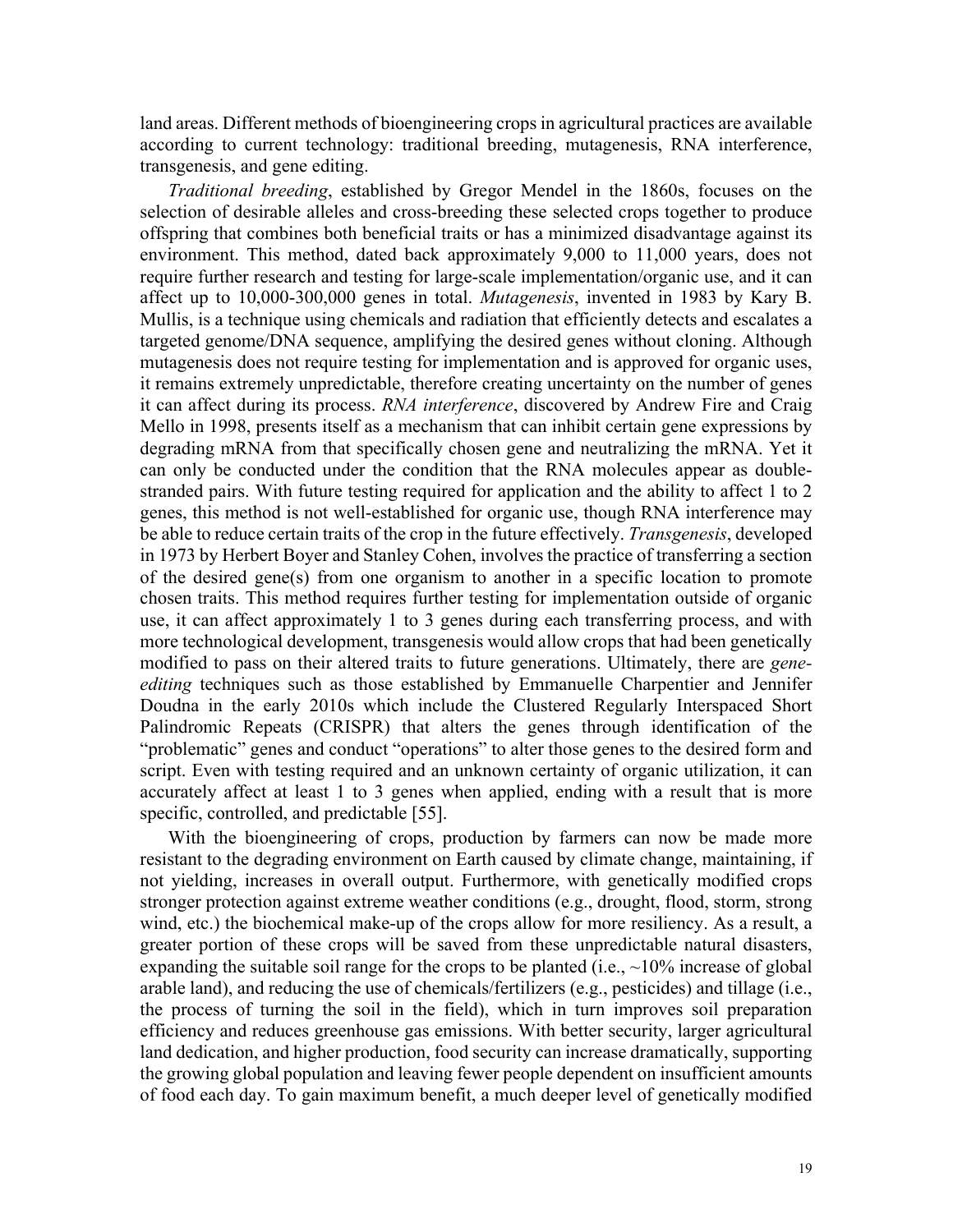land areas. Different methods of bioengineering crops in agricultural practices are available according to current technology: traditional breeding, mutagenesis, RNA interference, transgenesis, and gene editing.

*Traditional breeding*, established by Gregor Mendel in the 1860s, focuses on the selection of desirable alleles and cross-breeding these selected crops together to produce offspring that combines both beneficial traits or has a minimized disadvantage against its environment. This method, dated back approximately 9,000 to 11,000 years, does not require further research and testing for large-scale implementation/organic use, and it can affect up to 10,000-300,000 genes in total. *Mutagenesis*, invented in 1983 by Kary B. Mullis, is a technique using chemicals and radiation that efficiently detects and escalates a targeted genome/DNA sequence, amplifying the desired genes without cloning. Although mutagenesis does not require testing for implementation and is approved for organic uses, it remains extremely unpredictable, therefore creating uncertainty on the number of genes it can affect during its process. *RNA interference*, discovered by Andrew Fire and Craig Mello in 1998, presents itself as a mechanism that can inhibit certain gene expressions by degrading mRNA from that specifically chosen gene and neutralizing the mRNA. Yet it can only be conducted under the condition that the RNA molecules appear as double-stranded pairs. With future testing required for application and the ability to affect 1 to 2 genes, this method is not well-established for organic use, though RNA interference may be able to reduce certain traits of the crop in the future effectively. *Transgenesis*, developed in 1973 by Herbert Boyer and Stanley Cohen, involves the practice of transferring a section of the desired gene(s) from one organism to another in a specific location to promote chosen traits. This method requires further testing for implementation outside of organic use, it can affect approximately 1 to 3 genes during each transferring process, and with more technological development, transgenesis would allow crops that had been genetically modified to pass on their altered traits to future generations. Ultimately, there are *gene-editing* techniques such as those established by Emmanuelle Charpentier and Jennifer Doudna in the early 2010s which include the Clustered Regularly Interspaced Short Palindromic Repeats (CRISPR) that alters the genes through identification of the "problematic" genes and conduct "operations" to alter those genes to the desired form and script. Even with testing required and an unknown certainty of organic utilization, it can accurately affect at least 1 to 3 genes when applied, ending with a result that is more specific, controlled, and predictable [55].

With the bioengineering of crops, production by farmers can now be made more resistant to the degrading environment on Earth caused by climate change, maintaining, if not yielding, increases in overall output. Furthermore, with genetically modified crops stronger protection against extreme weather conditions (e.g., drought, flood, storm, strong wind, etc.) the biochemical make-up of the crops allow for more resiliency. As a result, a greater portion of these crops will be saved from these unpredictable natural disasters, expanding the suitable soil range for the crops to be planted (i.e., ~10% increase of global arable land), and reducing the use of chemicals/fertilizers (e.g., pesticides) and tillage (i.e., the process of turning the soil in the field), which in turn improves soil preparation efficiency and reduces greenhouse gas emissions. With better security, larger agricultural land dedication, and higher production, food security can increase dramatically, supporting the growing global population and leaving fewer people dependent on insufficient amounts of food each day. To gain maximum benefit, a much deeper level of genetically modified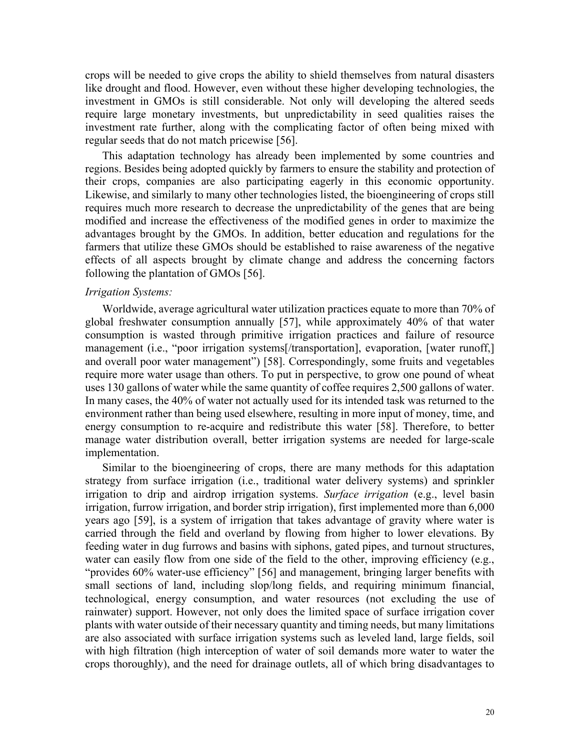crops will be needed to give crops the ability to shield themselves from natural disasters like drought and flood. However, even without these higher developing technologies, the investment in GMOs is still considerable. Not only will developing the altered seeds require large monetary investments, but unpredictability in seed qualities raises the investment rate further, along with the complicating factor of often being mixed with regular seeds that do not match pricewise [56].

This adaptation technology has already been implemented by some countries and regions. Besides being adopted quickly by farmers to ensure the stability and protection of their crops, companies are also participating eagerly in this economic opportunity. Likewise, and similarly to many other technologies listed, the bioengineering of crops still requires much more research to decrease the unpredictability of the genes that are being modified and increase the effectiveness of the modified genes in order to maximize the advantages brought by the GMOs. In addition, better education and regulations for the farmers that utilize these GMOs should be established to raise awareness of the negative effects of all aspects brought by climate change and address the concerning factors following the plantation of GMOs [56].

*Irrigation Systems:*

Worldwide, average agricultural water utilization practices equate to more than 70% of global freshwater consumption annually [57], while approximately 40% of that water consumption is wasted through primitive irrigation practices and failure of resource management (i.e., "poor irrigation systems[/transportation], evaporation, [water runoff,] and overall poor water management") [58]. Correspondingly, some fruits and vegetables require more water usage than others. To put in perspective, to grow one pound of wheat uses 130 gallons of water while the same quantity of coffee requires 2,500 gallons of water. In many cases, the 40% of water not actually used for its intended task was returned to the environment rather than being used elsewhere, resulting in more input of money, time, and energy consumption to re-acquire and redistribute this water [58]. Therefore, to better manage water distribution overall, better irrigation systems are needed for large-scale implementation.

Similar to the bioengineering of crops, there are many methods for this adaptation strategy from surface irrigation (i.e., traditional water delivery systems) and sprinkler irrigation to drip and airdrop irrigation systems. *Surface irrigation* (e.g., level basin irrigation, furrow irrigation, and border strip irrigation), first implemented more than 6,000 years ago [59], is a system of irrigation that takes advantage of gravity where water is carried through the field and overland by flowing from higher to lower elevations. By feeding water in dug furrows and basins with siphons, gated pipes, and turnout structures, water can easily flow from one side of the field to the other, improving efficiency (e.g., "provides 60% water-use efficiency" [56] and management, bringing larger benefits with small sections of land, including slop/long fields, and requiring minimum financial, technological, energy consumption, and water resources (not excluding the use of rainwater) support. However, not only does the limited space of surface irrigation cover plants with water outside of their necessary quantity and timing needs, but many limitations are also associated with surface irrigation systems such as leveled land, large fields, soil with high filtration (high interception of water of soil demands more water to water the crops thoroughly), and the need for drainage outlets, all of which bring disadvantages to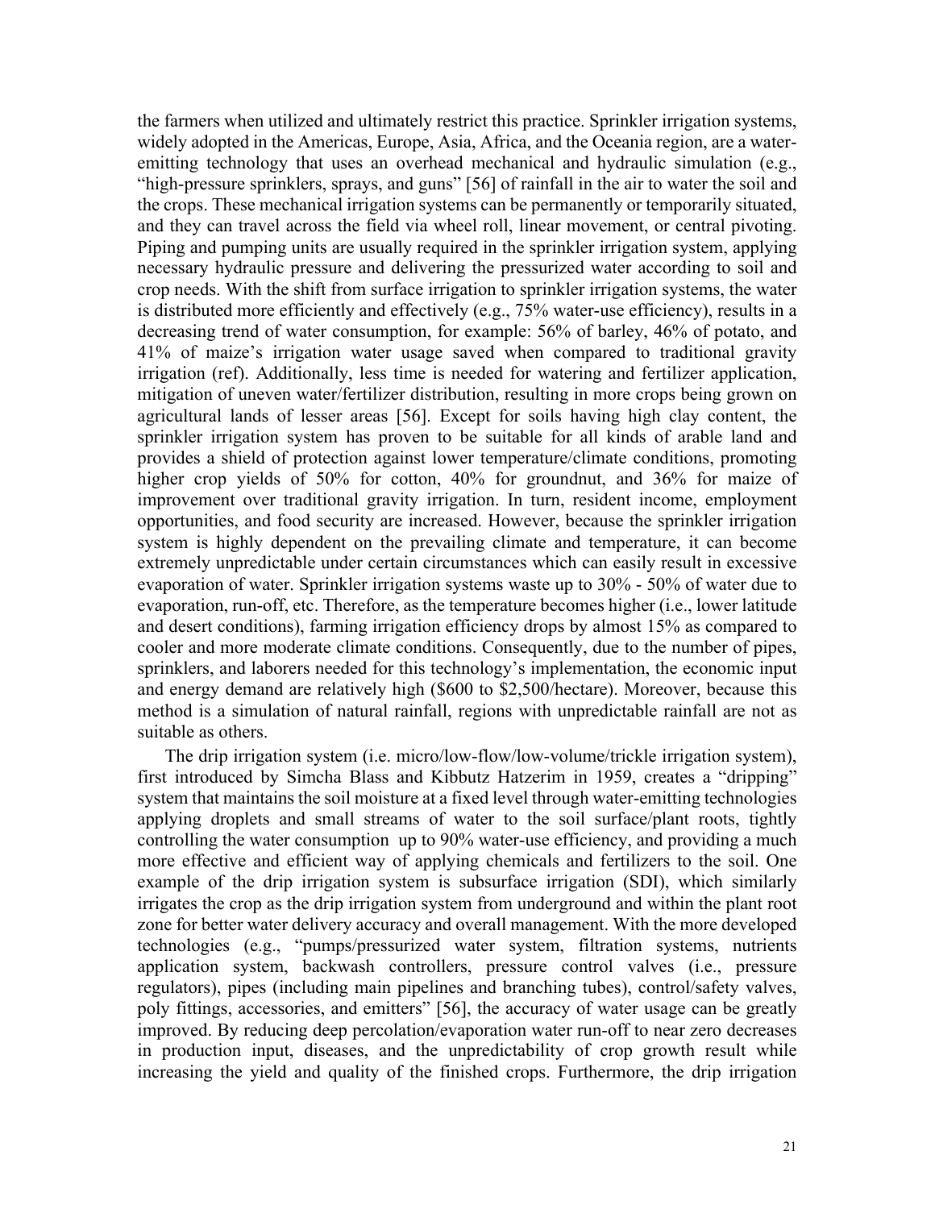the farmers when utilized and ultimately restrict this practice. Sprinkler irrigation systems, widely adopted in the Americas, Europe, Asia, Africa, and the Oceania region, are a water-emitting technology that uses an overhead mechanical and hydraulic simulation (e.g., "high-pressure sprinklers, sprays, and guns" [56] of rainfall in the air to water the soil and the crops. These mechanical irrigation systems can be permanently or temporarily situated, and they can travel across the field via wheel roll, linear movement, or central pivoting. Piping and pumping units are usually required in the sprinkler irrigation system, applying necessary hydraulic pressure and delivering the pressurized water according to soil and crop needs. With the shift from surface irrigation to sprinkler irrigation systems, the water is distributed more efficiently and effectively (e.g., 75% water-use efficiency), results in a decreasing trend of water consumption, for example: 56% of barley, 46% of potato, and 41% of maize's irrigation water usage saved when compared to traditional gravity irrigation (ref). Additionally, less time is needed for watering and fertilizer application, mitigation of uneven water/fertilizer distribution, resulting in more crops being grown on agricultural lands of lesser areas [56]. Except for soils having high clay content, the sprinkler irrigation system has proven to be suitable for all kinds of arable land and provides a shield of protection against lower temperature/climate conditions, promoting higher crop yields of 50% for cotton, 40% for groundnut, and 36% for maize of improvement over traditional gravity irrigation. In turn, resident income, employment opportunities, and food security are increased. However, because the sprinkler irrigation system is highly dependent on the prevailing climate and temperature, it can become extremely unpredictable under certain circumstances which can easily result in excessive evaporation of water. Sprinkler irrigation systems waste up to 30% - 50% of water due to evaporation, run-off, etc. Therefore, as the temperature becomes higher (i.e., lower latitude and desert conditions), farming irrigation efficiency drops by almost 15% as compared to cooler and more moderate climate conditions. Consequently, due to the number of pipes, sprinklers, and laborers needed for this technology's implementation, the economic input and energy demand are relatively high ($600 to $2,500/hectare). Moreover, because this method is a simulation of natural rainfall, regions with unpredictable rainfall are not as suitable as others.

The drip irrigation system (i.e. micro/low-flow/low-volume/trickle irrigation system), first introduced by Simcha Blass and Kibbutz Hatzerim in 1959, creates a "dripping" system that maintains the soil moisture at a fixed level through water-emitting technologies applying droplets and small streams of water to the soil surface/plant roots, tightly controlling the water consumption up to 90% water-use efficiency, and providing a much more effective and efficient way of applying chemicals and fertilizers to the soil. One example of the drip irrigation system is subsurface irrigation (SDI), which similarly irrigates the crop as the drip irrigation system from underground and within the plant root zone for better water delivery accuracy and overall management. With the more developed technologies (e.g., "pumps/pressurized water system, filtration systems, nutrients application system, backwash controllers, pressure control valves (i.e., pressure regulators), pipes (including main pipelines and branching tubes), control/safety valves, poly fittings, accessories, and emitters" [56], the accuracy of water usage can be greatly improved. By reducing deep percolation/evaporation water run-off to near zero decreases in production input, diseases, and the unpredictability of crop growth result while increasing the yield and quality of the finished crops. Furthermore, the drip irrigation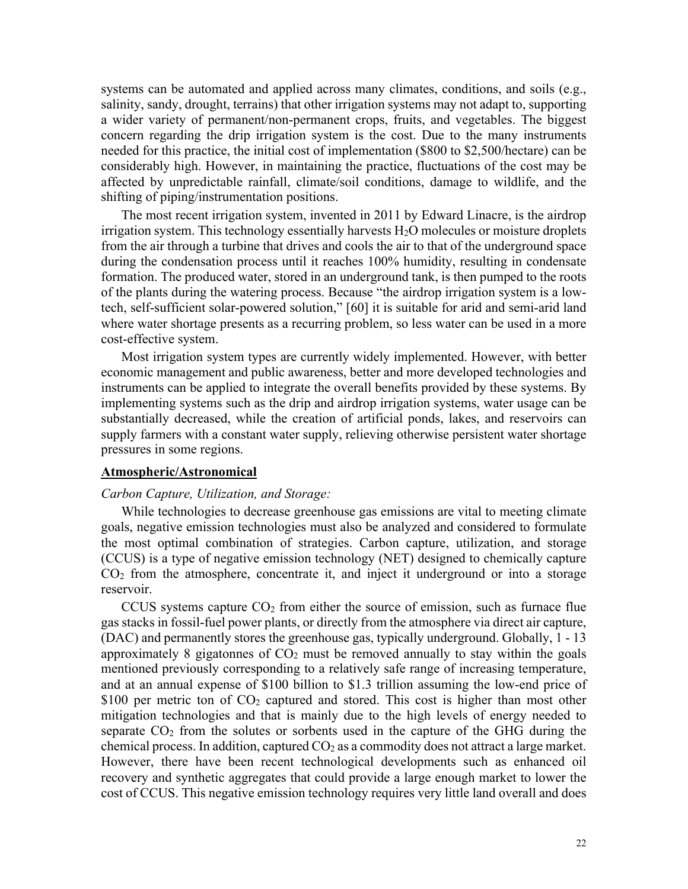systems can be automated and applied across many climates, conditions, and soils (e.g., salinity, sandy, drought, terrains) that other irrigation systems may not adapt to, supporting a wider variety of permanent/non-permanent crops, fruits, and vegetables. The biggest concern regarding the drip irrigation system is the cost. Due to the many instruments needed for this practice, the initial cost of implementation ($800 to $2,500/hectare) can be considerably high. However, in maintaining the practice, fluctuations of the cost may be affected by unpredictable rainfall, climate/soil conditions, damage to wildlife, and the shifting of piping/instrumentation positions.

The most recent irrigation system, invented in 2011 by Edward Linacre, is the airdrop irrigation system. This technology essentially harvests $H_2O$ molecules or moisture droplets from the air through a turbine that drives and cools the air to that of the underground space during the condensation process until it reaches 100% humidity, resulting in condensate formation. The produced water, stored in an underground tank, is then pumped to the roots of the plants during the watering process. Because "the airdrop irrigation system is a low-tech, self-sufficient solar-powered solution," [60] it is suitable for arid and semi-arid land where water shortage presents as a recurring problem, so less water can be used in a more cost-effective system.

Most irrigation system types are currently widely implemented. However, with better economic management and public awareness, better and more developed technologies and instruments can be applied to integrate the overall benefits provided by these systems. By implementing systems such as the drip and airdrop irrigation systems, water usage can be substantially decreased, while the creation of artificial ponds, lakes, and reservoirs can supply farmers with a constant water supply, relieving otherwise persistent water shortage pressures in some regions.

## Atmospheric/Astronomical

*Carbon Capture, Utilization, and Storage:*

While technologies to decrease greenhouse gas emissions are vital to meeting climate goals, negative emission technologies must also be analyzed and considered to formulate the most optimal combination of strategies. Carbon capture, utilization, and storage (CCUS) is a type of negative emission technology (NET) designed to chemically capture $CO_2$ from the atmosphere, concentrate it, and inject it underground or into a storage reservoir.

CCUS systems capture $CO_2$ from either the source of emission, such as furnace flue gas stacks in fossil-fuel power plants, or directly from the atmosphere via direct air capture, (DAC) and permanently stores the greenhouse gas, typically underground. Globally, 1 - 13 approximately 8 gigatonnes of $CO_2$ must be removed annually to stay within the goals mentioned previously corresponding to a relatively safe range of increasing temperature, and at an annual expense of $100 billion to $1.3 trillion assuming the low-end price of $100 per metric ton of $CO_2$ captured and stored. This cost is higher than most other mitigation technologies and that is mainly due to the high levels of energy needed to separate $CO_2$ from the solutes or sorbents used in the capture of the GHG during the chemical process. In addition, captured $CO_2$ as a commodity does not attract a large market. However, there have been recent technological developments such as enhanced oil recovery and synthetic aggregates that could provide a large enough market to lower the cost of CCUS. This negative emission technology requires very little land overall and does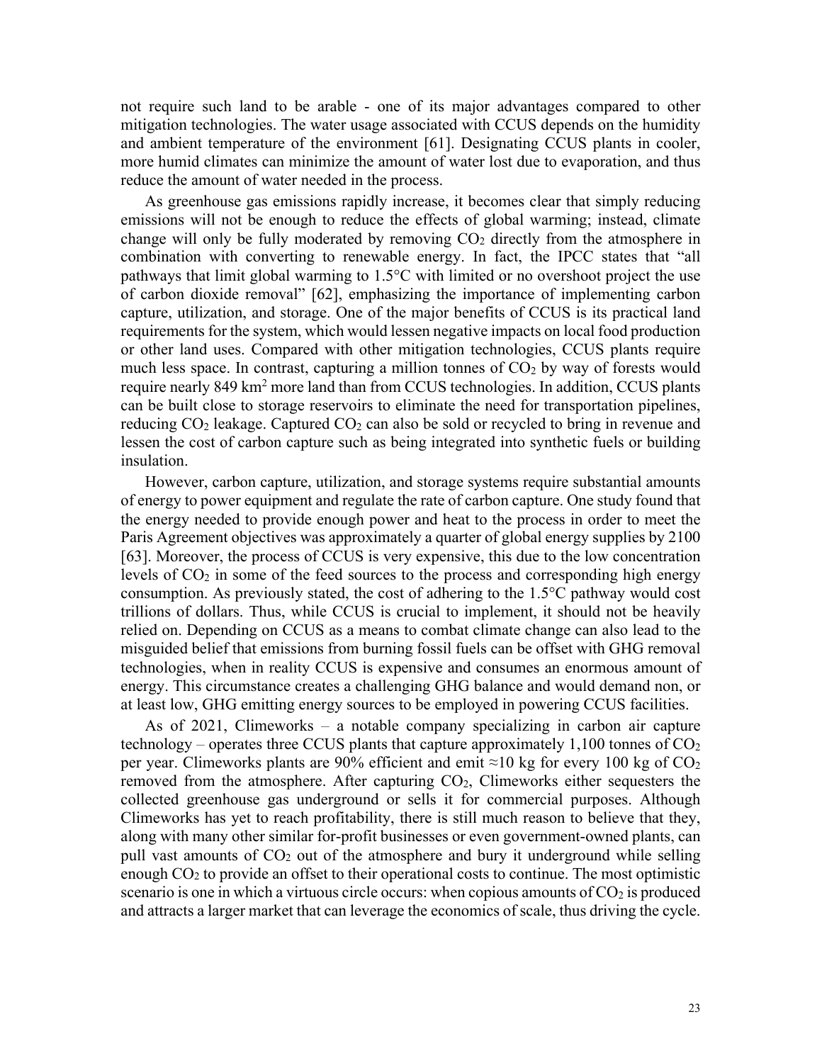not require such land to be arable - one of its major advantages compared to other mitigation technologies. The water usage associated with CCUS depends on the humidity and ambient temperature of the environment [61]. Designating CCUS plants in cooler, more humid climates can minimize the amount of water lost due to evaporation, and thus reduce the amount of water needed in the process.

As greenhouse gas emissions rapidly increase, it becomes clear that simply reducing emissions will not be enough to reduce the effects of global warming; instead, climate change will only be fully moderated by removing $CO_2$ directly from the atmosphere in combination with converting to renewable energy. In fact, the IPCC states that "all pathways that limit global warming to 1.5°C with limited or no overshoot project the use of carbon dioxide removal" [62], emphasizing the importance of implementing carbon capture, utilization, and storage. One of the major benefits of CCUS is its practical land requirements for the system, which would lessen negative impacts on local food production or other land uses. Compared with other mitigation technologies, CCUS plants require much less space. In contrast, capturing a million tonnes of $CO_2$ by way of forests would require nearly 849 $km^2$ more land than from CCUS technologies. In addition, CCUS plants can be built close to storage reservoirs to eliminate the need for transportation pipelines, reducing $CO_2$ leakage. Captured $CO_2$ can also be sold or recycled to bring in revenue and lessen the cost of carbon capture such as being integrated into synthetic fuels or building insulation.

However, carbon capture, utilization, and storage systems require substantial amounts of energy to power equipment and regulate the rate of carbon capture. One study found that the energy needed to provide enough power and heat to the process in order to meet the Paris Agreement objectives was approximately a quarter of global energy supplies by 2100 [63]. Moreover, the process of CCUS is very expensive, this due to the low concentration levels of $CO_2$ in some of the feed sources to the process and corresponding high energy consumption. As previously stated, the cost of adhering to the 1.5°C pathway would cost trillions of dollars. Thus, while CCUS is crucial to implement, it should not be heavily relied on. Depending on CCUS as a means to combat climate change can also lead to the misguided belief that emissions from burning fossil fuels can be offset with GHG removal technologies, when in reality CCUS is expensive and consumes an enormous amount of energy. This circumstance creates a challenging GHG balance and would demand non, or at least low, GHG emitting energy sources to be employed in powering CCUS facilities.

As of 2021, Climeworks – a notable company specializing in carbon air capture technology – operates three CCUS plants that capture approximately 1,100 tonnes of $CO_2$ per year. Climeworks plants are 90% efficient and emit ≈10 kg for every 100 kg of $CO_2$ removed from the atmosphere. After capturing $CO_2$, Climeworks either sequesters the collected greenhouse gas underground or sells it for commercial purposes. Although Climeworks has yet to reach profitability, there is still much reason to believe that they, along with many other similar for-profit businesses or even government-owned plants, can pull vast amounts of $CO_2$ out of the atmosphere and bury it underground while selling enough $CO_2$ to provide an offset to their operational costs to continue. The most optimistic scenario is one in which a virtuous circle occurs: when copious amounts of $CO_2$ is produced and attracts a larger market that can leverage the economics of scale, thus driving the cycle.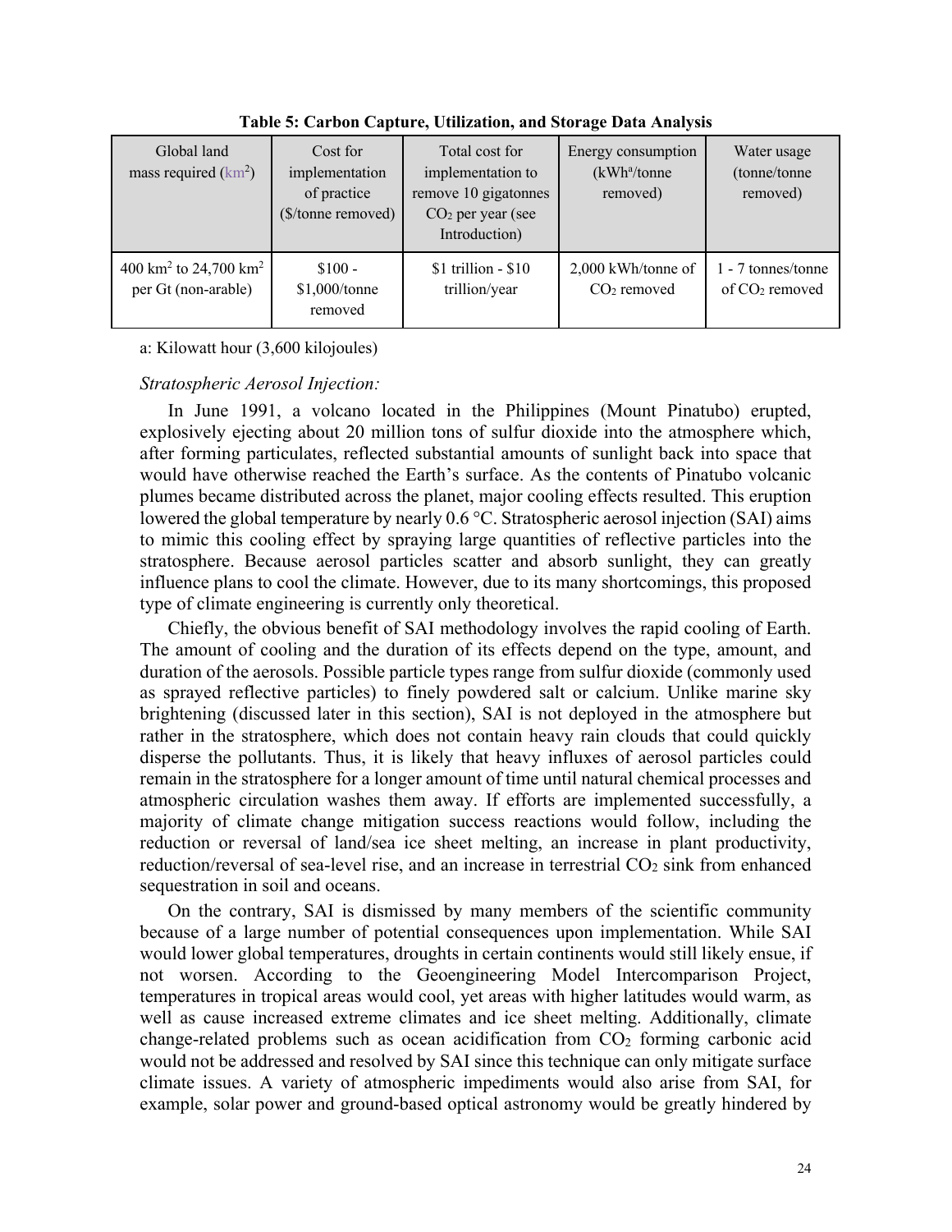**Table 5: Carbon Capture, Utilization, and Storage Data Analysis**

| Global land mass required (km$^2$) | Cost for implementation of practice ($/tonne removed) | Total cost for implementation to remove 10 gigatonnes $CO_2$ per year (see Introduction) | Energy consumption (kWh[a]/tonne removed) | Water usage (tonne/tonne removed) |
|---|---|---|---|---|
| 400 km$^2$ to 24,700 km$^2$ per Gt (non-arable) | $100 - $1,000/tonne removed | $1 trillion - $10 trillion/year | 2,000 kWh/tonne of $CO_2$ removed | 1 - 7 tonnes/tonne of $CO_2$ removed |

a: Kilowatt hour (3,600 kilojoules)

*Stratospheric Aerosol Injection:*

In June 1991, a volcano located in the Philippines (Mount Pinatubo) erupted, explosively ejecting about 20 million tons of sulfur dioxide into the atmosphere which, after forming particulates, reflected substantial amounts of sunlight back into space that would have otherwise reached the Earth's surface. As the contents of Pinatubo volcanic plumes became distributed across the planet, major cooling effects resulted. This eruption lowered the global temperature by nearly 0.6 °C. Stratospheric aerosol injection (SAI) aims to mimic this cooling effect by spraying large quantities of reflective particles into the stratosphere. Because aerosol particles scatter and absorb sunlight, they can greatly influence plans to cool the climate. However, due to its many shortcomings, this proposed type of climate engineering is currently only theoretical.

Chiefly, the obvious benefit of SAI methodology involves the rapid cooling of Earth. The amount of cooling and the duration of its effects depend on the type, amount, and duration of the aerosols. Possible particle types range from sulfur dioxide (commonly used as sprayed reflective particles) to finely powdered salt or calcium. Unlike marine sky brightening (discussed later in this section), SAI is not deployed in the atmosphere but rather in the stratosphere, which does not contain heavy rain clouds that could quickly disperse the pollutants. Thus, it is likely that heavy influxes of aerosol particles could remain in the stratosphere for a longer amount of time until natural chemical processes and atmospheric circulation washes them away. If efforts are implemented successfully, a majority of climate change mitigation success reactions would follow, including the reduction or reversal of land/sea ice sheet melting, an increase in plant productivity, reduction/reversal of sea-level rise, and an increase in terrestrial $CO_2$ sink from enhanced sequestration in soil and oceans.

On the contrary, SAI is dismissed by many members of the scientific community because of a large number of potential consequences upon implementation. While SAI would lower global temperatures, droughts in certain continents would still likely ensue, if not worsen. According to the Geoengineering Model Intercomparison Project, temperatures in tropical areas would cool, yet areas with higher latitudes would warm, as well as cause increased extreme climates and ice sheet melting. Additionally, climate change-related problems such as ocean acidification from $CO_2$ forming carbonic acid would not be addressed and resolved by SAI since this technique can only mitigate surface climate issues. A variety of atmospheric impediments would also arise from SAI, for example, solar power and ground-based optical astronomy would be greatly hindered by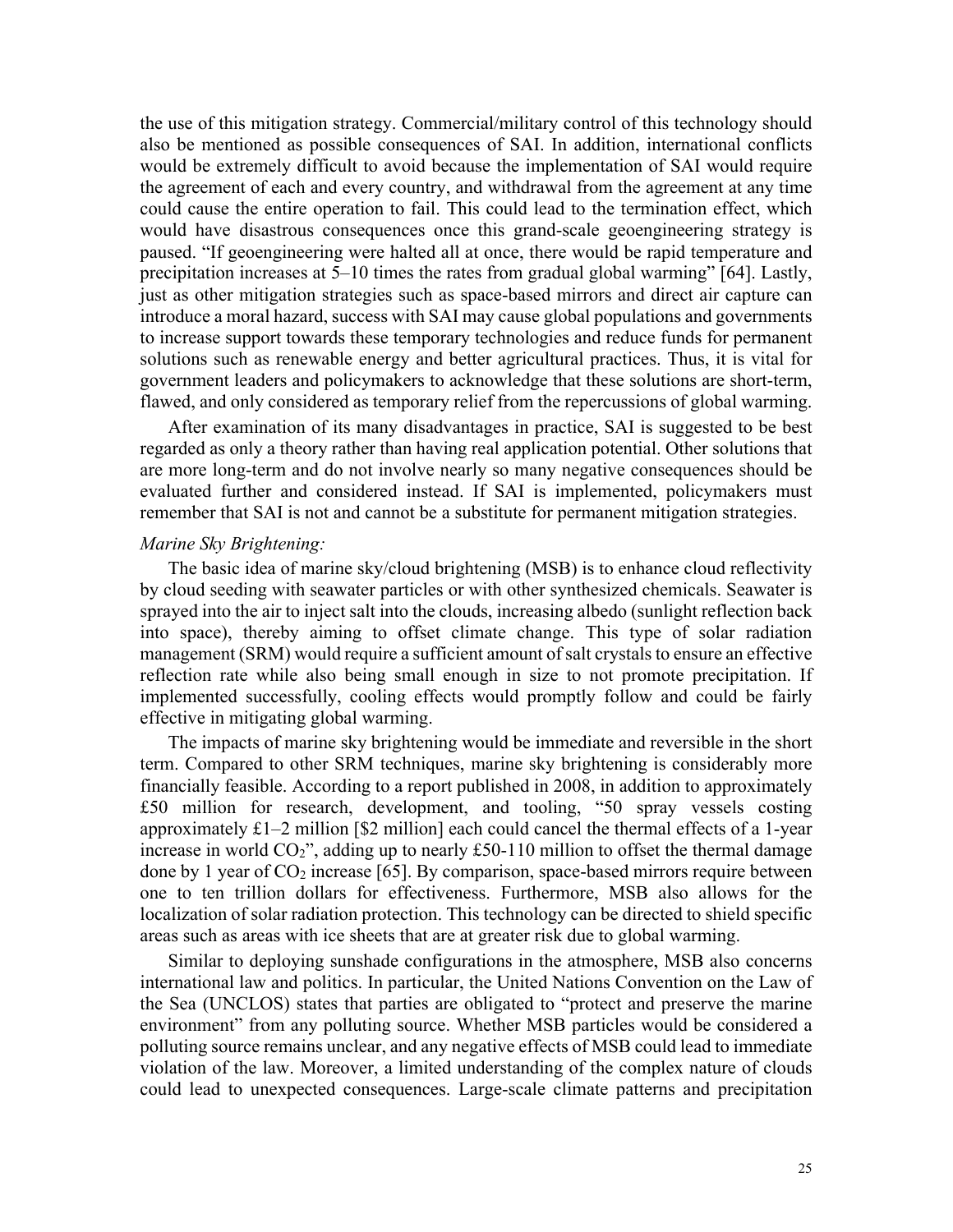the use of this mitigation strategy. Commercial/military control of this technology should also be mentioned as possible consequences of SAI. In addition, international conflicts would be extremely difficult to avoid because the implementation of SAI would require the agreement of each and every country, and withdrawal from the agreement at any time could cause the entire operation to fail. This could lead to the termination effect, which would have disastrous consequences once this grand-scale geoengineering strategy is paused. "If geoengineering were halted all at once, there would be rapid temperature and precipitation increases at 5–10 times the rates from gradual global warming" [64]. Lastly, just as other mitigation strategies such as space-based mirrors and direct air capture can introduce a moral hazard, success with SAI may cause global populations and governments to increase support towards these temporary technologies and reduce funds for permanent solutions such as renewable energy and better agricultural practices. Thus, it is vital for government leaders and policymakers to acknowledge that these solutions are short-term, flawed, and only considered as temporary relief from the repercussions of global warming.

After examination of its many disadvantages in practice, SAI is suggested to be best regarded as only a theory rather than having real application potential. Other solutions that are more long-term and do not involve nearly so many negative consequences should be evaluated further and considered instead. If SAI is implemented, policymakers must remember that SAI is not and cannot be a substitute for permanent mitigation strategies.

*Marine Sky Brightening:*

The basic idea of marine sky/cloud brightening (MSB) is to enhance cloud reflectivity by cloud seeding with seawater particles or with other synthesized chemicals. Seawater is sprayed into the air to inject salt into the clouds, increasing albedo (sunlight reflection back into space), thereby aiming to offset climate change. This type of solar radiation management (SRM) would require a sufficient amount of salt crystals to ensure an effective reflection rate while also being small enough in size to not promote precipitation. If implemented successfully, cooling effects would promptly follow and could be fairly effective in mitigating global warming.

The impacts of marine sky brightening would be immediate and reversible in the short term. Compared to other SRM techniques, marine sky brightening is considerably more financially feasible. According to a report published in 2008, in addition to approximately £50 million for research, development, and tooling, "50 spray vessels costing approximately £1–2 million [$2 million] each could cancel the thermal effects of a 1-year increase in world $CO_2$", adding up to nearly £50-110 million to offset the thermal damage done by 1 year of $CO_2$ increase [65]. By comparison, space-based mirrors require between one to ten trillion dollars for effectiveness. Furthermore, MSB also allows for the localization of solar radiation protection. This technology can be directed to shield specific areas such as areas with ice sheets that are at greater risk due to global warming.

Similar to deploying sunshade configurations in the atmosphere, MSB also concerns international law and politics. In particular, the United Nations Convention on the Law of the Sea (UNCLOS) states that parties are obligated to "protect and preserve the marine environment" from any polluting source. Whether MSB particles would be considered a polluting source remains unclear, and any negative effects of MSB could lead to immediate violation of the law. Moreover, a limited understanding of the complex nature of clouds could lead to unexpected consequences. Large-scale climate patterns and precipitation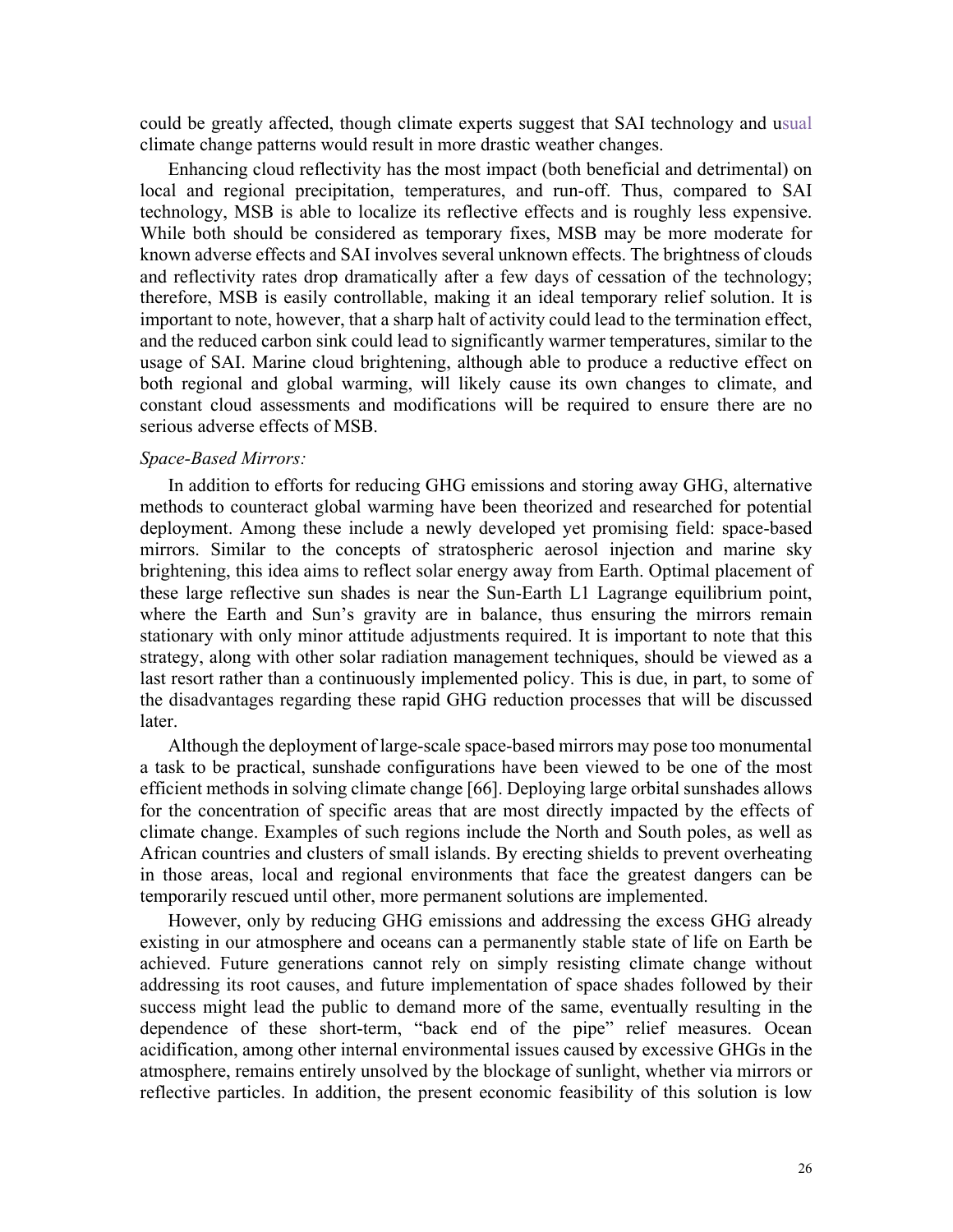could be greatly affected, though climate experts suggest that SAI technology and usual climate change patterns would result in more drastic weather changes.

Enhancing cloud reflectivity has the most impact (both beneficial and detrimental) on local and regional precipitation, temperatures, and run-off. Thus, compared to SAI technology, MSB is able to localize its reflective effects and is roughly less expensive. While both should be considered as temporary fixes, MSB may be more moderate for known adverse effects and SAI involves several unknown effects. The brightness of clouds and reflectivity rates drop dramatically after a few days of cessation of the technology; therefore, MSB is easily controllable, making it an ideal temporary relief solution. It is important to note, however, that a sharp halt of activity could lead to the termination effect, and the reduced carbon sink could lead to significantly warmer temperatures, similar to the usage of SAI. Marine cloud brightening, although able to produce a reductive effect on both regional and global warming, will likely cause its own changes to climate, and constant cloud assessments and modifications will be required to ensure there are no serious adverse effects of MSB.

*Space-Based Mirrors:*

In addition to efforts for reducing GHG emissions and storing away GHG, alternative methods to counteract global warming have been theorized and researched for potential deployment. Among these include a newly developed yet promising field: space-based mirrors. Similar to the concepts of stratospheric aerosol injection and marine sky brightening, this idea aims to reflect solar energy away from Earth. Optimal placement of these large reflective sun shades is near the Sun-Earth L1 Lagrange equilibrium point, where the Earth and Sun's gravity are in balance, thus ensuring the mirrors remain stationary with only minor attitude adjustments required. It is important to note that this strategy, along with other solar radiation management techniques, should be viewed as a last resort rather than a continuously implemented policy. This is due, in part, to some of the disadvantages regarding these rapid GHG reduction processes that will be discussed later.

Although the deployment of large-scale space-based mirrors may pose too monumental a task to be practical, sunshade configurations have been viewed to be one of the most efficient methods in solving climate change [66]. Deploying large orbital sunshades allows for the concentration of specific areas that are most directly impacted by the effects of climate change. Examples of such regions include the North and South poles, as well as African countries and clusters of small islands. By erecting shields to prevent overheating in those areas, local and regional environments that face the greatest dangers can be temporarily rescued until other, more permanent solutions are implemented.

However, only by reducing GHG emissions and addressing the excess GHG already existing in our atmosphere and oceans can a permanently stable state of life on Earth be achieved. Future generations cannot rely on simply resisting climate change without addressing its root causes, and future implementation of space shades followed by their success might lead the public to demand more of the same, eventually resulting in the dependence of these short-term, "back end of the pipe" relief measures. Ocean acidification, among other internal environmental issues caused by excessive GHGs in the atmosphere, remains entirely unsolved by the blockage of sunlight, whether via mirrors or reflective particles. In addition, the present economic feasibility of this solution is low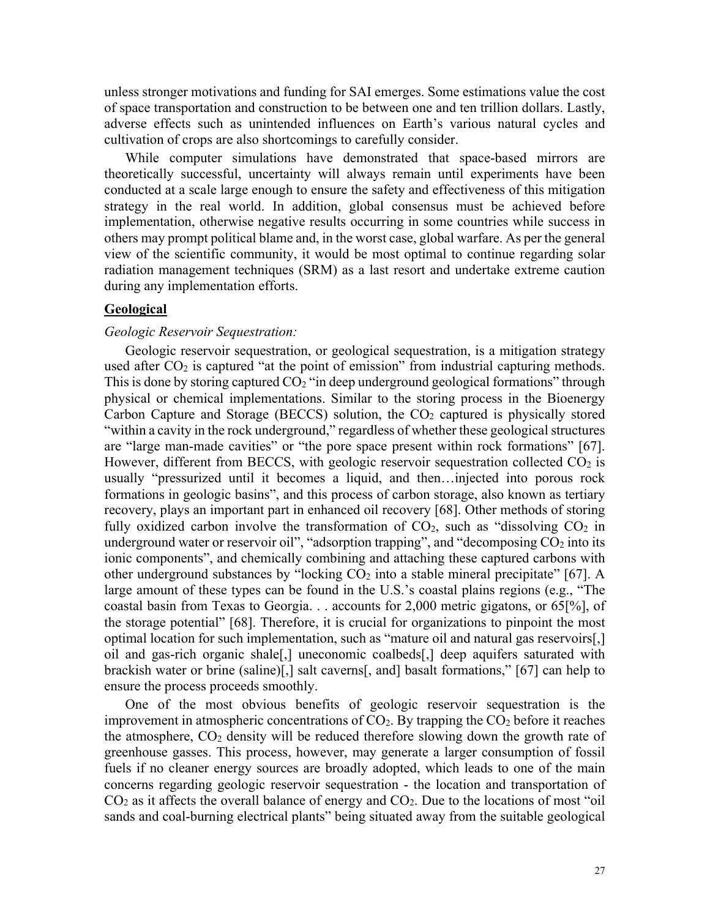unless stronger motivations and funding for SAI emerges. Some estimations value the cost of space transportation and construction to be between one and ten trillion dollars. Lastly, adverse effects such as unintended influences on Earth's various natural cycles and cultivation of crops are also shortcomings to carefully consider.

While computer simulations have demonstrated that space-based mirrors are theoretically successful, uncertainty will always remain until experiments have been conducted at a scale large enough to ensure the safety and effectiveness of this mitigation strategy in the real world. In addition, global consensus must be achieved before implementation, otherwise negative results occurring in some countries while success in others may prompt political blame and, in the worst case, global warfare. As per the general view of the scientific community, it would be most optimal to continue regarding solar radiation management techniques (SRM) as a last resort and undertake extreme caution during any implementation efforts.

## Geological

*Geologic Reservoir Sequestration:*

Geologic reservoir sequestration, or geological sequestration, is a mitigation strategy used after $CO_2$ is captured "at the point of emission" from industrial capturing methods. This is done by storing captured $CO_2$ "in deep underground geological formations" through physical or chemical implementations. Similar to the storing process in the Bioenergy Carbon Capture and Storage (BECCS) solution, the $CO_2$ captured is physically stored "within a cavity in the rock underground," regardless of whether these geological structures are "large man-made cavities" or "the pore space present within rock formations" [67]. However, different from BECCS, with geologic reservoir sequestration collected $CO_2$ is usually "pressurized until it becomes a liquid, and then…injected into porous rock formations in geologic basins", and this process of carbon storage, also known as tertiary recovery, plays an important part in enhanced oil recovery [68]. Other methods of storing fully oxidized carbon involve the transformation of $CO_2$, such as "dissolving $CO_2$ in underground water or reservoir oil", "adsorption trapping", and "decomposing $CO_2$ into its ionic components", and chemically combining and attaching these captured carbons with other underground substances by "locking $CO_2$ into a stable mineral precipitate" [67]. A large amount of these types can be found in the U.S.'s coastal plains regions (e.g., "The coastal basin from Texas to Georgia. . . accounts for 2,000 metric gigatons, or 65[%], of the storage potential" [68]. Therefore, it is crucial for organizations to pinpoint the most optimal location for such implementation, such as "mature oil and natural gas reservoirs[,] oil and gas-rich organic shale[,] uneconomic coalbeds[,] deep aquifers saturated with brackish water or brine (saline)[,] salt caverns[, and] basalt formations," [67] can help to ensure the process proceeds smoothly.

One of the most obvious benefits of geologic reservoir sequestration is the improvement in atmospheric concentrations of $CO_2$. By trapping the $CO_2$ before it reaches the atmosphere, $CO_2$ density will be reduced therefore slowing down the growth rate of greenhouse gasses. This process, however, may generate a larger consumption of fossil fuels if no cleaner energy sources are broadly adopted, which leads to one of the main concerns regarding geologic reservoir sequestration - the location and transportation of $CO_2$ as it affects the overall balance of energy and $CO_2$. Due to the locations of most "oil sands and coal-burning electrical plants" being situated away from the suitable geological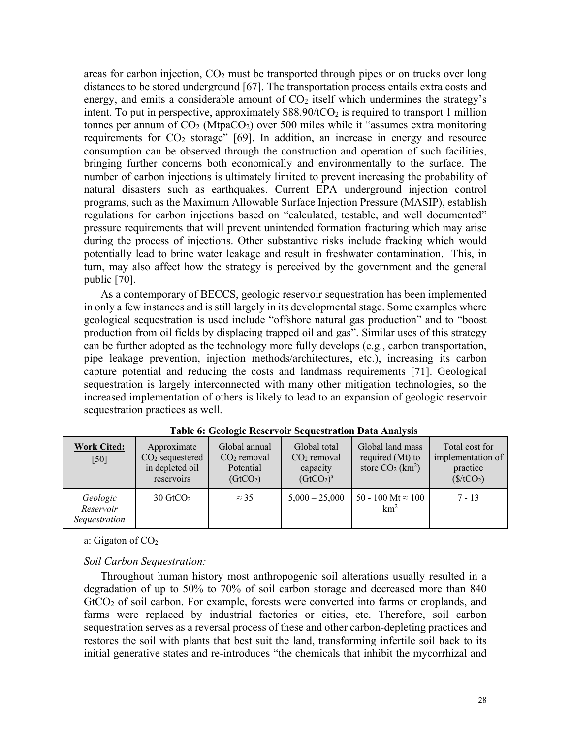areas for carbon injection, $CO_2$ must be transported through pipes or on trucks over long distances to be stored underground [67]. The transportation process entails extra costs and energy, and emits a considerable amount of $CO_2$ itself which undermines the strategy's intent. To put in perspective, approximately \$88.90/t$CO_2$ is required to transport 1 million tonnes per annum of $CO_2$ (Mtpa$CO_2$) over 500 miles while it "assumes extra monitoring requirements for $CO_2$ storage" [69]. In addition, an increase in energy and resource consumption can be observed through the construction and operation of such facilities, bringing further concerns both economically and environmentally to the surface. The number of carbon injections is ultimately limited to prevent increasing the probability of natural disasters such as earthquakes. Current EPA underground injection control programs, such as the Maximum Allowable Surface Injection Pressure (MASIP), establish regulations for carbon injections based on "calculated, testable, and well documented" pressure requirements that will prevent unintended formation fracturing which may arise during the process of injections. Other substantive risks include fracking which would potentially lead to brine water leakage and result in freshwater contamination. This, in turn, may also affect how the strategy is perceived by the government and the general public [70].

As a contemporary of BECCS, geologic reservoir sequestration has been implemented in only a few instances and is still largely in its developmental stage. Some examples where geological sequestration is used include "offshore natural gas production" and to "boost production from oil fields by displacing trapped oil and gas". Similar uses of this strategy can be further adopted as the technology more fully develops (e.g., carbon transportation, pipe leakage prevention, injection methods/architectures, etc.), increasing its carbon capture potential and reducing the costs and landmass requirements [71]. Geological sequestration is largely interconnected with many other mitigation technologies, so the increased implementation of others is likely to lead to an expansion of geologic reservoir sequestration practices as well.

**Table 6: Geologic Reservoir Sequestration Data Analysis**

| **Work Cited:** [50] | Approximate $CO_2$ sequestered in depleted oil reservoirs | Global annual $CO_2$ removal Potential (Gt$CO_2$) | Global total $CO_2$ removal capacity (Gt$CO_2$)[a] | Global land mass required (Mt) to store $CO_2$ ($km^2$) | Total cost for implementation of practice (\$/t$CO_2$) |
|---|---|---|---|---|---|
| *Geologic Reservoir Sequestration* | 30 Gt$CO_2$ | ≈ 35 | 5,000 – 25,000 | 50 - 100 Mt ≈ 100 $km^2$ | 7 - 13 |

a: Gigaton of $CO_2$

*Soil Carbon Sequestration:*

Throughout human history most anthropogenic soil alterations usually resulted in a degradation of up to 50% to 70% of soil carbon storage and decreased more than 840 Gt$CO_2$ of soil carbon. For example, forests were converted into farms or croplands, and farms were replaced by industrial factories or cities, etc. Therefore, soil carbon sequestration serves as a reversal process of these and other carbon-depleting practices and restores the soil with plants that best suit the land, transforming infertile soil back to its initial generative states and re-introduces "the chemicals that inhibit the mycorrhizal and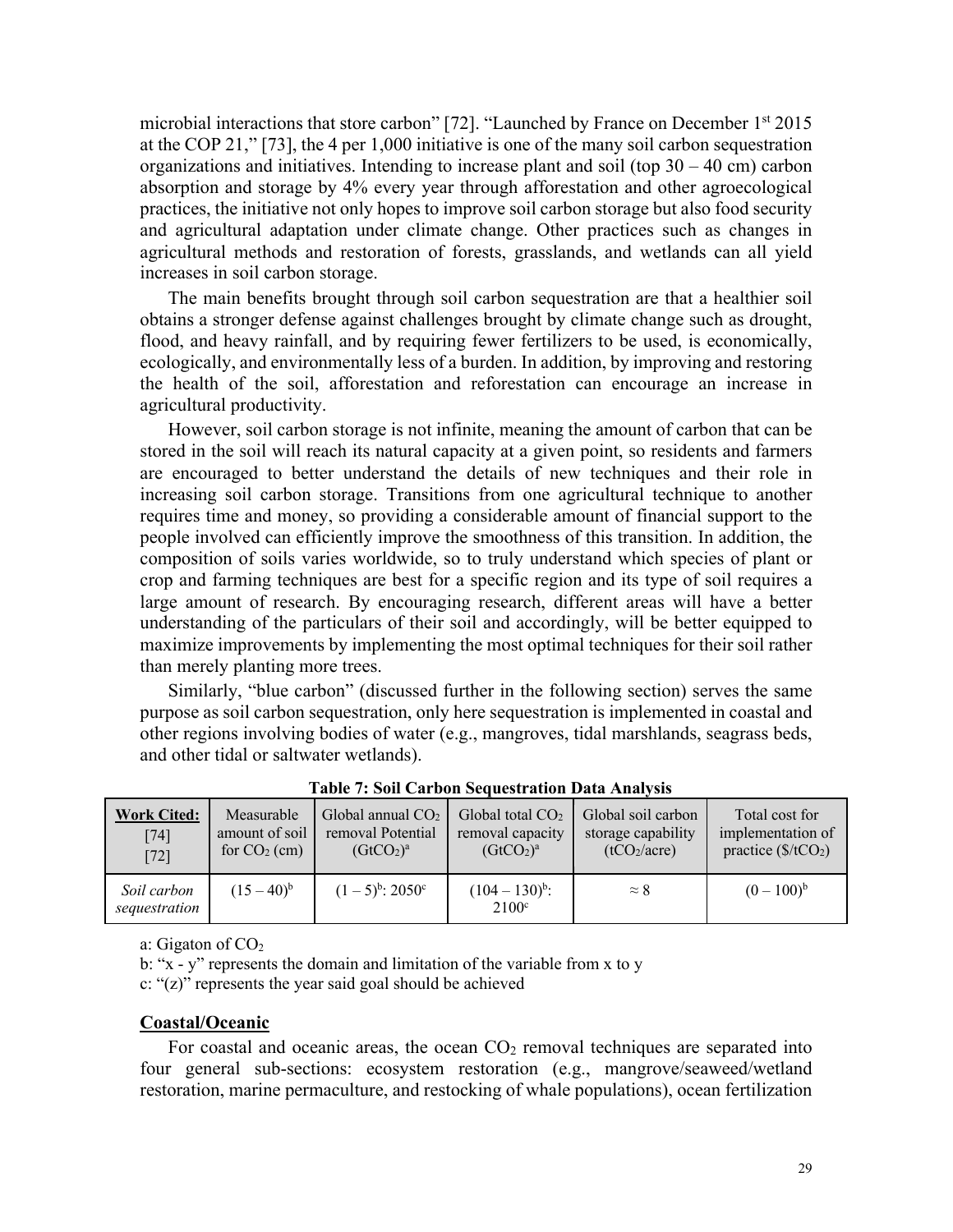microbial interactions that store carbon" [72]. "Launched by France on December 1st 2015 at the COP 21," [73], the 4 per 1,000 initiative is one of the many soil carbon sequestration organizations and initiatives. Intending to increase plant and soil (top 30 – 40 cm) carbon absorption and storage by 4% every year through afforestation and other agroecological practices, the initiative not only hopes to improve soil carbon storage but also food security and agricultural adaptation under climate change. Other practices such as changes in agricultural methods and restoration of forests, grasslands, and wetlands can all yield increases in soil carbon storage.

The main benefits brought through soil carbon sequestration are that a healthier soil obtains a stronger defense against challenges brought by climate change such as drought, flood, and heavy rainfall, and by requiring fewer fertilizers to be used, is economically, ecologically, and environmentally less of a burden. In addition, by improving and restoring the health of the soil, afforestation and reforestation can encourage an increase in agricultural productivity.

However, soil carbon storage is not infinite, meaning the amount of carbon that can be stored in the soil will reach its natural capacity at a given point, so residents and farmers are encouraged to better understand the details of new techniques and their role in increasing soil carbon storage. Transitions from one agricultural technique to another requires time and money, so providing a considerable amount of financial support to the people involved can efficiently improve the smoothness of this transition. In addition, the composition of soils varies worldwide, so to truly understand which species of plant or crop and farming techniques are best for a specific region and its type of soil requires a large amount of research. By encouraging research, different areas will have a better understanding of the particulars of their soil and accordingly, will be better equipped to maximize improvements by implementing the most optimal techniques for their soil rather than merely planting more trees.

Similarly, "blue carbon" (discussed further in the following section) serves the same purpose as soil carbon sequestration, only here sequestration is implemented in coastal and other regions involving bodies of water (e.g., mangroves, tidal marshlands, seagrass beds, and other tidal or saltwater wetlands).

**Table 7: Soil Carbon Sequestration Data Analysis**

| **Work Cited:** [74] [72] | Measurable amount of soil for $CO_2$ (cm) | Global annual $CO_2$ removal Potential ($GtCO_2$)[a] | Global total $CO_2$ removal capacity ($GtCO_2$)[a] | Global soil carbon storage capability ($tCO_2$/acre) | Total cost for implementation of practice ($/$tCO_2$) |
|---|---|---|---|---|---|
| *Soil carbon sequestration* | (15 – 40)[b] | (1 – 5)[b]: 2050[c] | (104 – 130)[b]: 2100[c] | ≈ 8 | (0 – 100)[b] |

a: Gigaton of $CO_2$

b: "x - y" represents the domain and limitation of the variable from x to y

c: "(z)" represents the year said goal should be achieved

## Coastal/Oceanic

For coastal and oceanic areas, the ocean $CO_2$ removal techniques are separated into four general sub-sections: ecosystem restoration (e.g., mangrove/seaweed/wetland restoration, marine permaculture, and restocking of whale populations), ocean fertilization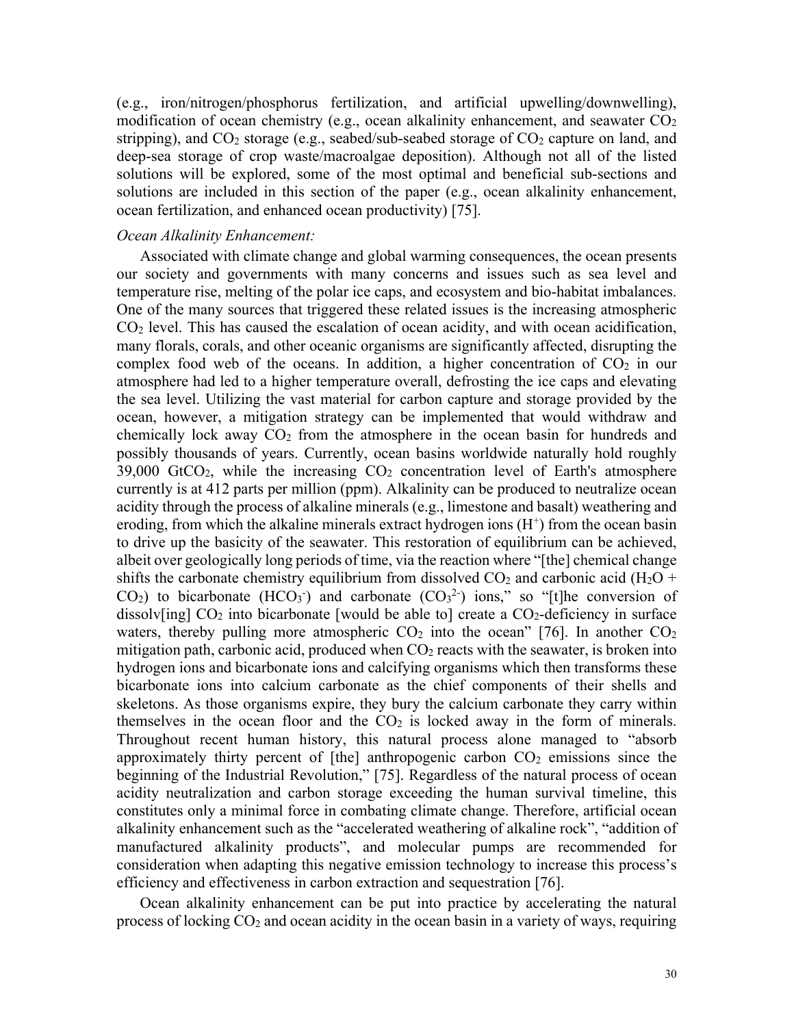(e.g., iron/nitrogen/phosphorus fertilization, and artificial upwelling/downwelling), modification of ocean chemistry (e.g., ocean alkalinity enhancement, and seawater $CO_2$ stripping), and $CO_2$ storage (e.g., seabed/sub-seabed storage of $CO_2$ capture on land, and deep-sea storage of crop waste/macroalgae deposition). Although not all of the listed solutions will be explored, some of the most optimal and beneficial sub-sections and solutions are included in this section of the paper (e.g., ocean alkalinity enhancement, ocean fertilization, and enhanced ocean productivity) [75].

*Ocean Alkalinity Enhancement:*

Associated with climate change and global warming consequences, the ocean presents our society and governments with many concerns and issues such as sea level and temperature rise, melting of the polar ice caps, and ecosystem and bio-habitat imbalances. One of the many sources that triggered these related issues is the increasing atmospheric $CO_2$ level. This has caused the escalation of ocean acidity, and with ocean acidification, many florals, corals, and other oceanic organisms are significantly affected, disrupting the complex food web of the oceans. In addition, a higher concentration of $CO_2$ in our atmosphere had led to a higher temperature overall, defrosting the ice caps and elevating the sea level. Utilizing the vast material for carbon capture and storage provided by the ocean, however, a mitigation strategy can be implemented that would withdraw and chemically lock away $CO_2$ from the atmosphere in the ocean basin for hundreds and possibly thousands of years. Currently, ocean basins worldwide naturally hold roughly 39,000 $GtCO_2$, while the increasing $CO_2$ concentration level of Earth's atmosphere currently is at 412 parts per million (ppm). Alkalinity can be produced to neutralize ocean acidity through the process of alkaline minerals (e.g., limestone and basalt) weathering and eroding, from which the alkaline minerals extract hydrogen ions ($H^+$) from the ocean basin to drive up the basicity of the seawater. This restoration of equilibrium can be achieved, albeit over geologically long periods of time, via the reaction where "[the] chemical change shifts the carbonate chemistry equilibrium from dissolved $CO_2$ and carbonic acid ($H_2O$ + $CO_2$) to bicarbonate ($HCO_3^-$) and carbonate ($CO_3^{2-}$) ions," so "[t]he conversion of dissolv[ing] $CO_2$ into bicarbonate [would be able to] create a $CO_2$-deficiency in surface waters, thereby pulling more atmospheric $CO_2$ into the ocean" [76]. In another $CO_2$ mitigation path, carbonic acid, produced when $CO_2$ reacts with the seawater, is broken into hydrogen ions and bicarbonate ions and calcifying organisms which then transforms these bicarbonate ions into calcium carbonate as the chief components of their shells and skeletons. As those organisms expire, they bury the calcium carbonate they carry within themselves in the ocean floor and the $CO_2$ is locked away in the form of minerals. Throughout recent human history, this natural process alone managed to "absorb approximately thirty percent of [the] anthropogenic carbon $CO_2$ emissions since the beginning of the Industrial Revolution," [75]. Regardless of the natural process of ocean acidity neutralization and carbon storage exceeding the human survival timeline, this constitutes only a minimal force in combating climate change. Therefore, artificial ocean alkalinity enhancement such as the "accelerated weathering of alkaline rock", "addition of manufactured alkalinity products", and molecular pumps are recommended for consideration when adapting this negative emission technology to increase this process's efficiency and effectiveness in carbon extraction and sequestration [76].

Ocean alkalinity enhancement can be put into practice by accelerating the natural process of locking $CO_2$ and ocean acidity in the ocean basin in a variety of ways, requiring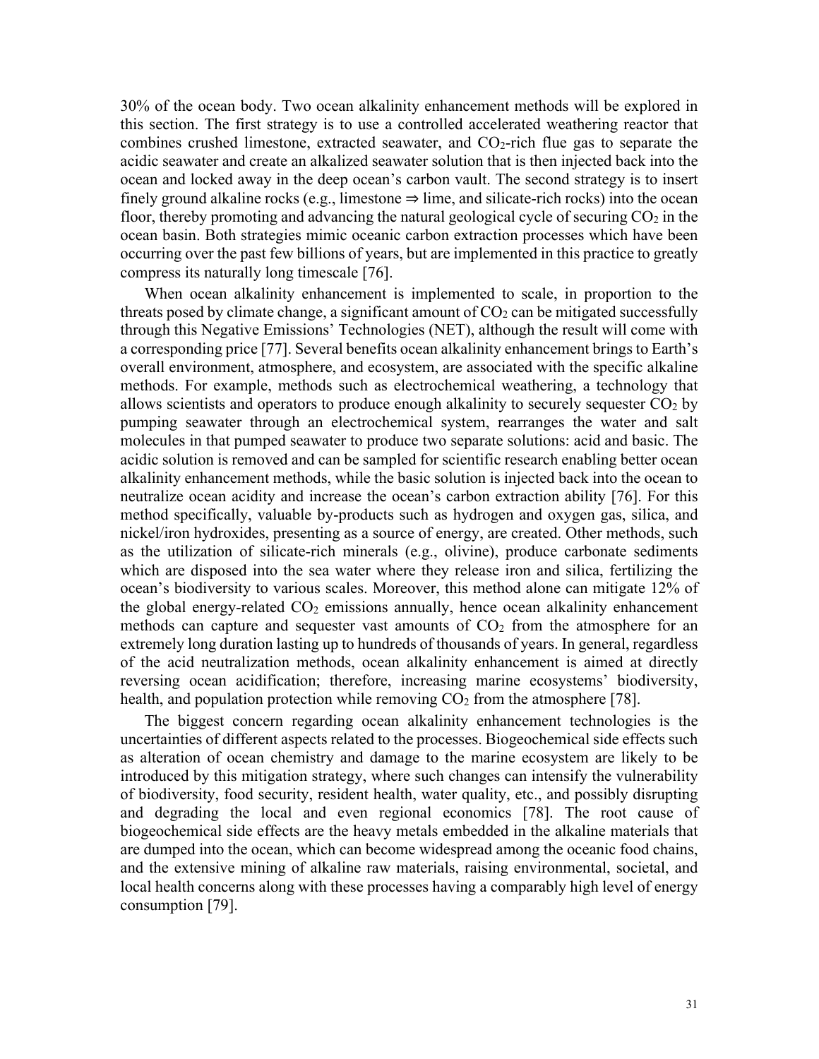30% of the ocean body. Two ocean alkalinity enhancement methods will be explored in this section. The first strategy is to use a controlled accelerated weathering reactor that combines crushed limestone, extracted seawater, and $CO_2$-rich flue gas to separate the acidic seawater and create an alkalized seawater solution that is then injected back into the ocean and locked away in the deep ocean's carbon vault. The second strategy is to insert finely ground alkaline rocks (e.g., limestone ⇒ lime, and silicate-rich rocks) into the ocean floor, thereby promoting and advancing the natural geological cycle of securing $CO_2$ in the ocean basin. Both strategies mimic oceanic carbon extraction processes which have been occurring over the past few billions of years, but are implemented in this practice to greatly compress its naturally long timescale [76].

When ocean alkalinity enhancement is implemented to scale, in proportion to the threats posed by climate change, a significant amount of $CO_2$ can be mitigated successfully through this Negative Emissions' Technologies (NET), although the result will come with a corresponding price [77]. Several benefits ocean alkalinity enhancement brings to Earth's overall environment, atmosphere, and ecosystem, are associated with the specific alkaline methods. For example, methods such as electrochemical weathering, a technology that allows scientists and operators to produce enough alkalinity to securely sequester $CO_2$ by pumping seawater through an electrochemical system, rearranges the water and salt molecules in that pumped seawater to produce two separate solutions: acid and basic. The acidic solution is removed and can be sampled for scientific research enabling better ocean alkalinity enhancement methods, while the basic solution is injected back into the ocean to neutralize ocean acidity and increase the ocean's carbon extraction ability [76]. For this method specifically, valuable by-products such as hydrogen and oxygen gas, silica, and nickel/iron hydroxides, presenting as a source of energy, are created. Other methods, such as the utilization of silicate-rich minerals (e.g., olivine), produce carbonate sediments which are disposed into the sea water where they release iron and silica, fertilizing the ocean's biodiversity to various scales. Moreover, this method alone can mitigate 12% of the global energy-related $CO_2$ emissions annually, hence ocean alkalinity enhancement methods can capture and sequester vast amounts of $CO_2$ from the atmosphere for an extremely long duration lasting up to hundreds of thousands of years. In general, regardless of the acid neutralization methods, ocean alkalinity enhancement is aimed at directly reversing ocean acidification; therefore, increasing marine ecosystems' biodiversity, health, and population protection while removing $CO_2$ from the atmosphere [78].

The biggest concern regarding ocean alkalinity enhancement technologies is the uncertainties of different aspects related to the processes. Biogeochemical side effects such as alteration of ocean chemistry and damage to the marine ecosystem are likely to be introduced by this mitigation strategy, where such changes can intensify the vulnerability of biodiversity, food security, resident health, water quality, etc., and possibly disrupting and degrading the local and even regional economics [78]. The root cause of biogeochemical side effects are the heavy metals embedded in the alkaline materials that are dumped into the ocean, which can become widespread among the oceanic food chains, and the extensive mining of alkaline raw materials, raising environmental, societal, and local health concerns along with these processes having a comparably high level of energy consumption [79].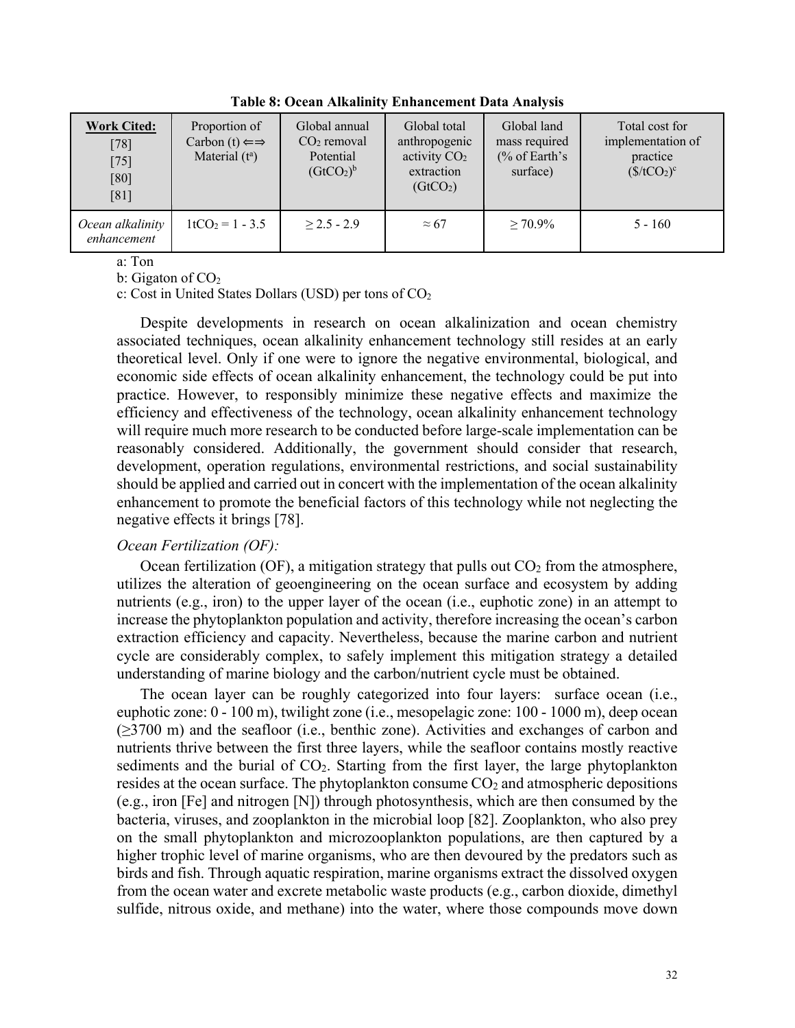**Table 8: Ocean Alkalinity Enhancement Data Analysis**

| **Work Cited:** [78] [75] [80] [81] | Proportion of Carbon (t) ⇐⇒ Material (t[a]) | Global annual $CO_2$ removal Potential ($GtCO_2$)[b] | Global total anthropogenic activity $CO_2$ extraction ($GtCO_2$) | Global land mass required (% of Earth's surface) | Total cost for implementation of practice ($\$/tCO_2$)[c] |
|---|---|---|---|---|---|
| *Ocean alkalinity enhancement* | $1tCO_2$ = 1 - 3.5 | ≥ 2.5 - 2.9 | ≈ 67 | ≥ 70.9% | 5 - 160 |

a: Ton

b: Gigaton of $CO_2$

c: Cost in United States Dollars (USD) per tons of $CO_2$

Despite developments in research on ocean alkalinization and ocean chemistry associated techniques, ocean alkalinity enhancement technology still resides at an early theoretical level. Only if one were to ignore the negative environmental, biological, and economic side effects of ocean alkalinity enhancement, the technology could be put into practice. However, to responsibly minimize these negative effects and maximize the efficiency and effectiveness of the technology, ocean alkalinity enhancement technology will require much more research to be conducted before large-scale implementation can be reasonably considered. Additionally, the government should consider that research, development, operation regulations, environmental restrictions, and social sustainability should be applied and carried out in concert with the implementation of the ocean alkalinity enhancement to promote the beneficial factors of this technology while not neglecting the negative effects it brings [78].

*Ocean Fertilization (OF):*

Ocean fertilization (OF), a mitigation strategy that pulls out $CO_2$ from the atmosphere, utilizes the alteration of geoengineering on the ocean surface and ecosystem by adding nutrients (e.g., iron) to the upper layer of the ocean (i.e., euphotic zone) in an attempt to increase the phytoplankton population and activity, therefore increasing the ocean's carbon extraction efficiency and capacity. Nevertheless, because the marine carbon and nutrient cycle are considerably complex, to safely implement this mitigation strategy a detailed understanding of marine biology and the carbon/nutrient cycle must be obtained.

The ocean layer can be roughly categorized into four layers: surface ocean (i.e., euphotic zone: 0 - 100 m), twilight zone (i.e., mesopelagic zone: 100 - 1000 m), deep ocean (≥3700 m) and the seafloor (i.e., benthic zone). Activities and exchanges of carbon and nutrients thrive between the first three layers, while the seafloor contains mostly reactive sediments and the burial of $CO_2$. Starting from the first layer, the large phytoplankton resides at the ocean surface. The phytoplankton consume $CO_2$ and atmospheric depositions (e.g., iron [Fe] and nitrogen [N]) through photosynthesis, which are then consumed by the bacteria, viruses, and zooplankton in the microbial loop [82]. Zooplankton, who also prey on the small phytoplankton and microzooplankton populations, are then captured by a higher trophic level of marine organisms, who are then devoured by the predators such as birds and fish. Through aquatic respiration, marine organisms extract the dissolved oxygen from the ocean water and excrete metabolic waste products (e.g., carbon dioxide, dimethyl sulfide, nitrous oxide, and methane) into the water, where those compounds move down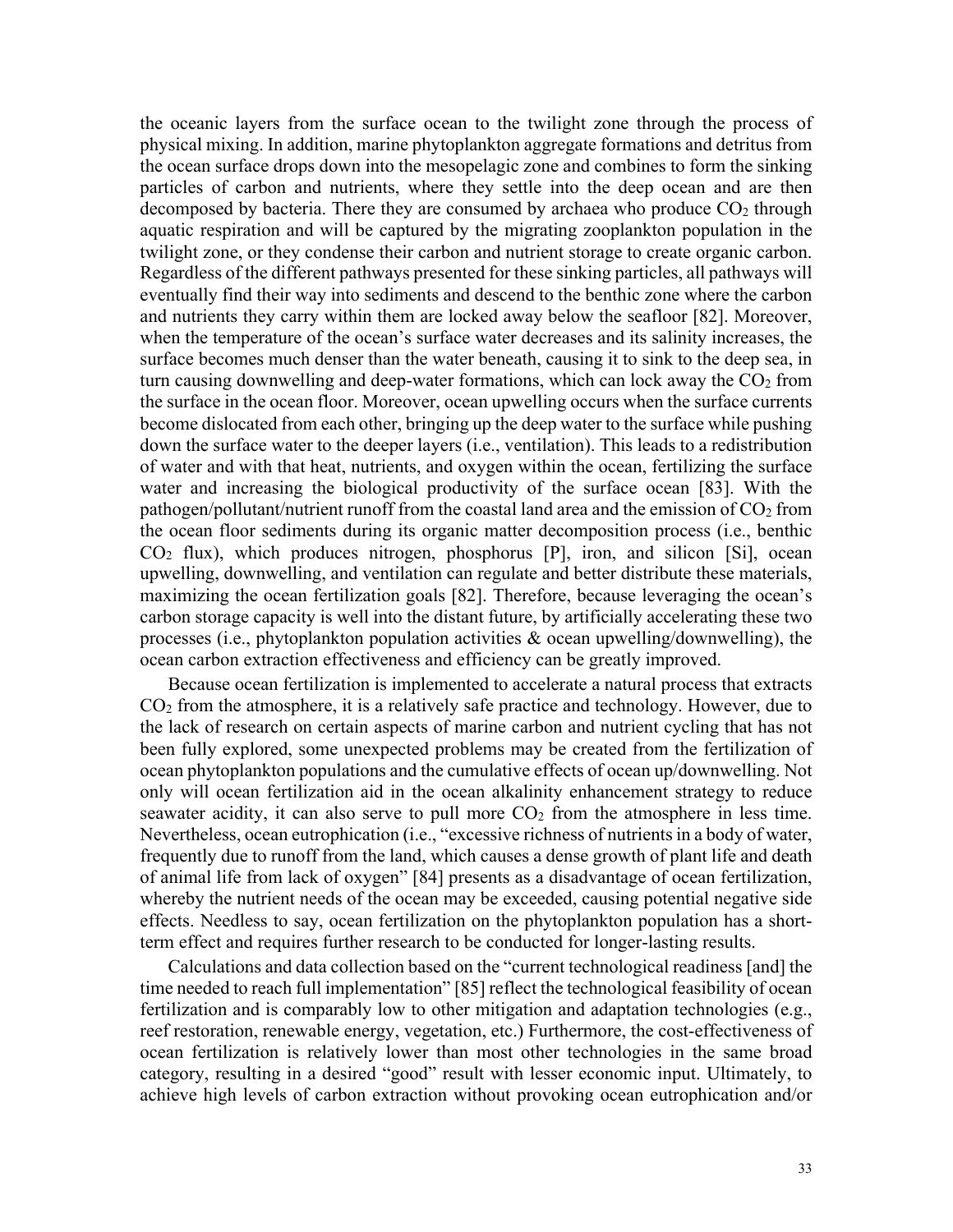the oceanic layers from the surface ocean to the twilight zone through the process of physical mixing. In addition, marine phytoplankton aggregate formations and detritus from the ocean surface drops down into the mesopelagic zone and combines to form the sinking particles of carbon and nutrients, where they settle into the deep ocean and are then decomposed by bacteria. There they are consumed by archaea who produce $CO_2$ through aquatic respiration and will be captured by the migrating zooplankton population in the twilight zone, or they condense their carbon and nutrient storage to create organic carbon. Regardless of the different pathways presented for these sinking particles, all pathways will eventually find their way into sediments and descend to the benthic zone where the carbon and nutrients they carry within them are locked away below the seafloor [82]. Moreover, when the temperature of the ocean's surface water decreases and its salinity increases, the surface becomes much denser than the water beneath, causing it to sink to the deep sea, in turn causing downwelling and deep-water formations, which can lock away the $CO_2$ from the surface in the ocean floor. Moreover, ocean upwelling occurs when the surface currents become dislocated from each other, bringing up the deep water to the surface while pushing down the surface water to the deeper layers (i.e., ventilation). This leads to a redistribution of water and with that heat, nutrients, and oxygen within the ocean, fertilizing the surface water and increasing the biological productivity of the surface ocean [83]. With the pathogen/pollutant/nutrient runoff from the coastal land area and the emission of $CO_2$ from the ocean floor sediments during its organic matter decomposition process (i.e., benthic $CO_2$ flux), which produces nitrogen, phosphorus [P], iron, and silicon [Si], ocean upwelling, downwelling, and ventilation can regulate and better distribute these materials, maximizing the ocean fertilization goals [82]. Therefore, because leveraging the ocean's carbon storage capacity is well into the distant future, by artificially accelerating these two processes (i.e., phytoplankton population activities & ocean upwelling/downwelling), the ocean carbon extraction effectiveness and efficiency can be greatly improved.

Because ocean fertilization is implemented to accelerate a natural process that extracts $CO_2$ from the atmosphere, it is a relatively safe practice and technology. However, due to the lack of research on certain aspects of marine carbon and nutrient cycling that has not been fully explored, some unexpected problems may be created from the fertilization of ocean phytoplankton populations and the cumulative effects of ocean up/downwelling. Not only will ocean fertilization aid in the ocean alkalinity enhancement strategy to reduce seawater acidity, it can also serve to pull more $CO_2$ from the atmosphere in less time. Nevertheless, ocean eutrophication (i.e., "excessive richness of nutrients in a body of water, frequently due to runoff from the land, which causes a dense growth of plant life and death of animal life from lack of oxygen" [84] presents as a disadvantage of ocean fertilization, whereby the nutrient needs of the ocean may be exceeded, causing potential negative side effects. Needless to say, ocean fertilization on the phytoplankton population has a short-term effect and requires further research to be conducted for longer-lasting results.

Calculations and data collection based on the "current technological readiness [and] the time needed to reach full implementation" [85] reflect the technological feasibility of ocean fertilization and is comparably low to other mitigation and adaptation technologies (e.g., reef restoration, renewable energy, vegetation, etc.) Furthermore, the cost-effectiveness of ocean fertilization is relatively lower than most other technologies in the same broad category, resulting in a desired "good" result with lesser economic input. Ultimately, to achieve high levels of carbon extraction without provoking ocean eutrophication and/or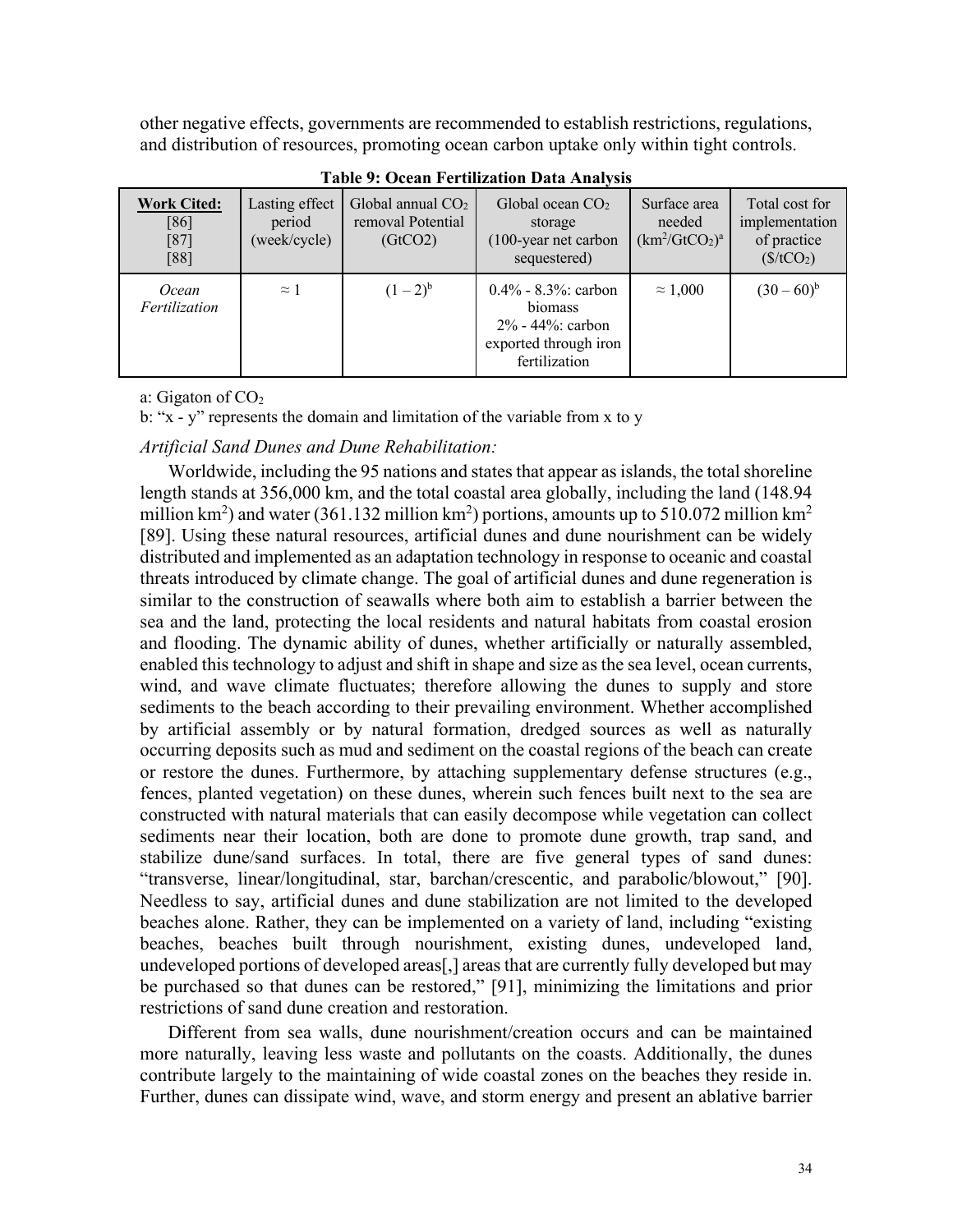other negative effects, governments are recommended to establish restrictions, regulations, and distribution of resources, promoting ocean carbon uptake only within tight controls.

**Table 9: Ocean Fertilization Data Analysis**

| **Work Cited:** [86] [87] [88] | Lasting effect period (week/cycle) | Global annual $CO_2$ removal Potential (GtCO2) | Global ocean $CO_2$ storage (100-year net carbon sequestered) | Surface area needed ($km^2/GtCO_2$)[a] | Total cost for implementation of practice ($\$/tCO_2$) |
|---|---|---|---|---|---|
| *Ocean Fertilization* | ≈ 1 | $(1 – 2)$[b] | 0.4% - 8.3%: carbon biomass 2% - 44%: carbon exported through iron fertilization | ≈ 1,000 | $(30 – 60)$[b] |

a: Gigaton of $CO_2$

b: "x - y" represents the domain and limitation of the variable from x to y

*Artificial Sand Dunes and Dune Rehabilitation:*

Worldwide, including the 95 nations and states that appear as islands, the total shoreline length stands at 356,000 km, and the total coastal area globally, including the land (148.94 million $km^2$) and water (361.132 million $km^2$) portions, amounts up to 510.072 million $km^2$ [89]. Using these natural resources, artificial dunes and dune nourishment can be widely distributed and implemented as an adaptation technology in response to oceanic and coastal threats introduced by climate change. The goal of artificial dunes and dune regeneration is similar to the construction of seawalls where both aim to establish a barrier between the sea and the land, protecting the local residents and natural habitats from coastal erosion and flooding. The dynamic ability of dunes, whether artificially or naturally assembled, enabled this technology to adjust and shift in shape and size as the sea level, ocean currents, wind, and wave climate fluctuates; therefore allowing the dunes to supply and store sediments to the beach according to their prevailing environment. Whether accomplished by artificial assembly or by natural formation, dredged sources as well as naturally occurring deposits such as mud and sediment on the coastal regions of the beach can create or restore the dunes. Furthermore, by attaching supplementary defense structures (e.g., fences, planted vegetation) on these dunes, wherein such fences built next to the sea are constructed with natural materials that can easily decompose while vegetation can collect sediments near their location, both are done to promote dune growth, trap sand, and stabilize dune/sand surfaces. In total, there are five general types of sand dunes: "transverse, linear/longitudinal, star, barchan/crescentic, and parabolic/blowout," [90]. Needless to say, artificial dunes and dune stabilization are not limited to the developed beaches alone. Rather, they can be implemented on a variety of land, including "existing beaches, beaches built through nourishment, existing dunes, undeveloped land, undeveloped portions of developed areas[,] areas that are currently fully developed but may be purchased so that dunes can be restored," [91], minimizing the limitations and prior restrictions of sand dune creation and restoration.

Different from sea walls, dune nourishment/creation occurs and can be maintained more naturally, leaving less waste and pollutants on the coasts. Additionally, the dunes contribute largely to the maintaining of wide coastal zones on the beaches they reside in. Further, dunes can dissipate wind, wave, and storm energy and present an ablative barrier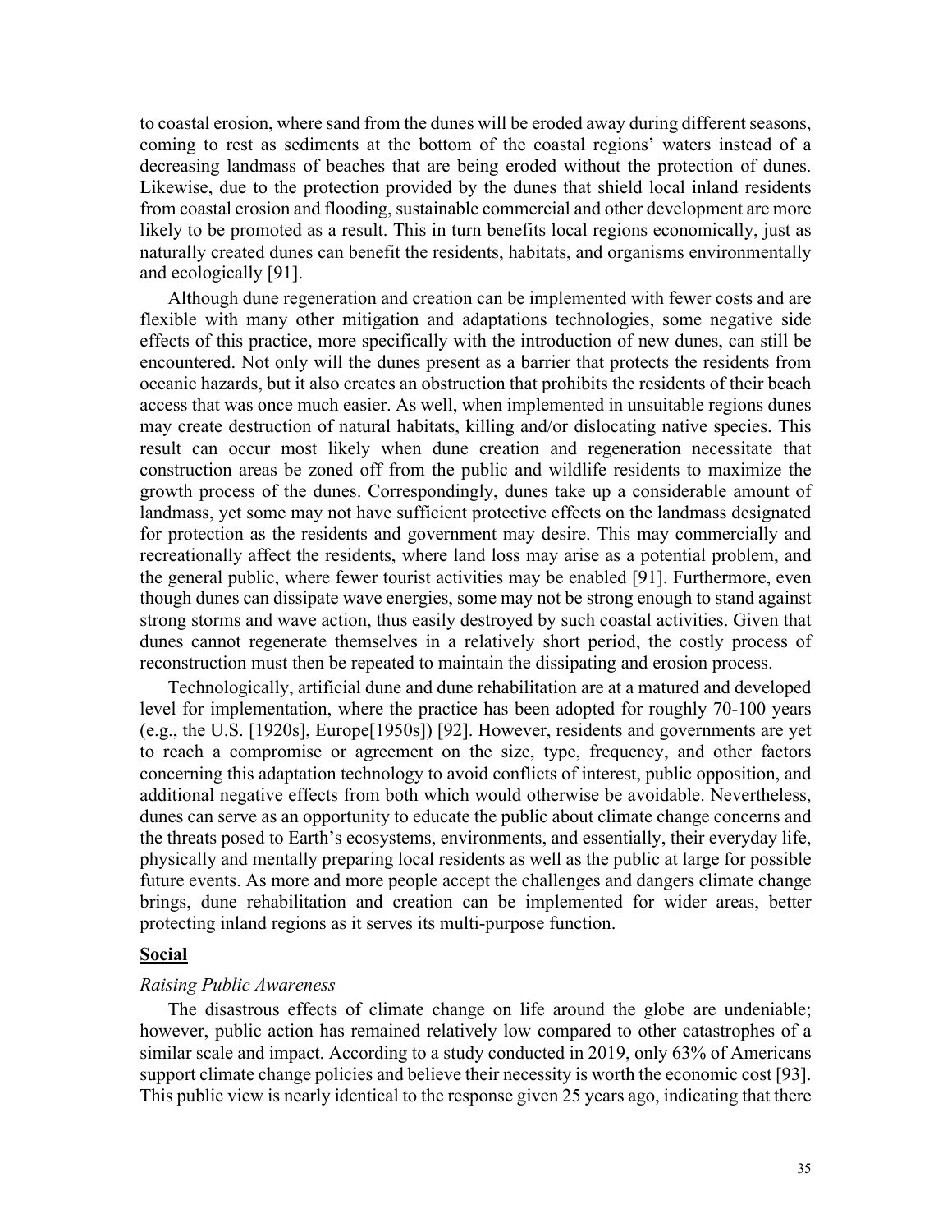to coastal erosion, where sand from the dunes will be eroded away during different seasons, coming to rest as sediments at the bottom of the coastal regions' waters instead of a decreasing landmass of beaches that are being eroded without the protection of dunes. Likewise, due to the protection provided by the dunes that shield local inland residents from coastal erosion and flooding, sustainable commercial and other development are more likely to be promoted as a result. This in turn benefits local regions economically, just as naturally created dunes can benefit the residents, habitats, and organisms environmentally and ecologically [91].

Although dune regeneration and creation can be implemented with fewer costs and are flexible with many other mitigation and adaptations technologies, some negative side effects of this practice, more specifically with the introduction of new dunes, can still be encountered. Not only will the dunes present as a barrier that protects the residents from oceanic hazards, but it also creates an obstruction that prohibits the residents of their beach access that was once much easier. As well, when implemented in unsuitable regions dunes may create destruction of natural habitats, killing and/or dislocating native species. This result can occur most likely when dune creation and regeneration necessitate that construction areas be zoned off from the public and wildlife residents to maximize the growth process of the dunes. Correspondingly, dunes take up a considerable amount of landmass, yet some may not have sufficient protective effects on the landmass designated for protection as the residents and government may desire. This may commercially and recreationally affect the residents, where land loss may arise as a potential problem, and the general public, where fewer tourist activities may be enabled [91]. Furthermore, even though dunes can dissipate wave energies, some may not be strong enough to stand against strong storms and wave action, thus easily destroyed by such coastal activities. Given that dunes cannot regenerate themselves in a relatively short period, the costly process of reconstruction must then be repeated to maintain the dissipating and erosion process.

Technologically, artificial dune and dune rehabilitation are at a matured and developed level for implementation, where the practice has been adopted for roughly 70-100 years (e.g., the U.S. [1920s], Europe[1950s]) [92]. However, residents and governments are yet to reach a compromise or agreement on the size, type, frequency, and other factors concerning this adaptation technology to avoid conflicts of interest, public opposition, and additional negative effects from both which would otherwise be avoidable. Nevertheless, dunes can serve as an opportunity to educate the public about climate change concerns and the threats posed to Earth's ecosystems, environments, and essentially, their everyday life, physically and mentally preparing local residents as well as the public at large for possible future events. As more and more people accept the challenges and dangers climate change brings, dune rehabilitation and creation can be implemented for wider areas, better protecting inland regions as it serves its multi-purpose function.

## Social

### *Raising Public Awareness*

The disastrous effects of climate change on life around the globe are undeniable; however, public action has remained relatively low compared to other catastrophes of a similar scale and impact. According to a study conducted in 2019, only 63% of Americans support climate change policies and believe their necessity is worth the economic cost [93]. This public view is nearly identical to the response given 25 years ago, indicating that there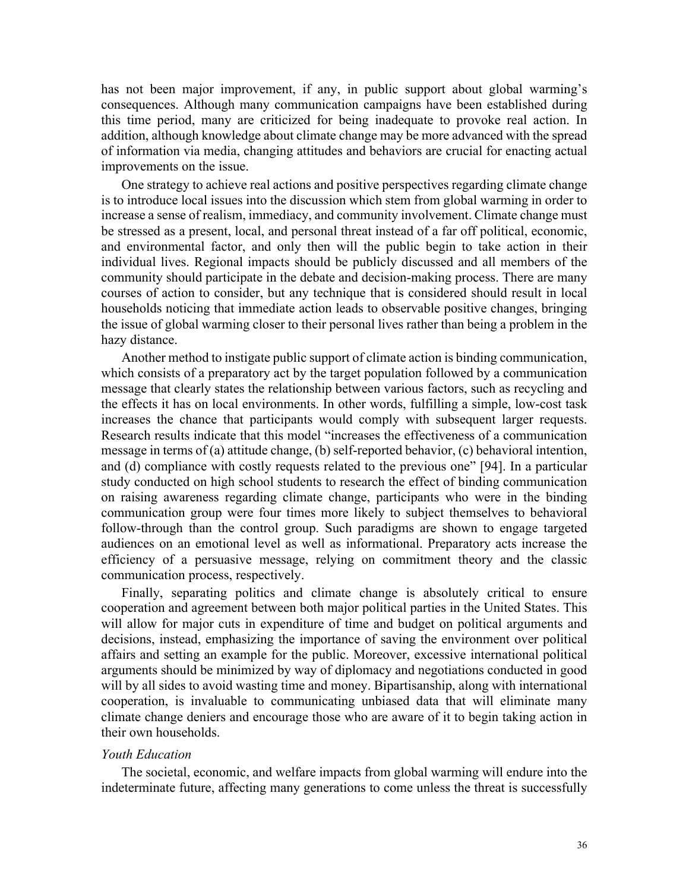has not been major improvement, if any, in public support about global warming's consequences. Although many communication campaigns have been established during this time period, many are criticized for being inadequate to provoke real action. In addition, although knowledge about climate change may be more advanced with the spread of information via media, changing attitudes and behaviors are crucial for enacting actual improvements on the issue.

One strategy to achieve real actions and positive perspectives regarding climate change is to introduce local issues into the discussion which stem from global warming in order to increase a sense of realism, immediacy, and community involvement. Climate change must be stressed as a present, local, and personal threat instead of a far off political, economic, and environmental factor, and only then will the public begin to take action in their individual lives. Regional impacts should be publicly discussed and all members of the community should participate in the debate and decision-making process. There are many courses of action to consider, but any technique that is considered should result in local households noticing that immediate action leads to observable positive changes, bringing the issue of global warming closer to their personal lives rather than being a problem in the hazy distance.

Another method to instigate public support of climate action is binding communication, which consists of a preparatory act by the target population followed by a communication message that clearly states the relationship between various factors, such as recycling and the effects it has on local environments. In other words, fulfilling a simple, low-cost task increases the chance that participants would comply with subsequent larger requests. Research results indicate that this model "increases the effectiveness of a communication message in terms of (a) attitude change, (b) self-reported behavior, (c) behavioral intention, and (d) compliance with costly requests related to the previous one" [94]. In a particular study conducted on high school students to research the effect of binding communication on raising awareness regarding climate change, participants who were in the binding communication group were four times more likely to subject themselves to behavioral follow-through than the control group. Such paradigms are shown to engage targeted audiences on an emotional level as well as informational. Preparatory acts increase the efficiency of a persuasive message, relying on commitment theory and the classic communication process, respectively.

Finally, separating politics and climate change is absolutely critical to ensure cooperation and agreement between both major political parties in the United States. This will allow for major cuts in expenditure of time and budget on political arguments and decisions, instead, emphasizing the importance of saving the environment over political affairs and setting an example for the public. Moreover, excessive international political arguments should be minimized by way of diplomacy and negotiations conducted in good will by all sides to avoid wasting time and money. Bipartisanship, along with international cooperation, is invaluable to communicating unbiased data that will eliminate many climate change deniers and encourage those who are aware of it to begin taking action in their own households.

*Youth Education*

The societal, economic, and welfare impacts from global warming will endure into the indeterminate future, affecting many generations to come unless the threat is successfully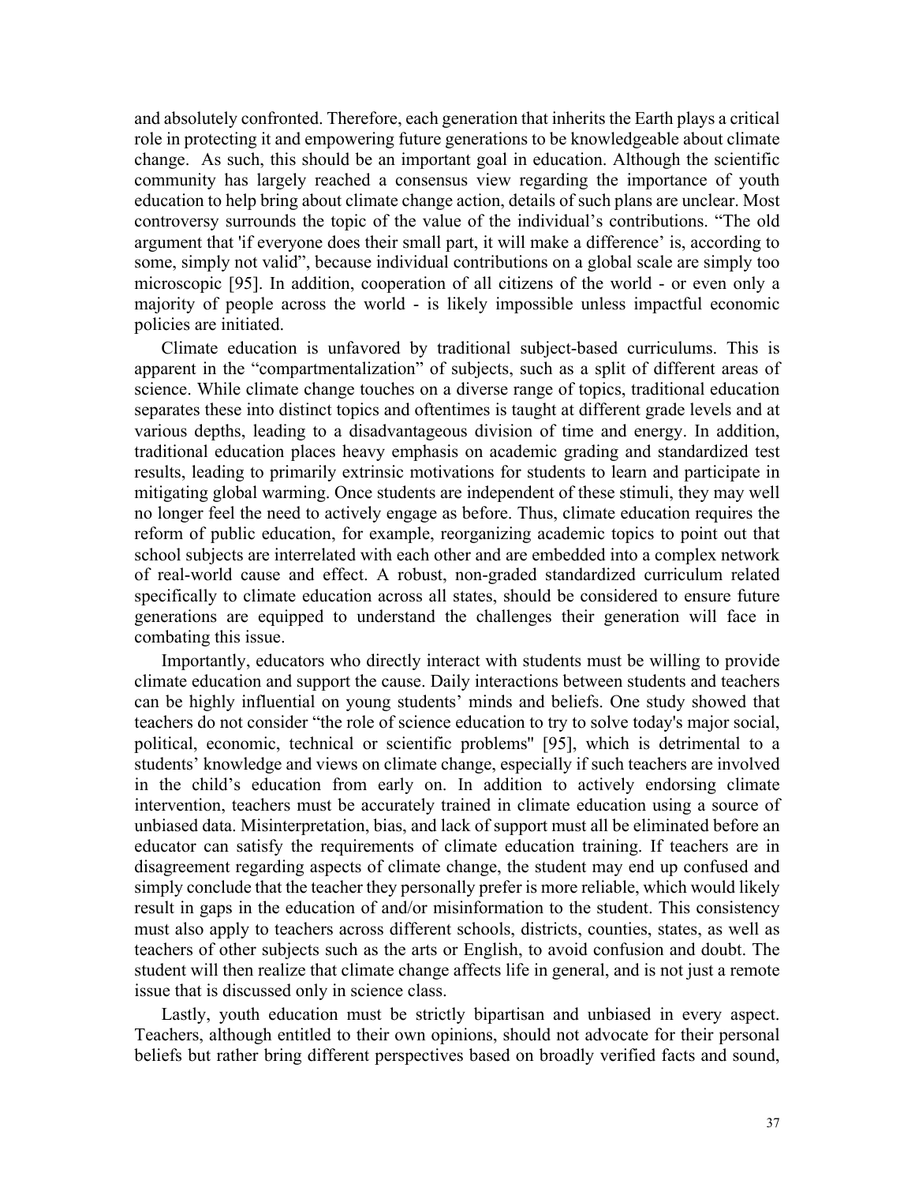and absolutely confronted. Therefore, each generation that inherits the Earth plays a critical role in protecting it and empowering future generations to be knowledgeable about climate change. As such, this should be an important goal in education. Although the scientific community has largely reached a consensus view regarding the importance of youth education to help bring about climate change action, details of such plans are unclear. Most controversy surrounds the topic of the value of the individual's contributions. "The old argument that 'if everyone does their small part, it will make a difference' is, according to some, simply not valid", because individual contributions on a global scale are simply too microscopic [95]. In addition, cooperation of all citizens of the world - or even only a majority of people across the world - is likely impossible unless impactful economic policies are initiated.

Climate education is unfavored by traditional subject-based curriculums. This is apparent in the "compartmentalization" of subjects, such as a split of different areas of science. While climate change touches on a diverse range of topics, traditional education separates these into distinct topics and oftentimes is taught at different grade levels and at various depths, leading to a disadvantageous division of time and energy. In addition, traditional education places heavy emphasis on academic grading and standardized test results, leading to primarily extrinsic motivations for students to learn and participate in mitigating global warming. Once students are independent of these stimuli, they may well no longer feel the need to actively engage as before. Thus, climate education requires the reform of public education, for example, reorganizing academic topics to point out that school subjects are interrelated with each other and are embedded into a complex network of real-world cause and effect. A robust, non-graded standardized curriculum related specifically to climate education across all states, should be considered to ensure future generations are equipped to understand the challenges their generation will face in combating this issue.

Importantly, educators who directly interact with students must be willing to provide climate education and support the cause. Daily interactions between students and teachers can be highly influential on young students' minds and beliefs. One study showed that teachers do not consider "the role of science education to try to solve today's major social, political, economic, technical or scientific problems" [95], which is detrimental to a students' knowledge and views on climate change, especially if such teachers are involved in the child's education from early on. In addition to actively endorsing climate intervention, teachers must be accurately trained in climate education using a source of unbiased data. Misinterpretation, bias, and lack of support must all be eliminated before an educator can satisfy the requirements of climate education training. If teachers are in disagreement regarding aspects of climate change, the student may end up confused and simply conclude that the teacher they personally prefer is more reliable, which would likely result in gaps in the education of and/or misinformation to the student. This consistency must also apply to teachers across different schools, districts, counties, states, as well as teachers of other subjects such as the arts or English, to avoid confusion and doubt. The student will then realize that climate change affects life in general, and is not just a remote issue that is discussed only in science class.

Lastly, youth education must be strictly bipartisan and unbiased in every aspect. Teachers, although entitled to their own opinions, should not advocate for their personal beliefs but rather bring different perspectives based on broadly verified facts and sound,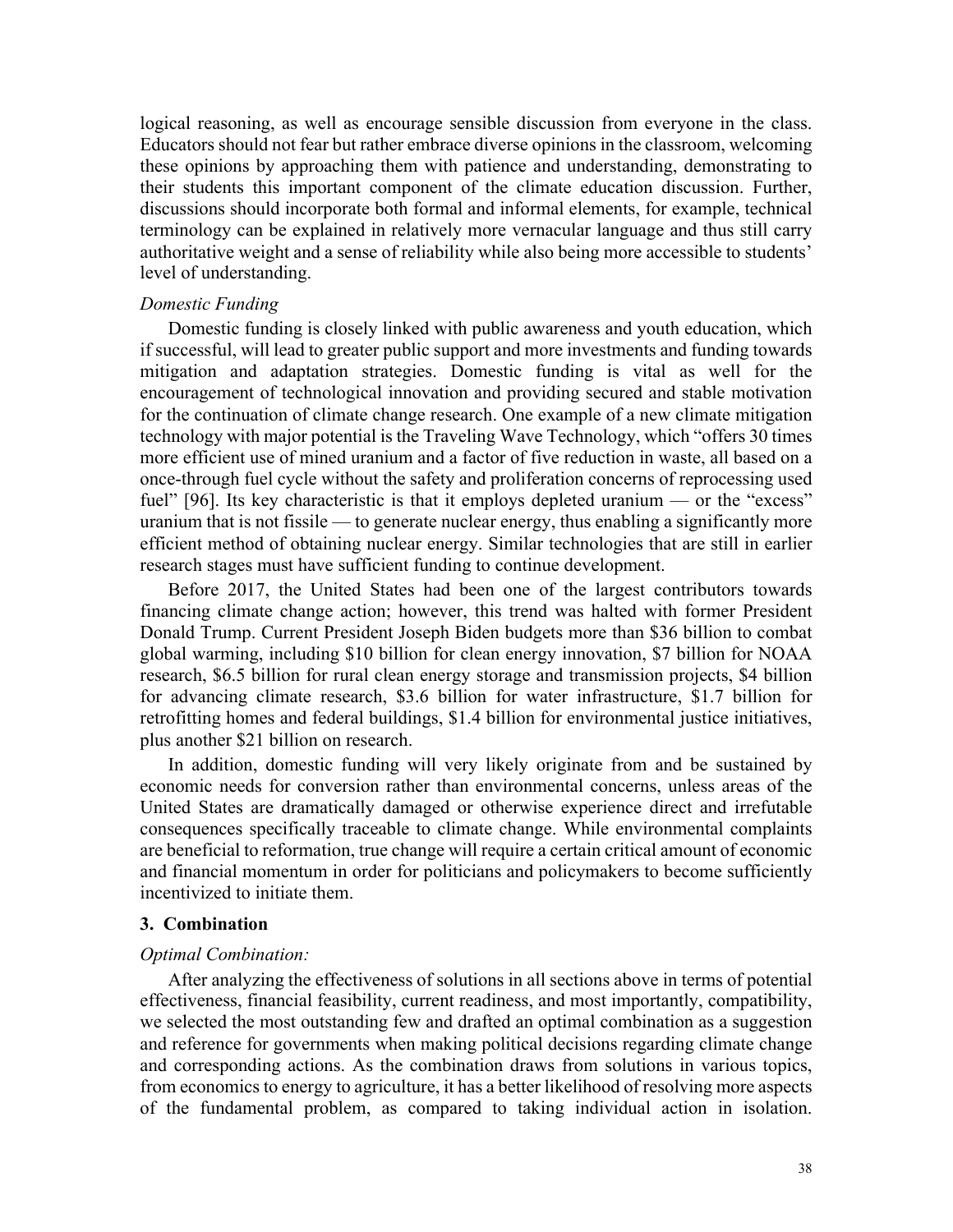logical reasoning, as well as encourage sensible discussion from everyone in the class. Educators should not fear but rather embrace diverse opinions in the classroom, welcoming these opinions by approaching them with patience and understanding, demonstrating to their students this important component of the climate education discussion. Further, discussions should incorporate both formal and informal elements, for example, technical terminology can be explained in relatively more vernacular language and thus still carry authoritative weight and a sense of reliability while also being more accessible to students' level of understanding.

*Domestic Funding*

Domestic funding is closely linked with public awareness and youth education, which if successful, will lead to greater public support and more investments and funding towards mitigation and adaptation strategies. Domestic funding is vital as well for the encouragement of technological innovation and providing secured and stable motivation for the continuation of climate change research. One example of a new climate mitigation technology with major potential is the Traveling Wave Technology, which "offers 30 times more efficient use of mined uranium and a factor of five reduction in waste, all based on a once-through fuel cycle without the safety and proliferation concerns of reprocessing used fuel" [96]. Its key characteristic is that it employs depleted uranium — or the "excess" uranium that is not fissile — to generate nuclear energy, thus enabling a significantly more efficient method of obtaining nuclear energy. Similar technologies that are still in earlier research stages must have sufficient funding to continue development.

Before 2017, the United States had been one of the largest contributors towards financing climate change action; however, this trend was halted with former President Donald Trump. Current President Joseph Biden budgets more than $36 billion to combat global warming, including $10 billion for clean energy innovation, $7 billion for NOAA research, $6.5 billion for rural clean energy storage and transmission projects, $4 billion for advancing climate research, $3.6 billion for water infrastructure, $1.7 billion for retrofitting homes and federal buildings, $1.4 billion for environmental justice initiatives, plus another $21 billion on research.

In addition, domestic funding will very likely originate from and be sustained by economic needs for conversion rather than environmental concerns, unless areas of the United States are dramatically damaged or otherwise experience direct and irrefutable consequences specifically traceable to climate change. While environmental complaints are beneficial to reformation, true change will require a certain critical amount of economic and financial momentum in order for politicians and policymakers to become sufficiently incentivized to initiate them.

## 3. Combination

*Optimal Combination:*

After analyzing the effectiveness of solutions in all sections above in terms of potential effectiveness, financial feasibility, current readiness, and most importantly, compatibility, we selected the most outstanding few and drafted an optimal combination as a suggestion and reference for governments when making political decisions regarding climate change and corresponding actions. As the combination draws from solutions in various topics, from economics to energy to agriculture, it has a better likelihood of resolving more aspects of the fundamental problem, as compared to taking individual action in isolation.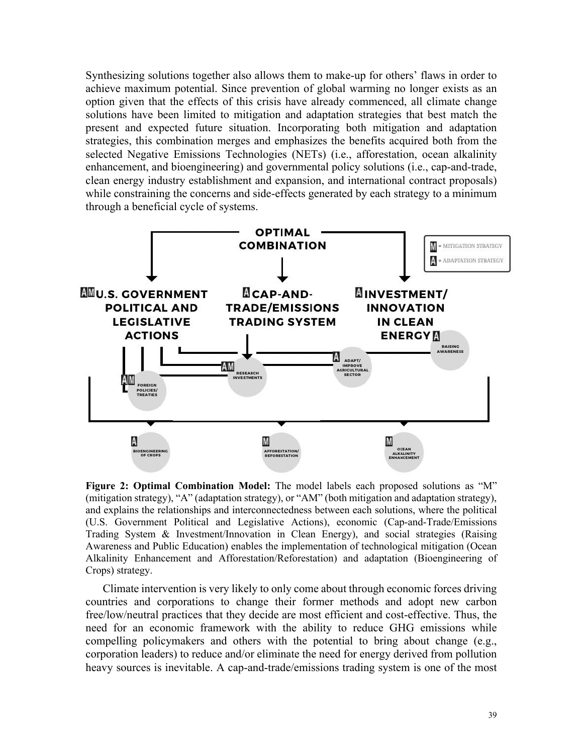Synthesizing solutions together also allows them to make-up for others' flaws in order to achieve maximum potential. Since prevention of global warming no longer exists as an option given that the effects of this crisis have already commenced, all climate change solutions have been limited to mitigation and adaptation strategies that best match the present and expected future situation. Incorporating both mitigation and adaptation strategies, this combination merges and emphasizes the benefits acquired both from the selected Negative Emissions Technologies (NETs) (i.e., afforestation, ocean alkalinity enhancement, and bioengineering) and governmental policy solutions (i.e., cap-and-trade, clean energy industry establishment and expansion, and international contract proposals) while constraining the concerns and side-effects generated by each strategy to a minimum through a beneficial cycle of systems.

**Figure 2: Optimal Combination Model:** The model labels each proposed solutions as "M" (mitigation strategy), "A" (adaptation strategy), or "AM" (both mitigation and adaptation strategy), and explains the relationships and interconnectedness between each solutions, where the political (U.S. Government Political and Legislative Actions), economic (Cap-and-Trade/Emissions Trading System & Investment/Innovation in Clean Energy), and social strategies (Raising Awareness and Public Education) enables the implementation of technological mitigation (Ocean Alkalinity Enhancement and Afforestation/Reforestation) and adaptation (Bioengineering of Crops) strategy.

Climate intervention is very likely to only come about through economic forces driving countries and corporations to change their former methods and adopt new carbon free/low/neutral practices that they decide are most efficient and cost-effective. Thus, the need for an economic framework with the ability to reduce GHG emissions while compelling policymakers and others with the potential to bring about change (e.g., corporation leaders) to reduce and/or eliminate the need for energy derived from pollution heavy sources is inevitable. A cap-and-trade/emissions trading system is one of the most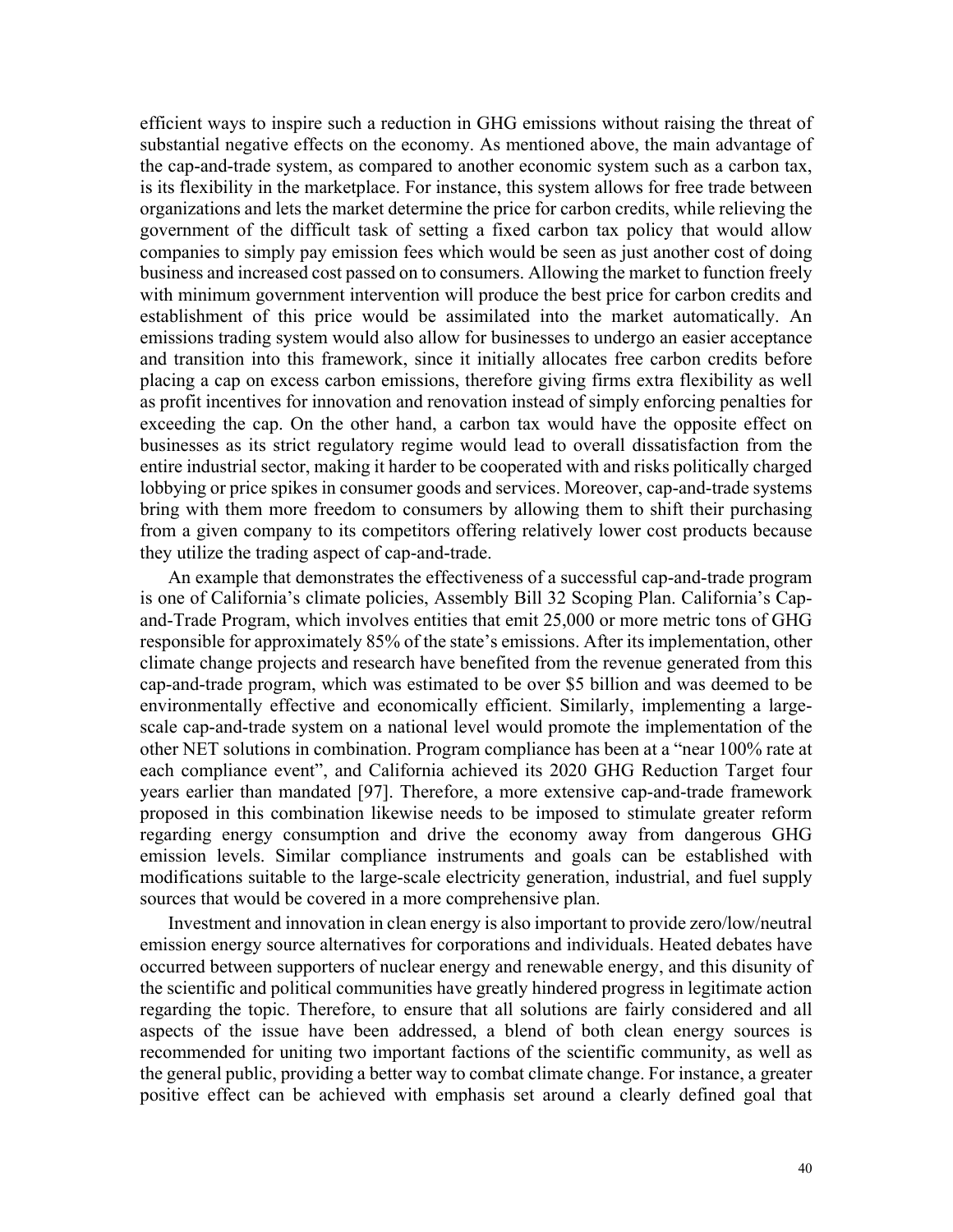efficient ways to inspire such a reduction in GHG emissions without raising the threat of substantial negative effects on the economy. As mentioned above, the main advantage of the cap-and-trade system, as compared to another economic system such as a carbon tax, is its flexibility in the marketplace. For instance, this system allows for free trade between organizations and lets the market determine the price for carbon credits, while relieving the government of the difficult task of setting a fixed carbon tax policy that would allow companies to simply pay emission fees which would be seen as just another cost of doing business and increased cost passed on to consumers. Allowing the market to function freely with minimum government intervention will produce the best price for carbon credits and establishment of this price would be assimilated into the market automatically. An emissions trading system would also allow for businesses to undergo an easier acceptance and transition into this framework, since it initially allocates free carbon credits before placing a cap on excess carbon emissions, therefore giving firms extra flexibility as well as profit incentives for innovation and renovation instead of simply enforcing penalties for exceeding the cap. On the other hand, a carbon tax would have the opposite effect on businesses as its strict regulatory regime would lead to overall dissatisfaction from the entire industrial sector, making it harder to be cooperated with and risks politically charged lobbying or price spikes in consumer goods and services. Moreover, cap-and-trade systems bring with them more freedom to consumers by allowing them to shift their purchasing from a given company to its competitors offering relatively lower cost products because they utilize the trading aspect of cap-and-trade.

An example that demonstrates the effectiveness of a successful cap-and-trade program is one of California's climate policies, Assembly Bill 32 Scoping Plan. California's Cap-and-Trade Program, which involves entities that emit 25,000 or more metric tons of GHG responsible for approximately 85% of the state's emissions. After its implementation, other climate change projects and research have benefited from the revenue generated from this cap-and-trade program, which was estimated to be over $5 billion and was deemed to be environmentally effective and economically efficient. Similarly, implementing a large-scale cap-and-trade system on a national level would promote the implementation of the other NET solutions in combination. Program compliance has been at a "near 100% rate at each compliance event", and California achieved its 2020 GHG Reduction Target four years earlier than mandated [97]. Therefore, a more extensive cap-and-trade framework proposed in this combination likewise needs to be imposed to stimulate greater reform regarding energy consumption and drive the economy away from dangerous GHG emission levels. Similar compliance instruments and goals can be established with modifications suitable to the large-scale electricity generation, industrial, and fuel supply sources that would be covered in a more comprehensive plan.

Investment and innovation in clean energy is also important to provide zero/low/neutral emission energy source alternatives for corporations and individuals. Heated debates have occurred between supporters of nuclear energy and renewable energy, and this disunity of the scientific and political communities have greatly hindered progress in legitimate action regarding the topic. Therefore, to ensure that all solutions are fairly considered and all aspects of the issue have been addressed, a blend of both clean energy sources is recommended for uniting two important factions of the scientific community, as well as the general public, providing a better way to combat climate change. For instance, a greater positive effect can be achieved with emphasis set around a clearly defined goal that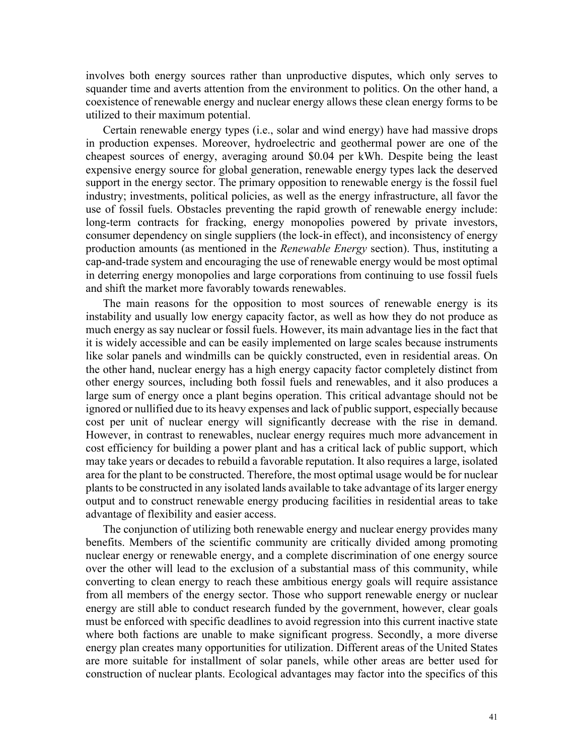involves both energy sources rather than unproductive disputes, which only serves to squander time and averts attention from the environment to politics. On the other hand, a coexistence of renewable energy and nuclear energy allows these clean energy forms to be utilized to their maximum potential.

Certain renewable energy types (i.e., solar and wind energy) have had massive drops in production expenses. Moreover, hydroelectric and geothermal power are one of the cheapest sources of energy, averaging around $0.04 per kWh. Despite being the least expensive energy source for global generation, renewable energy types lack the deserved support in the energy sector. The primary opposition to renewable energy is the fossil fuel industry; investments, political policies, as well as the energy infrastructure, all favor the use of fossil fuels. Obstacles preventing the rapid growth of renewable energy include: long-term contracts for fracking, energy monopolies powered by private investors, consumer dependency on single suppliers (the lock-in effect), and inconsistency of energy production amounts (as mentioned in the *Renewable Energy* section). Thus, instituting a cap-and-trade system and encouraging the use of renewable energy would be most optimal in deterring energy monopolies and large corporations from continuing to use fossil fuels and shift the market more favorably towards renewables.

The main reasons for the opposition to most sources of renewable energy is its instability and usually low energy capacity factor, as well as how they do not produce as much energy as say nuclear or fossil fuels. However, its main advantage lies in the fact that it is widely accessible and can be easily implemented on large scales because instruments like solar panels and windmills can be quickly constructed, even in residential areas. On the other hand, nuclear energy has a high energy capacity factor completely distinct from other energy sources, including both fossil fuels and renewables, and it also produces a large sum of energy once a plant begins operation. This critical advantage should not be ignored or nullified due to its heavy expenses and lack of public support, especially because cost per unit of nuclear energy will significantly decrease with the rise in demand. However, in contrast to renewables, nuclear energy requires much more advancement in cost efficiency for building a power plant and has a critical lack of public support, which may take years or decades to rebuild a favorable reputation. It also requires a large, isolated area for the plant to be constructed. Therefore, the most optimal usage would be for nuclear plants to be constructed in any isolated lands available to take advantage of its larger energy output and to construct renewable energy producing facilities in residential areas to take advantage of flexibility and easier access.

The conjunction of utilizing both renewable energy and nuclear energy provides many benefits. Members of the scientific community are critically divided among promoting nuclear energy or renewable energy, and a complete discrimination of one energy source over the other will lead to the exclusion of a substantial mass of this community, while converting to clean energy to reach these ambitious energy goals will require assistance from all members of the energy sector. Those who support renewable energy or nuclear energy are still able to conduct research funded by the government, however, clear goals must be enforced with specific deadlines to avoid regression into this current inactive state where both factions are unable to make significant progress. Secondly, a more diverse energy plan creates many opportunities for utilization. Different areas of the United States are more suitable for installment of solar panels, while other areas are better used for construction of nuclear plants. Ecological advantages may factor into the specifics of this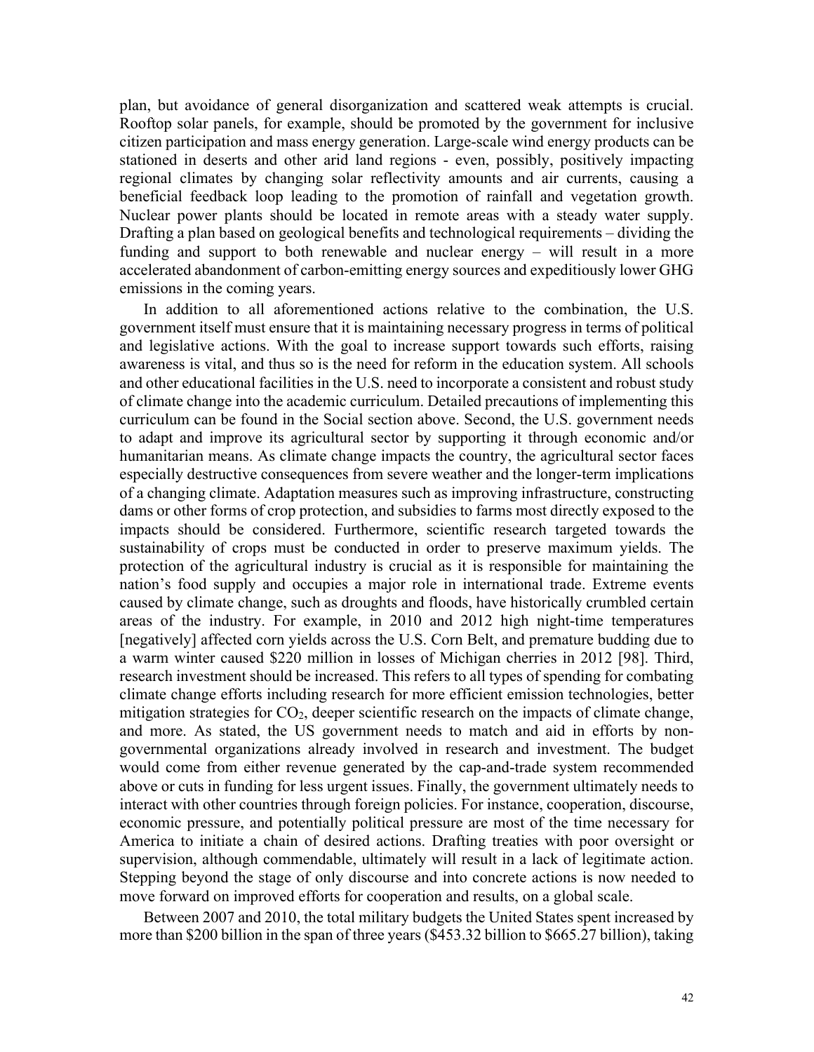plan, but avoidance of general disorganization and scattered weak attempts is crucial. Rooftop solar panels, for example, should be promoted by the government for inclusive citizen participation and mass energy generation. Large-scale wind energy products can be stationed in deserts and other arid land regions - even, possibly, positively impacting regional climates by changing solar reflectivity amounts and air currents, causing a beneficial feedback loop leading to the promotion of rainfall and vegetation growth. Nuclear power plants should be located in remote areas with a steady water supply. Drafting a plan based on geological benefits and technological requirements – dividing the funding and support to both renewable and nuclear energy – will result in a more accelerated abandonment of carbon-emitting energy sources and expeditiously lower GHG emissions in the coming years.

In addition to all aforementioned actions relative to the combination, the U.S. government itself must ensure that it is maintaining necessary progress in terms of political and legislative actions. With the goal to increase support towards such efforts, raising awareness is vital, and thus so is the need for reform in the education system. All schools and other educational facilities in the U.S. need to incorporate a consistent and robust study of climate change into the academic curriculum. Detailed precautions of implementing this curriculum can be found in the Social section above. Second, the U.S. government needs to adapt and improve its agricultural sector by supporting it through economic and/or humanitarian means. As climate change impacts the country, the agricultural sector faces especially destructive consequences from severe weather and the longer-term implications of a changing climate. Adaptation measures such as improving infrastructure, constructing dams or other forms of crop protection, and subsidies to farms most directly exposed to the impacts should be considered. Furthermore, scientific research targeted towards the sustainability of crops must be conducted in order to preserve maximum yields. The protection of the agricultural industry is crucial as it is responsible for maintaining the nation's food supply and occupies a major role in international trade. Extreme events caused by climate change, such as droughts and floods, have historically crumbled certain areas of the industry. For example, in 2010 and 2012 high night-time temperatures [negatively] affected corn yields across the U.S. Corn Belt, and premature budding due to a warm winter caused $220 million in losses of Michigan cherries in 2012 [98]. Third, research investment should be increased. This refers to all types of spending for combating climate change efforts including research for more efficient emission technologies, better mitigation strategies for $CO_2$, deeper scientific research on the impacts of climate change, and more. As stated, the US government needs to match and aid in efforts by non-governmental organizations already involved in research and investment. The budget would come from either revenue generated by the cap-and-trade system recommended above or cuts in funding for less urgent issues. Finally, the government ultimately needs to interact with other countries through foreign policies. For instance, cooperation, discourse, economic pressure, and potentially political pressure are most of the time necessary for America to initiate a chain of desired actions. Drafting treaties with poor oversight or supervision, although commendable, ultimately will result in a lack of legitimate action. Stepping beyond the stage of only discourse and into concrete actions is now needed to move forward on improved efforts for cooperation and results, on a global scale.

Between 2007 and 2010, the total military budgets the United States spent increased by more than $200 billion in the span of three years ($453.32 billion to $665.27 billion), taking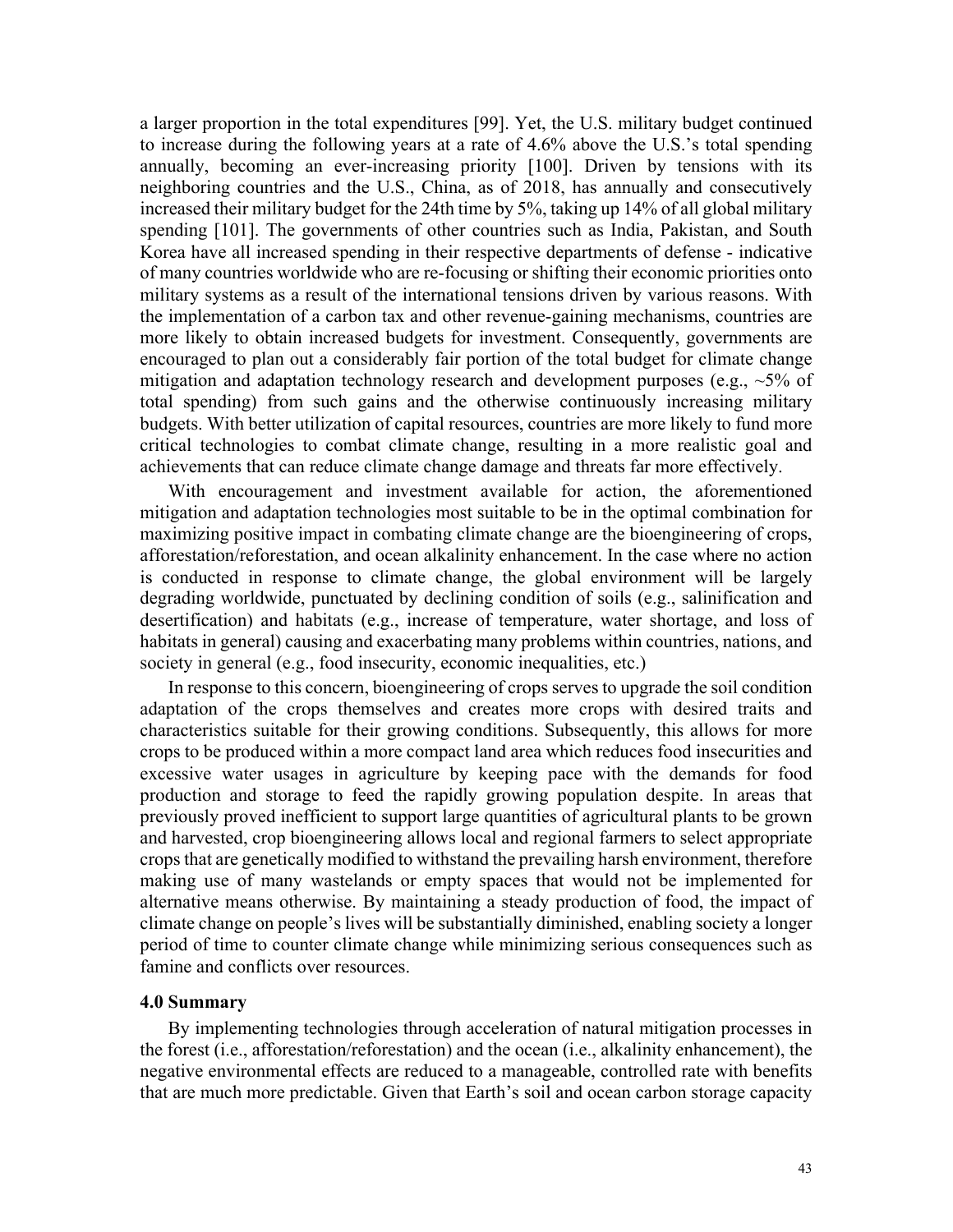a larger proportion in the total expenditures [99]. Yet, the U.S. military budget continued to increase during the following years at a rate of 4.6% above the U.S.'s total spending annually, becoming an ever-increasing priority [100]. Driven by tensions with its neighboring countries and the U.S., China, as of 2018, has annually and consecutively increased their military budget for the 24th time by 5%, taking up 14% of all global military spending [101]. The governments of other countries such as India, Pakistan, and South Korea have all increased spending in their respective departments of defense - indicative of many countries worldwide who are re-focusing or shifting their economic priorities onto military systems as a result of the international tensions driven by various reasons. With the implementation of a carbon tax and other revenue-gaining mechanisms, countries are more likely to obtain increased budgets for investment. Consequently, governments are encouraged to plan out a considerably fair portion of the total budget for climate change mitigation and adaptation technology research and development purposes (e.g., ~5% of total spending) from such gains and the otherwise continuously increasing military budgets. With better utilization of capital resources, countries are more likely to fund more critical technologies to combat climate change, resulting in a more realistic goal and achievements that can reduce climate change damage and threats far more effectively.

With encouragement and investment available for action, the aforementioned mitigation and adaptation technologies most suitable to be in the optimal combination for maximizing positive impact in combating climate change are the bioengineering of crops, afforestation/reforestation, and ocean alkalinity enhancement. In the case where no action is conducted in response to climate change, the global environment will be largely degrading worldwide, punctuated by declining condition of soils (e.g., salinification and desertification) and habitats (e.g., increase of temperature, water shortage, and loss of habitats in general) causing and exacerbating many problems within countries, nations, and society in general (e.g., food insecurity, economic inequalities, etc.)

In response to this concern, bioengineering of crops serves to upgrade the soil condition adaptation of the crops themselves and creates more crops with desired traits and characteristics suitable for their growing conditions. Subsequently, this allows for more crops to be produced within a more compact land area which reduces food insecurities and excessive water usages in agriculture by keeping pace with the demands for food production and storage to feed the rapidly growing population despite. In areas that previously proved inefficient to support large quantities of agricultural plants to be grown and harvested, crop bioengineering allows local and regional farmers to select appropriate crops that are genetically modified to withstand the prevailing harsh environment, therefore making use of many wastelands or empty spaces that would not be implemented for alternative means otherwise. By maintaining a steady production of food, the impact of climate change on people's lives will be substantially diminished, enabling society a longer period of time to counter climate change while minimizing serious consequences such as famine and conflicts over resources.

### 4.0 Summary

By implementing technologies through acceleration of natural mitigation processes in the forest (i.e., afforestation/reforestation) and the ocean (i.e., alkalinity enhancement), the negative environmental effects are reduced to a manageable, controlled rate with benefits that are much more predictable. Given that Earth's soil and ocean carbon storage capacity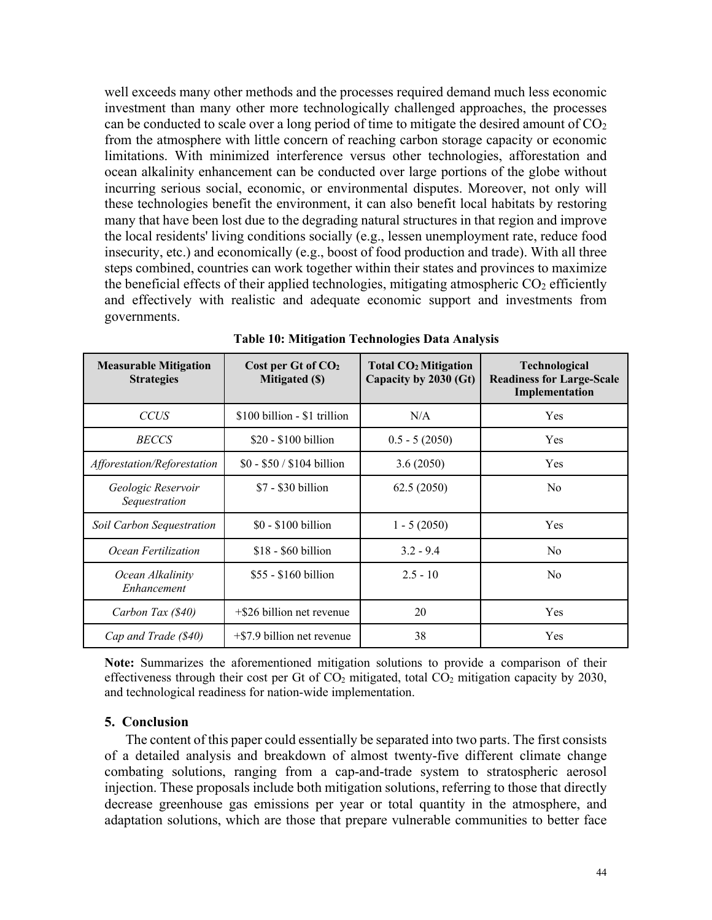well exceeds many other methods and the processes required demand much less economic investment than many other more technologically challenged approaches, the processes can be conducted to scale over a long period of time to mitigate the desired amount of $CO_2$ from the atmosphere with little concern of reaching carbon storage capacity or economic limitations. With minimized interference versus other technologies, afforestation and ocean alkalinity enhancement can be conducted over large portions of the globe without incurring serious social, economic, or environmental disputes. Moreover, not only will these technologies benefit the environment, it can also benefit local habitats by restoring many that have been lost due to the degrading natural structures in that region and improve the local residents' living conditions socially (e.g., lessen unemployment rate, reduce food insecurity, etc.) and economically (e.g., boost of food production and trade). With all three steps combined, countries can work together within their states and provinces to maximize the beneficial effects of their applied technologies, mitigating atmospheric $CO_2$ efficiently and effectively with realistic and adequate economic support and investments from governments.

**Table 10: Mitigation Technologies Data Analysis**

| Measurable Mitigation Strategies | Cost per Gt of $CO_2$ Mitigated ($) | Total $CO_2$ Mitigation Capacity by 2030 (Gt) | Technological Readiness for Large-Scale Implementation |
|---|---|---|---|
| *CCUS* | $100 billion - $1 trillion | N/A | Yes |
| *BECCS* | $20 - $100 billion | 0.5 - 5 (2050) | Yes |
| *Afforestation/Reforestation* | $0 - $50 / $104 billion | 3.6 (2050) | Yes |
| *Geologic Reservoir Sequestration* | $7 - $30 billion | 62.5 (2050) | No |
| *Soil Carbon Sequestration* | $0 - $100 billion | 1 - 5 (2050) | Yes |
| *Ocean Fertilization* | $18 - $60 billion | 3.2 - 9.4 | No |
| *Ocean Alkalinity Enhancement* | $55 - $160 billion | 2.5 - 10 | No |
| *Carbon Tax ($40)* | +$26 billion net revenue | 20 | Yes |
| *Cap and Trade ($40)* | +$7.9 billion net revenue | 38 | Yes |

**Note:** Summarizes the aforementioned mitigation solutions to provide a comparison of their effectiveness through their cost per Gt of $CO_2$ mitigated, total $CO_2$ mitigation capacity by 2030, and technological readiness for nation-wide implementation.

## 5. Conclusion

The content of this paper could essentially be separated into two parts. The first consists of a detailed analysis and breakdown of almost twenty-five different climate change combating solutions, ranging from a cap-and-trade system to stratospheric aerosol injection. These proposals include both mitigation solutions, referring to those that directly decrease greenhouse gas emissions per year or total quantity in the atmosphere, and adaptation solutions, which are those that prepare vulnerable communities to better face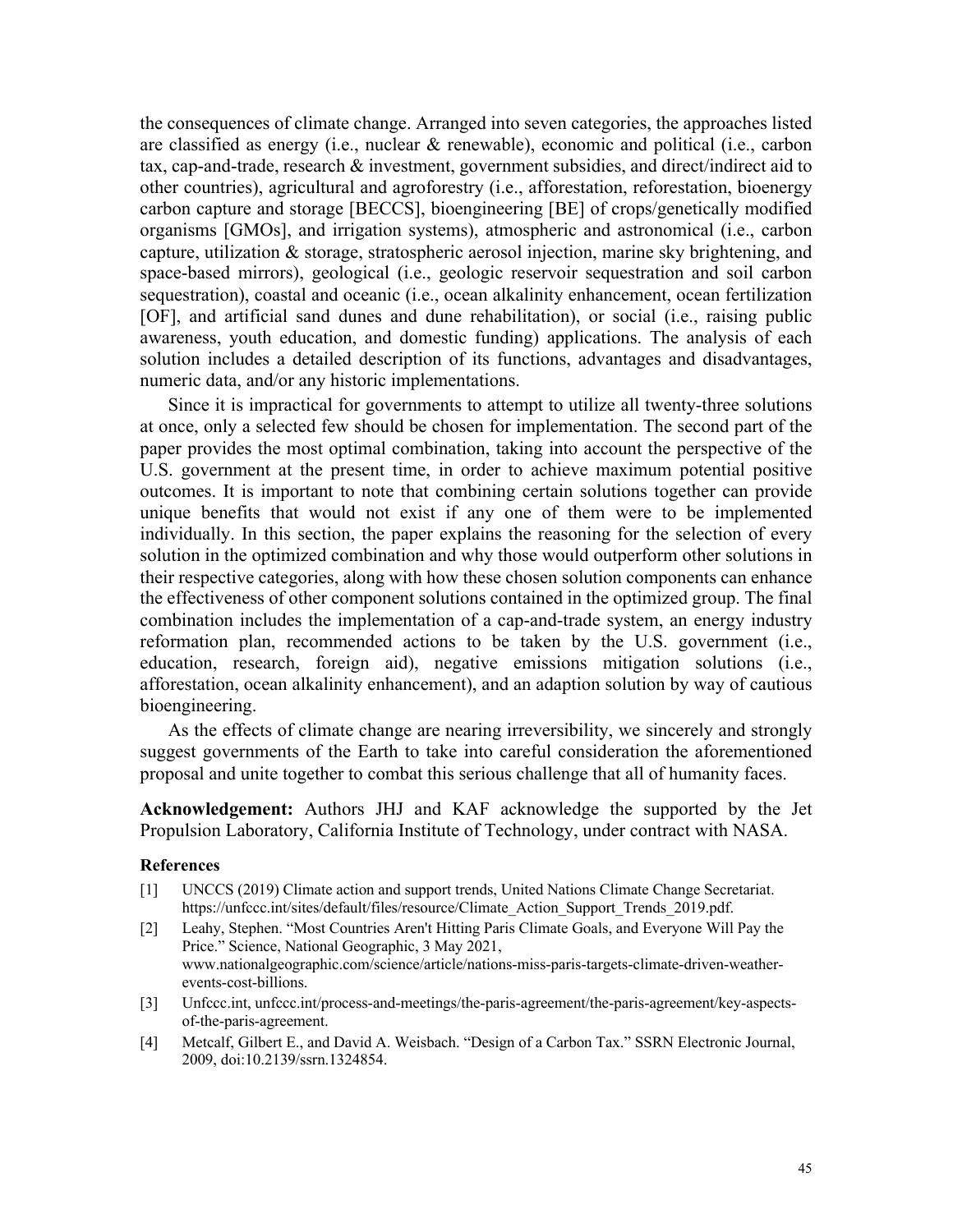the consequences of climate change. Arranged into seven categories, the approaches listed are classified as energy (i.e., nuclear & renewable), economic and political (i.e., carbon tax, cap-and-trade, research & investment, government subsidies, and direct/indirect aid to other countries), agricultural and agroforestry (i.e., afforestation, reforestation, bioenergy carbon capture and storage [BECCS], bioengineering [BE] of crops/genetically modified organisms [GMOs], and irrigation systems), atmospheric and astronomical (i.e., carbon capture, utilization & storage, stratospheric aerosol injection, marine sky brightening, and space-based mirrors), geological (i.e., geologic reservoir sequestration and soil carbon sequestration), coastal and oceanic (i.e., ocean alkalinity enhancement, ocean fertilization [OF], and artificial sand dunes and dune rehabilitation), or social (i.e., raising public awareness, youth education, and domestic funding) applications. The analysis of each solution includes a detailed description of its functions, advantages and disadvantages, numeric data, and/or any historic implementations.

Since it is impractical for governments to attempt to utilize all twenty-three solutions at once, only a selected few should be chosen for implementation. The second part of the paper provides the most optimal combination, taking into account the perspective of the U.S. government at the present time, in order to achieve maximum potential positive outcomes. It is important to note that combining certain solutions together can provide unique benefits that would not exist if any one of them were to be implemented individually. In this section, the paper explains the reasoning for the selection of every solution in the optimized combination and why those would outperform other solutions in their respective categories, along with how these chosen solution components can enhance the effectiveness of other component solutions contained in the optimized group. The final combination includes the implementation of a cap-and-trade system, an energy industry reformation plan, recommended actions to be taken by the U.S. government (i.e., education, research, foreign aid), negative emissions mitigation solutions (i.e., afforestation, ocean alkalinity enhancement), and an adaption solution by way of cautious bioengineering.

As the effects of climate change are nearing irreversibility, we sincerely and strongly suggest governments of the Earth to take into careful consideration the aforementioned proposal and unite together to combat this serious challenge that all of humanity faces.

**Acknowledgement:** Authors JHJ and KAF acknowledge the supported by the Jet Propulsion Laboratory, California Institute of Technology, under contract with NASA.

### References

[1] UNCCS (2019) Climate action and support trends, United Nations Climate Change Secretariat. https://unfccc.int/sites/default/files/resource/Climate_Action_Support_Trends_2019.pdf.

[2] Leahy, Stephen. "Most Countries Aren't Hitting Paris Climate Goals, and Everyone Will Pay the Price." Science, National Geographic, 3 May 2021, www.nationalgeographic.com/science/article/nations-miss-paris-targets-climate-driven-weather-events-cost-billions.

[3] Unfccc.int, unfccc.int/process-and-meetings/the-paris-agreement/the-paris-agreement/key-aspects-of-the-paris-agreement.

[4] Metcalf, Gilbert E., and David A. Weisbach. "Design of a Carbon Tax." SSRN Electronic Journal, 2009, doi:10.2139/ssrn.1324854.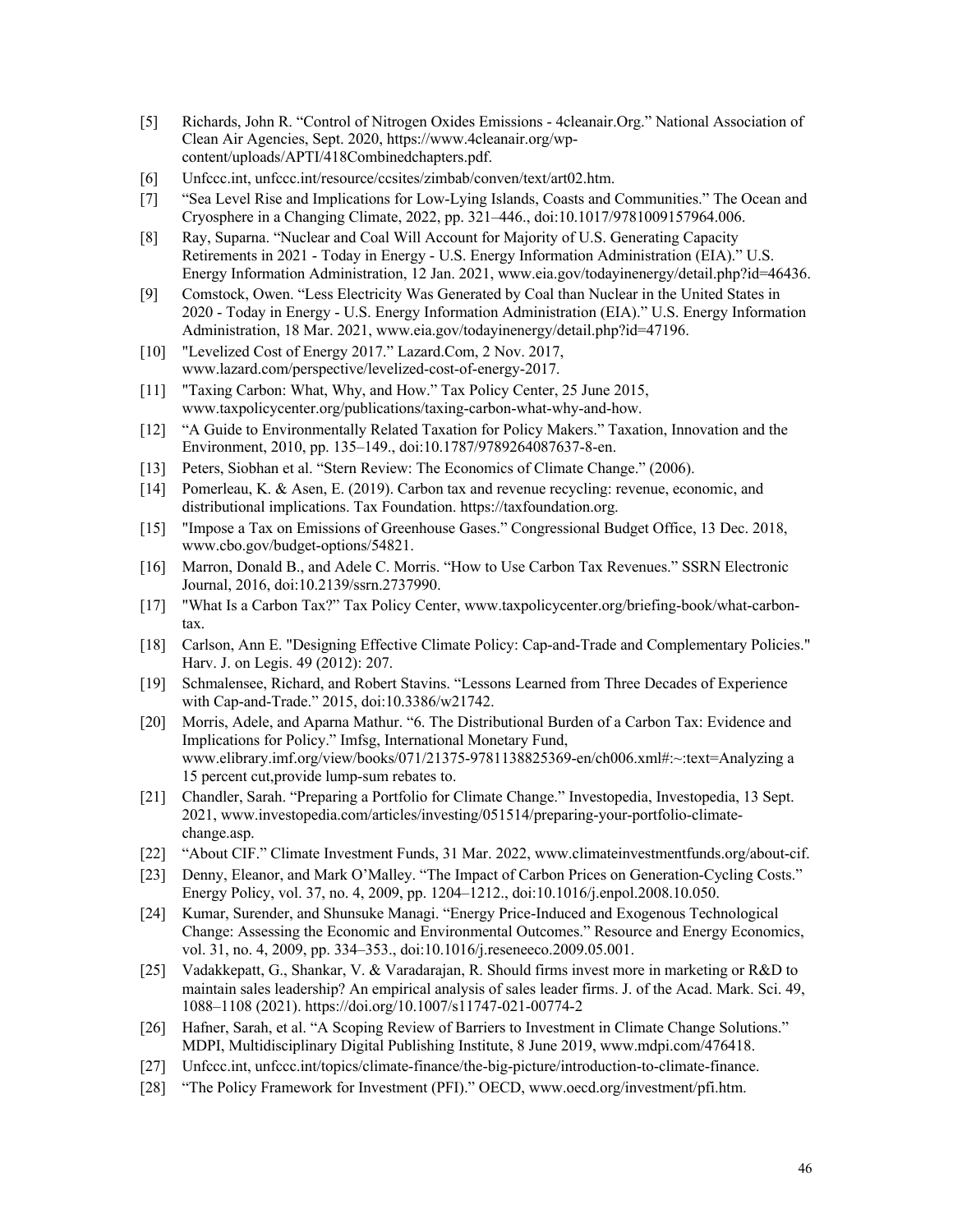[5] Richards, John R. “Control of Nitrogen Oxides Emissions - 4cleanair.Org.” National Association of Clean Air Agencies, Sept. 2020, https://www.4cleanair.org/wp-content/uploads/APTI/418Combinedchapters.pdf.

[6] Unfccc.int, unfccc.int/resource/ccsites/zimbab/conven/text/art02.htm.

[7] “Sea Level Rise and Implications for Low-Lying Islands, Coasts and Communities.” The Ocean and Cryosphere in a Changing Climate, 2022, pp. 321–446., doi:10.1017/9781009157964.006.

[8] Ray, Suparna. “Nuclear and Coal Will Account for Majority of U.S. Generating Capacity Retirements in 2021 - Today in Energy - U.S. Energy Information Administration (EIA).” U.S. Energy Information Administration, 12 Jan. 2021, www.eia.gov/todayinenergy/detail.php?id=46436.

[9] Comstock, Owen. “Less Electricity Was Generated by Coal than Nuclear in the United States in 2020 - Today in Energy - U.S. Energy Information Administration (EIA).” U.S. Energy Information Administration, 18 Mar. 2021, www.eia.gov/todayinenergy/detail.php?id=47196.

[10] "Levelized Cost of Energy 2017.” Lazard.Com, 2 Nov. 2017, www.lazard.com/perspective/levelized-cost-of-energy-2017.

[11] "Taxing Carbon: What, Why, and How.” Tax Policy Center, 25 June 2015, www.taxpolicycenter.org/publications/taxing-carbon-what-why-and-how.

[12] “A Guide to Environmentally Related Taxation for Policy Makers.” Taxation, Innovation and the Environment, 2010, pp. 135–149., doi:10.1787/9789264087637-8-en.

[13] Peters, Siobhan et al. “Stern Review: The Economics of Climate Change.” (2006).

[14] Pomerleau, K. & Asen, E. (2019). Carbon tax and revenue recycling: revenue, economic, and distributional implications. Tax Foundation. https://taxfoundation.org.

[15] "Impose a Tax on Emissions of Greenhouse Gases.” Congressional Budget Office, 13 Dec. 2018, www.cbo.gov/budget-options/54821.

[16] Marron, Donald B., and Adele C. Morris. “How to Use Carbon Tax Revenues.” SSRN Electronic Journal, 2016, doi:10.2139/ssrn.2737990.

[17] "What Is a Carbon Tax?” Tax Policy Center, www.taxpolicycenter.org/briefing-book/what-carbon-tax.

[18] Carlson, Ann E. "Designing Effective Climate Policy: Cap-and-Trade and Complementary Policies." Harv. J. on Legis. 49 (2012): 207.

[19] Schmalensee, Richard, and Robert Stavins. “Lessons Learned from Three Decades of Experience with Cap-and-Trade.” 2015, doi:10.3386/w21742.

[20] Morris, Adele, and Aparna Mathur. “6. The Distributional Burden of a Carbon Tax: Evidence and Implications for Policy.” Imfsg, International Monetary Fund, www.elibrary.imf.org/view/books/071/21375-9781138825369-en/ch006.xml#:~:text=Analyzing a 15 percent cut,provide lump-sum rebates to.

[21] Chandler, Sarah. “Preparing a Portfolio for Climate Change.” Investopedia, Investopedia, 13 Sept. 2021, www.investopedia.com/articles/investing/051514/preparing-your-portfolio-climate-change.asp.

[22] “About CIF.” Climate Investment Funds, 31 Mar. 2022, www.climateinvestmentfunds.org/about-cif.

[23] Denny, Eleanor, and Mark O’Malley. “The Impact of Carbon Prices on Generation-Cycling Costs.” Energy Policy, vol. 37, no. 4, 2009, pp. 1204–1212., doi:10.1016/j.enpol.2008.10.050.

[24] Kumar, Surender, and Shunsuke Managi. “Energy Price-Induced and Exogenous Technological Change: Assessing the Economic and Environmental Outcomes.” Resource and Energy Economics, vol. 31, no. 4, 2009, pp. 334–353., doi:10.1016/j.reseneeco.2009.05.001.

[25] Vadakkepatt, G., Shankar, V. & Varadarajan, R. Should firms invest more in marketing or R&D to maintain sales leadership? An empirical analysis of sales leader firms. J. of the Acad. Mark. Sci. 49, 1088–1108 (2021). https://doi.org/10.1007/s11747-021-00774-2

[26] Hafner, Sarah, et al. “A Scoping Review of Barriers to Investment in Climate Change Solutions.” MDPI, Multidisciplinary Digital Publishing Institute, 8 June 2019, www.mdpi.com/476418.

[27] Unfccc.int, unfccc.int/topics/climate-finance/the-big-picture/introduction-to-climate-finance.

[28] “The Policy Framework for Investment (PFI).” OECD, www.oecd.org/investment/pfi.htm.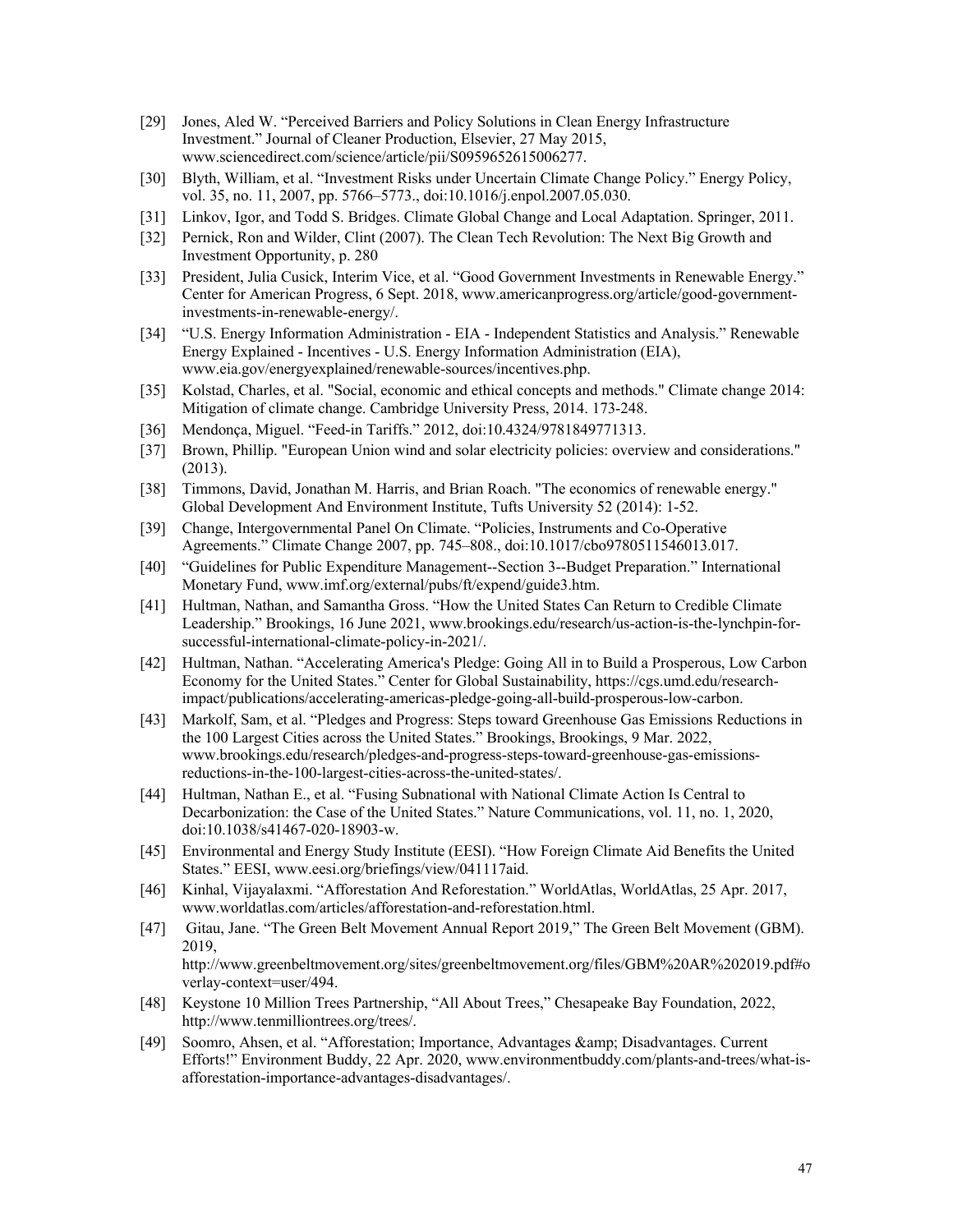[29] Jones, Aled W. "Perceived Barriers and Policy Solutions in Clean Energy Infrastructure Investment." Journal of Cleaner Production, Elsevier, 27 May 2015, www.sciencedirect.com/science/article/pii/S0959652615006277.

[30] Blyth, William, et al. "Investment Risks under Uncertain Climate Change Policy." Energy Policy, vol. 35, no. 11, 2007, pp. 5766–5773., doi:10.1016/j.enpol.2007.05.030.

[31] Linkov, Igor, and Todd S. Bridges. Climate Global Change and Local Adaptation. Springer, 2011.

[32] Pernick, Ron and Wilder, Clint (2007). The Clean Tech Revolution: The Next Big Growth and Investment Opportunity, p. 280

[33] President, Julia Cusick, Interim Vice, et al. "Good Government Investments in Renewable Energy." Center for American Progress, 6 Sept. 2018, www.americanprogress.org/article/good-government-investments-in-renewable-energy/.

[34] "U.S. Energy Information Administration - EIA - Independent Statistics and Analysis." Renewable Energy Explained - Incentives - U.S. Energy Information Administration (EIA), www.eia.gov/energyexplained/renewable-sources/incentives.php.

[35] Kolstad, Charles, et al. "Social, economic and ethical concepts and methods." Climate change 2014: Mitigation of climate change. Cambridge University Press, 2014. 173-248.

[36] Mendonça, Miguel. "Feed-in Tariffs." 2012, doi:10.4324/9781849771313.

[37] Brown, Phillip. "European Union wind and solar electricity policies: overview and considerations." (2013).

[38] Timmons, David, Jonathan M. Harris, and Brian Roach. "The economics of renewable energy." Global Development And Environment Institute, Tufts University 52 (2014): 1-52.

[39] Change, Intergovernmental Panel On Climate. "Policies, Instruments and Co-Operative Agreements." Climate Change 2007, pp. 745–808., doi:10.1017/cbo9780511546013.017.

[40] "Guidelines for Public Expenditure Management--Section 3--Budget Preparation." International Monetary Fund, www.imf.org/external/pubs/ft/expend/guide3.htm.

[41] Hultman, Nathan, and Samantha Gross. "How the United States Can Return to Credible Climate Leadership." Brookings, 16 June 2021, www.brookings.edu/research/us-action-is-the-lynchpin-for-successful-international-climate-policy-in-2021/.

[42] Hultman, Nathan. "Accelerating America's Pledge: Going All in to Build a Prosperous, Low Carbon Economy for the United States." Center for Global Sustainability, https://cgs.umd.edu/research-impact/publications/accelerating-americas-pledge-going-all-build-prosperous-low-carbon.

[43] Markolf, Sam, et al. "Pledges and Progress: Steps toward Greenhouse Gas Emissions Reductions in the 100 Largest Cities across the United States." Brookings, Brookings, 9 Mar. 2022, www.brookings.edu/research/pledges-and-progress-steps-toward-greenhouse-gas-emissions-reductions-in-the-100-largest-cities-across-the-united-states/.

[44] Hultman, Nathan E., et al. "Fusing Subnational with National Climate Action Is Central to Decarbonization: the Case of the United States." Nature Communications, vol. 11, no. 1, 2020, doi:10.1038/s41467-020-18903-w.

[45] Environmental and Energy Study Institute (EESI). "How Foreign Climate Aid Benefits the United States." EESI, www.eesi.org/briefings/view/041117aid.

[46] Kinhal, Vijayalaxmi. "Afforestation And Reforestation." WorldAtlas, WorldAtlas, 25 Apr. 2017, www.worldatlas.com/articles/afforestation-and-reforestation.html.

[47] Gitau, Jane. "The Green Belt Movement Annual Report 2019," The Green Belt Movement (GBM). 2019, http://www.greenbeltmovement.org/sites/greenbeltmovement.org/files/GBM%20AR%202019.pdf#overlay-context=user/494.

[48] Keystone 10 Million Trees Partnership, "All About Trees," Chesapeake Bay Foundation, 2022, http://www.tenmilliontrees.org/trees/.

[49] Soomro, Ahsen, et al. "Afforestation; Importance, Advantages &amp; Disadvantages. Current Efforts!" Environment Buddy, 22 Apr. 2020, www.environmentbuddy.com/plants-and-trees/what-is-afforestation-importance-advantages-disadvantages/.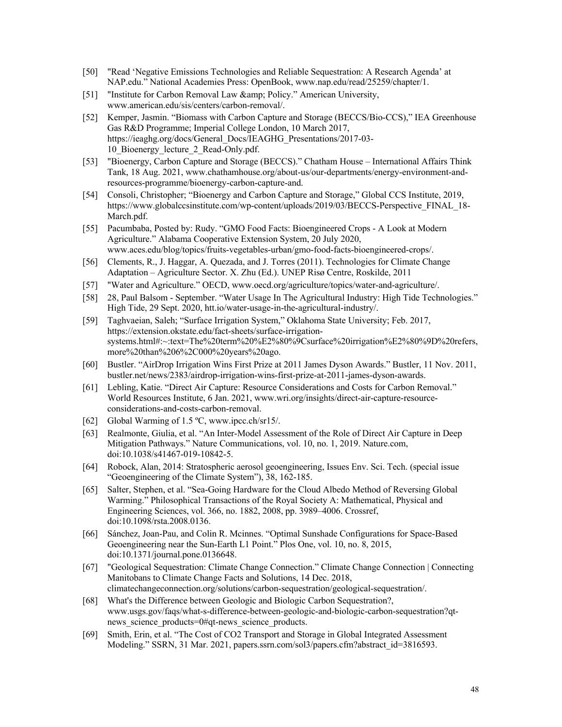[50] "Read 'Negative Emissions Technologies and Reliable Sequestration: A Research Agenda' at NAP.edu." National Academies Press: OpenBook, www.nap.edu/read/25259/chapter/1.

[51] "Institute for Carbon Removal Law &amp; Policy." American University, www.american.edu/sis/centers/carbon-removal/.

[52] Kemper, Jasmin. "Biomass with Carbon Capture and Storage (BECCS/Bio-CCS)," IEA Greenhouse Gas R&D Programme; Imperial College London, 10 March 2017, https://ieaghg.org/docs/General_Docs/IEAGHG_Presentations/2017-03-10_Bioenergy_lecture_2_Read-Only.pdf.

[53] "Bioenergy, Carbon Capture and Storage (BECCS)." Chatham House – International Affairs Think Tank, 18 Aug. 2021, www.chathamhouse.org/about-us/our-departments/energy-environment-and-resources-programme/bioenergy-carbon-capture-and.

[54] Consoli, Christopher; "Bioenergy and Carbon Capture and Storage," Global CCS Institute, 2019, https://www.globalccsinstitute.com/wp-content/uploads/2019/03/BECCS-Perspective_FINAL_18-March.pdf.

[55] Pacumbaba, Posted by: Rudy. "GMO Food Facts: Bioengineered Crops - A Look at Modern Agriculture." Alabama Cooperative Extension System, 20 July 2020, www.aces.edu/blog/topics/fruits-vegetables-urban/gmo-food-facts-bioengineered-crops/.

[56] Clements, R., J. Haggar, A. Quezada, and J. Torres (2011). Technologies for Climate Change Adaptation – Agriculture Sector. X. Zhu (Ed.). UNEP Risø Centre, Roskilde, 2011

[57] "Water and Agriculture." OECD, www.oecd.org/agriculture/topics/water-and-agriculture/.

[58] 28, Paul Balsom - September. "Water Usage In The Agricultural Industry: High Tide Technologies." High Tide, 29 Sept. 2020, htt.io/water-usage-in-the-agricultural-industry/.

[59] Taghvaeian, Saleh; "Surface Irrigation System," Oklahoma State University; Feb. 2017, https://extension.okstate.edu/fact-sheets/surface-irrigation-systems.html#:~:text=The%20term%20%E2%80%9Csurface%20irrigation%E2%80%9D%20refers,more%20than%206%2C000%20years%20ago.

[60] Bustler. "AirDrop Irrigation Wins First Prize at 2011 James Dyson Awards." Bustler, 11 Nov. 2011, bustler.net/news/2383/airdrop-irrigation-wins-first-prize-at-2011-james-dyson-awards.

[61] Lebling, Katie. "Direct Air Capture: Resource Considerations and Costs for Carbon Removal." World Resources Institute, 6 Jan. 2021, www.wri.org/insights/direct-air-capture-resource-considerations-and-costs-carbon-removal.

[62] Global Warming of 1.5 ºC, www.ipcc.ch/sr15/.

[63] Realmonte, Giulia, et al. "An Inter-Model Assessment of the Role of Direct Air Capture in Deep Mitigation Pathways." Nature Communications, vol. 10, no. 1, 2019. Nature.com, doi:10.1038/s41467-019-10842-5.

[64] Robock, Alan, 2014: Stratospheric aerosol geoengineering, Issues Env. Sci. Tech. (special issue "Geoengineering of the Climate System"), 38, 162-185.

[65] Salter, Stephen, et al. "Sea-Going Hardware for the Cloud Albedo Method of Reversing Global Warming." Philosophical Transactions of the Royal Society A: Mathematical, Physical and Engineering Sciences, vol. 366, no. 1882, 2008, pp. 3989–4006. Crossref, doi:10.1098/rsta.2008.0136.

[66] Sánchez, Joan-Pau, and Colin R. Mcinnes. "Optimal Sunshade Configurations for Space-Based Geoengineering near the Sun-Earth L1 Point." Plos One, vol. 10, no. 8, 2015, doi:10.1371/journal.pone.0136648.

[67] "Geological Sequestration: Climate Change Connection." Climate Change Connection | Connecting Manitobans to Climate Change Facts and Solutions, 14 Dec. 2018, climatechangeconnection.org/solutions/carbon-sequestration/geological-sequestration/.

[68] What's the Difference between Geologic and Biologic Carbon Sequestration?, www.usgs.gov/faqs/what-s-difference-between-geologic-and-biologic-carbon-sequestration?qt-news_science_products=0#qt-news_science_products.

[69] Smith, Erin, et al. "The Cost of CO2 Transport and Storage in Global Integrated Assessment Modeling." SSRN, 31 Mar. 2021, papers.ssrn.com/sol3/papers.cfm?abstract_id=3816593.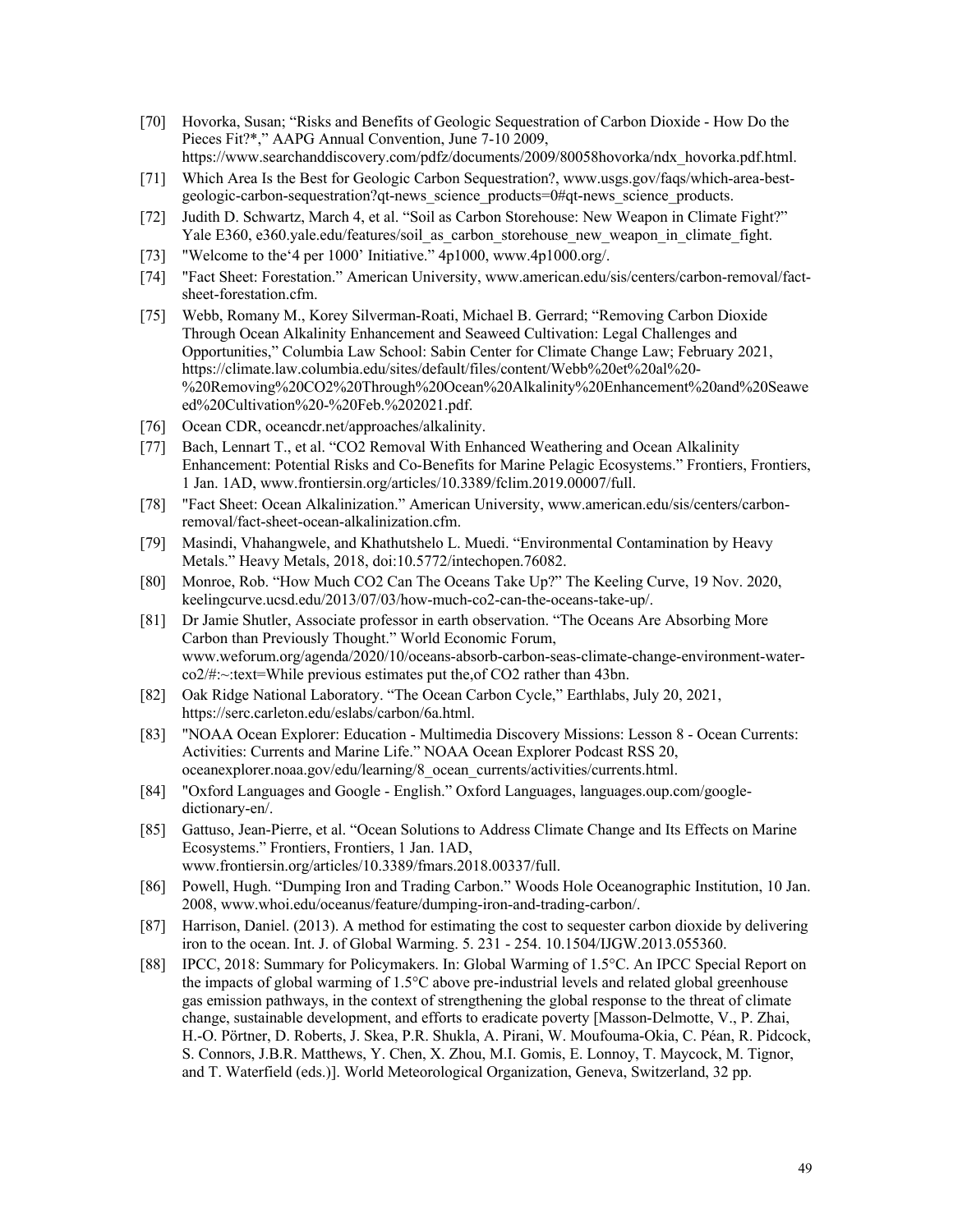[70] Hovorka, Susan; "Risks and Benefits of Geologic Sequestration of Carbon Dioxide - How Do the Pieces Fit?*," AAPG Annual Convention, June 7-10 2009, https://www.searchanddiscovery.com/pdfz/documents/2009/80058hovorka/ndx_hovorka.pdf.html.

[71] Which Area Is the Best for Geologic Carbon Sequestration?, www.usgs.gov/faqs/which-area-best-geologic-carbon-sequestration?qt-news_science_products=0#qt-news_science_products.

[72] Judith D. Schwartz, March 4, et al. "Soil as Carbon Storehouse: New Weapon in Climate Fight?" Yale E360, e360.yale.edu/features/soil_as_carbon_storehouse_new_weapon_in_climate_fight.

[73] "Welcome to the'4 per 1000' Initiative." 4p1000, www.4p1000.org/.

[74] "Fact Sheet: Forestation." American University, www.american.edu/sis/centers/carbon-removal/fact-sheet-forestation.cfm.

[75] Webb, Romany M., Korey Silverman-Roati, Michael B. Gerrard; "Removing Carbon Dioxide Through Ocean Alkalinity Enhancement and Seaweed Cultivation: Legal Challenges and Opportunities," Columbia Law School: Sabin Center for Climate Change Law; February 2021, https://climate.law.columbia.edu/sites/default/files/content/Webb%20et%20al%20-%20Removing%20CO2%20Through%20Ocean%20Alkalinity%20Enhancement%20and%20Seaweed%20Cultivation%20-%20Feb.%202021.pdf.

[76] Ocean CDR, oceancdr.net/approaches/alkalinity.

[77] Bach, Lennart T., et al. "CO2 Removal With Enhanced Weathering and Ocean Alkalinity Enhancement: Potential Risks and Co-Benefits for Marine Pelagic Ecosystems." Frontiers, Frontiers, 1 Jan. 1AD, www.frontiersin.org/articles/10.3389/fclim.2019.00007/full.

[78] "Fact Sheet: Ocean Alkalinization." American University, www.american.edu/sis/centers/carbon-removal/fact-sheet-ocean-alkalinization.cfm.

[79] Masindi, Vhahangwele, and Khathutshelo L. Muedi. "Environmental Contamination by Heavy Metals." Heavy Metals, 2018, doi:10.5772/intechopen.76082.

[80] Monroe, Rob. "How Much CO2 Can The Oceans Take Up?" The Keeling Curve, 19 Nov. 2020, keelingcurve.ucsd.edu/2013/07/03/how-much-co2-can-the-oceans-take-up/.

[81] Dr Jamie Shutler, Associate professor in earth observation. "The Oceans Are Absorbing More Carbon than Previously Thought." World Economic Forum, www.weforum.org/agenda/2020/10/oceans-absorb-carbon-seas-climate-change-environment-water-co2/#:~:text=While previous estimates put the,of CO2 rather than 43bn.

[82] Oak Ridge National Laboratory. "The Ocean Carbon Cycle," Earthlabs, July 20, 2021, https://serc.carleton.edu/eslabs/carbon/6a.html.

[83] "NOAA Ocean Explorer: Education - Multimedia Discovery Missions: Lesson 8 - Ocean Currents: Activities: Currents and Marine Life." NOAA Ocean Explorer Podcast RSS 20, oceanexplorer.noaa.gov/edu/learning/8_ocean_currents/activities/currents.html.

[84] "Oxford Languages and Google - English." Oxford Languages, languages.oup.com/google-dictionary-en/.

[85] Gattuso, Jean-Pierre, et al. "Ocean Solutions to Address Climate Change and Its Effects on Marine Ecosystems." Frontiers, Frontiers, 1 Jan. 1AD, www.frontiersin.org/articles/10.3389/fmars.2018.00337/full.

[86] Powell, Hugh. "Dumping Iron and Trading Carbon." Woods Hole Oceanographic Institution, 10 Jan. 2008, www.whoi.edu/oceanus/feature/dumping-iron-and-trading-carbon/.

[87] Harrison, Daniel. (2013). A method for estimating the cost to sequester carbon dioxide by delivering iron to the ocean. Int. J. of Global Warming. 5. 231 - 254. 10.1504/IJGW.2013.055360.

[88] IPCC, 2018: Summary for Policymakers. In: Global Warming of 1.5°C. An IPCC Special Report on the impacts of global warming of 1.5°C above pre-industrial levels and related global greenhouse gas emission pathways, in the context of strengthening the global response to the threat of climate change, sustainable development, and efforts to eradicate poverty [Masson-Delmotte, V., P. Zhai, H.-O. Pörtner, D. Roberts, J. Skea, P.R. Shukla, A. Pirani, W. Moufouma-Okia, C. Péan, R. Pidcock, S. Connors, J.B.R. Matthews, Y. Chen, X. Zhou, M.I. Gomis, E. Lonnoy, T. Maycock, M. Tignor, and T. Waterfield (eds.)]. World Meteorological Organization, Geneva, Switzerland, 32 pp.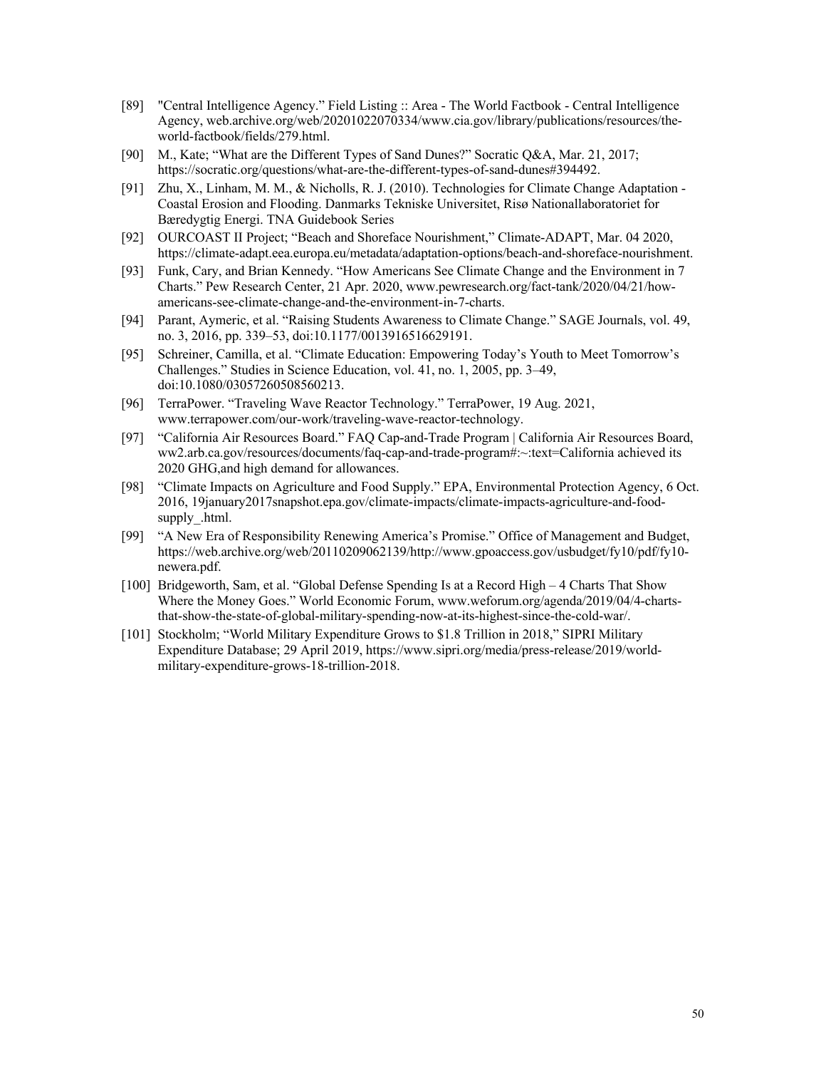[89] "Central Intelligence Agency." Field Listing :: Area - The World Factbook - Central Intelligence Agency, web.archive.org/web/20201022070334/www.cia.gov/library/publications/resources/the-world-factbook/fields/279.html.

[90] M., Kate; "What are the Different Types of Sand Dunes?" Socratic Q&A, Mar. 21, 2017; https://socratic.org/questions/what-are-the-different-types-of-sand-dunes#394492.

[91] Zhu, X., Linham, M. M., & Nicholls, R. J. (2010). Technologies for Climate Change Adaptation - Coastal Erosion and Flooding. Danmarks Tekniske Universitet, Risø Nationallaboratoriet for Bæredygtig Energi. TNA Guidebook Series

[92] OURCOAST II Project; "Beach and Shoreface Nourishment," Climate-ADAPT, Mar. 04 2020, https://climate-adapt.eea.europa.eu/metadata/adaptation-options/beach-and-shoreface-nourishment.

[93] Funk, Cary, and Brian Kennedy. "How Americans See Climate Change and the Environment in 7 Charts." Pew Research Center, 21 Apr. 2020, www.pewresearch.org/fact-tank/2020/04/21/how-americans-see-climate-change-and-the-environment-in-7-charts.

[94] Parant, Aymeric, et al. "Raising Students Awareness to Climate Change." SAGE Journals, vol. 49, no. 3, 2016, pp. 339–53, doi:10.1177/0013916516629191.

[95] Schreiner, Camilla, et al. "Climate Education: Empowering Today's Youth to Meet Tomorrow's Challenges." Studies in Science Education, vol. 41, no. 1, 2005, pp. 3–49, doi:10.1080/03057260508560213.

[96] TerraPower. "Traveling Wave Reactor Technology." TerraPower, 19 Aug. 2021, www.terrapower.com/our-work/traveling-wave-reactor-technology.

[97] "California Air Resources Board." FAQ Cap-and-Trade Program | California Air Resources Board, ww2.arb.ca.gov/resources/documents/faq-cap-and-trade-program#:~:text=California achieved its 2020 GHG,and high demand for allowances.

[98] "Climate Impacts on Agriculture and Food Supply." EPA, Environmental Protection Agency, 6 Oct. 2016, 19january2017snapshot.epa.gov/climate-impacts/climate-impacts-agriculture-and-food-supply_.html.

[99] "A New Era of Responsibility Renewing America's Promise." Office of Management and Budget, https://web.archive.org/web/20110209062139/http://www.gpoaccess.gov/usbudget/fy10/pdf/fy10-newera.pdf.

[100] Bridgeworth, Sam, et al. "Global Defense Spending Is at a Record High – 4 Charts That Show Where the Money Goes." World Economic Forum, www.weforum.org/agenda/2019/04/4-charts-that-show-the-state-of-global-military-spending-now-at-its-highest-since-the-cold-war/.

[101] Stockholm; "World Military Expenditure Grows to $1.8 Trillion in 2018," SIPRI Military Expenditure Database; 29 April 2019, https://www.sipri.org/media/press-release/2019/world-military-expenditure-grows-18-trillion-2018.